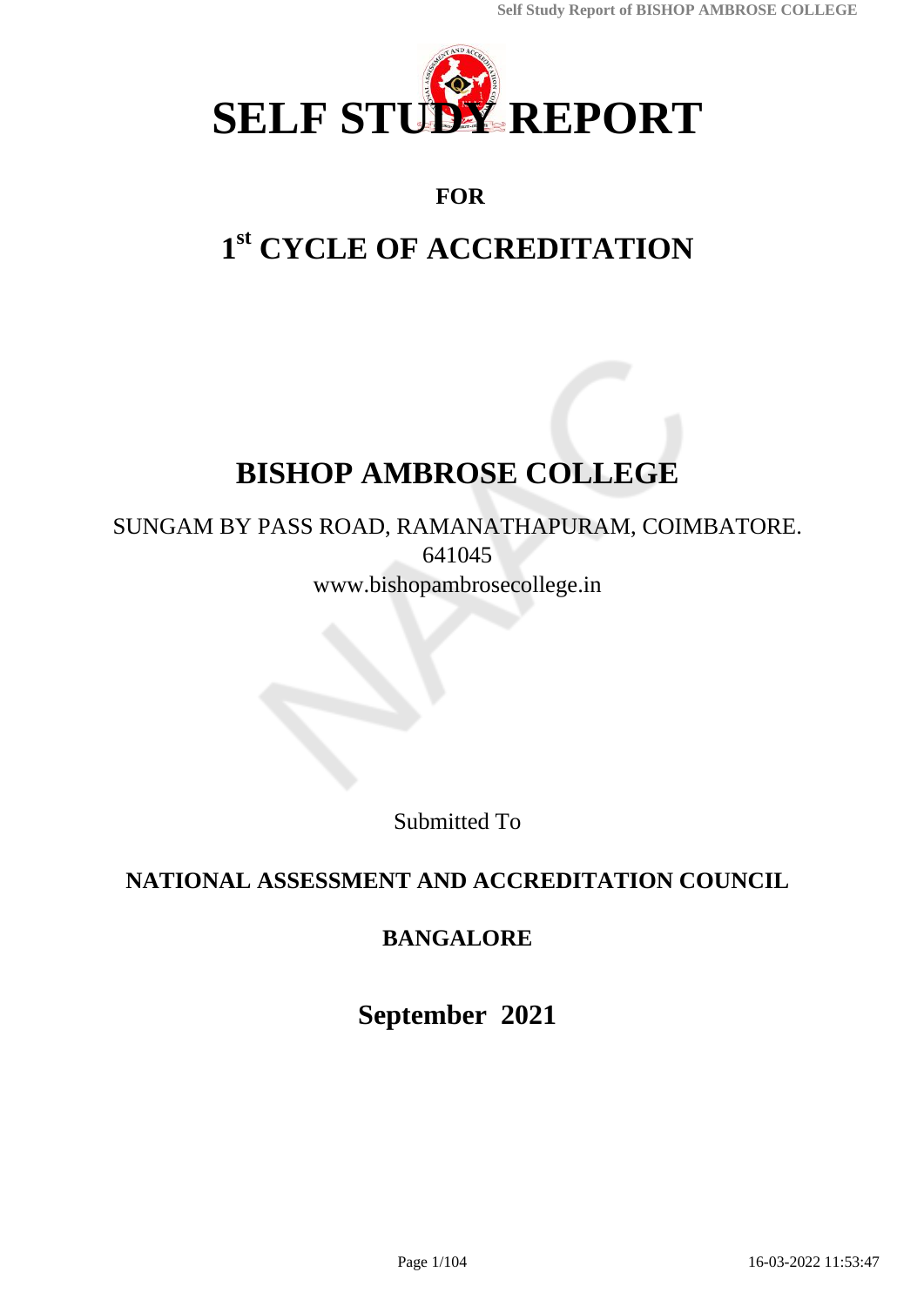# SELF STUDY REPORT

**FOR**

## 1st CYCLE OF ACCREDITATION

# BISHOP AMBROSE COLLEGE

SUNGAM BY PASS ROAD, RAMANATHAPURAM, COIMBATORE.
641045
www.bishopambrosecollege.in

Submitted To

**NATIONAL ASSESSMENT AND ACCREDITATION COUNCIL**

**BANGALORE**

**September 2021**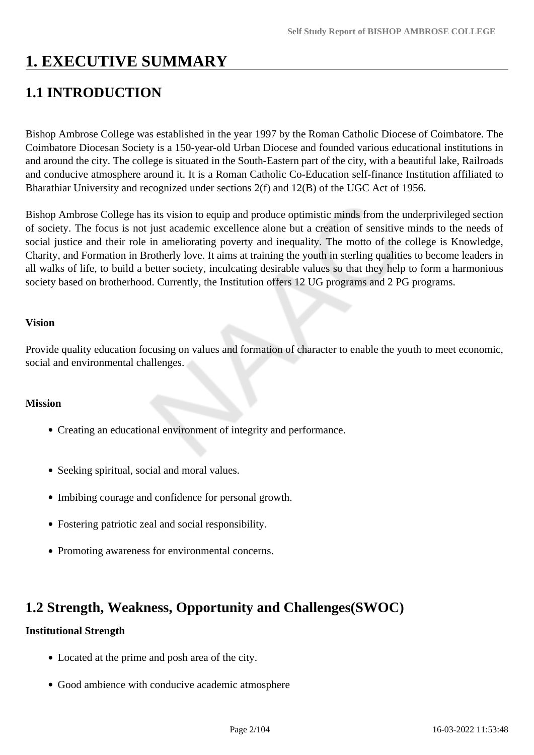# 1. EXECUTIVE SUMMARY

## 1.1 INTRODUCTION

Bishop Ambrose College was established in the year 1997 by the Roman Catholic Diocese of Coimbatore. The Coimbatore Diocesan Society is a 150-year-old Urban Diocese and founded various educational institutions in and around the city. The college is situated in the South-Eastern part of the city, with a beautiful lake, Railroads and conducive atmosphere around it. It is a Roman Catholic Co-Education self-finance Institution affiliated to Bharathiar University and recognized under sections 2(f) and 12(B) of the UGC Act of 1956.

Bishop Ambrose College has its vision to equip and produce optimistic minds from the underprivileged section of society. The focus is not just academic excellence alone but a creation of sensitive minds to the needs of social justice and their role in ameliorating poverty and inequality. The motto of the college is Knowledge, Charity, and Formation in Brotherly love. It aims at training the youth in sterling qualities to become leaders in all walks of life, to build a better society, inculcating desirable values so that they help to form a harmonious society based on brotherhood. Currently, the Institution offers 12 UG programs and 2 PG programs.

**Vision**

Provide quality education focusing on values and formation of character to enable the youth to meet economic, social and environmental challenges.

**Mission**

- Creating an educational environment of integrity and performance.
- Seeking spiritual, social and moral values.
- Imbibing courage and confidence for personal growth.
- Fostering patriotic zeal and social responsibility.
- Promoting awareness for environmental concerns.

## 1.2 Strength, Weakness, Opportunity and Challenges(SWOC)

**Institutional Strength**

- Located at the prime and posh area of the city.
- Good ambience with conducive academic atmosphere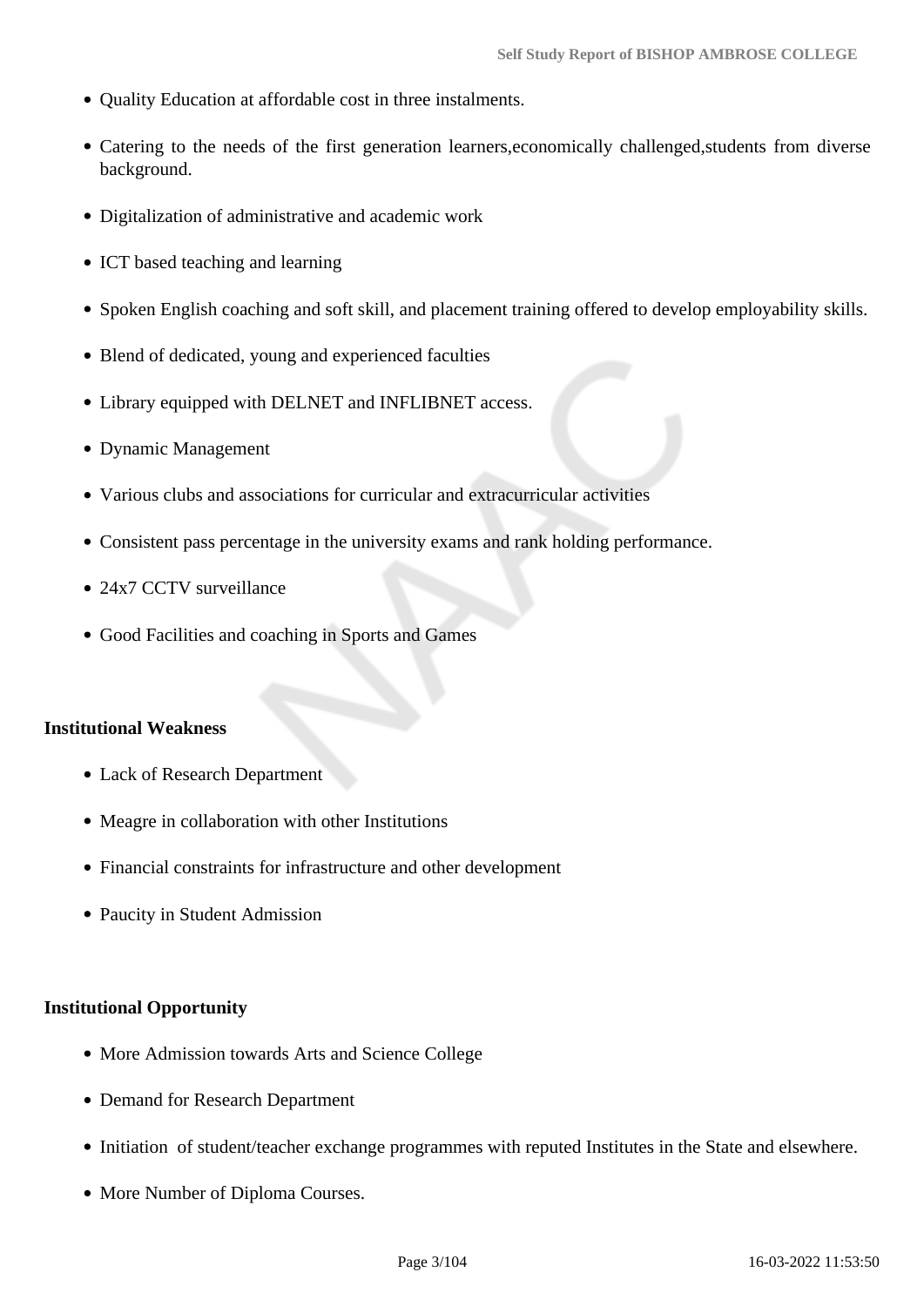- Quality Education at affordable cost in three instalments.
- Catering to the needs of the first generation learners,economically challenged,students from diverse background.
- Digitalization of administrative and academic work
- ICT based teaching and learning
- Spoken English coaching and soft skill, and placement training offered to develop employability skills.
- Blend of dedicated, young and experienced faculties
- Library equipped with DELNET and INFLIBNET access.
- Dynamic Management
- Various clubs and associations for curricular and extracurricular activities
- Consistent pass percentage in the university exams and rank holding performance.
- 24x7 CCTV surveillance
- Good Facilities and coaching in Sports and Games

**Institutional Weakness**

- Lack of Research Department
- Meagre in collaboration with other Institutions
- Financial constraints for infrastructure and other development
- Paucity in Student Admission

**Institutional Opportunity**

- More Admission towards Arts and Science College
- Demand for Research Department
- Initiation of student/teacher exchange programmes with reputed Institutes in the State and elsewhere.
- More Number of Diploma Courses.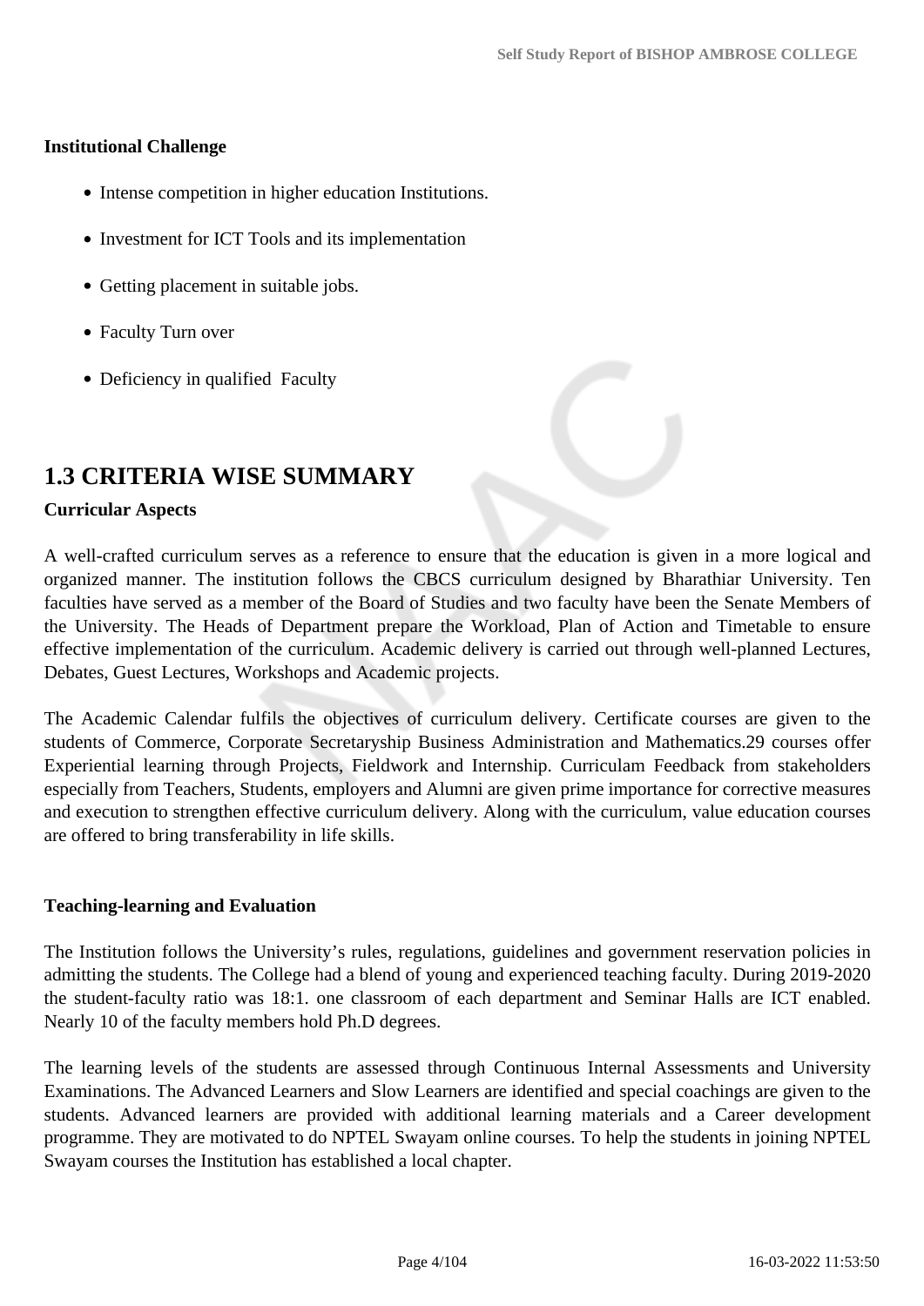**Institutional Challenge**

- Intense competition in higher education Institutions.
- Investment for ICT Tools and its implementation
- Getting placement in suitable jobs.
- Faculty Turn over
- Deficiency in qualified Faculty

## 1.3 CRITERIA WISE SUMMARY

**Curricular Aspects**

A well-crafted curriculum serves as a reference to ensure that the education is given in a more logical and organized manner. The institution follows the CBCS curriculum designed by Bharathiar University. Ten faculties have served as a member of the Board of Studies and two faculty have been the Senate Members of the University. The Heads of Department prepare the Workload, Plan of Action and Timetable to ensure effective implementation of the curriculum. Academic delivery is carried out through well-planned Lectures, Debates, Guest Lectures, Workshops and Academic projects.

The Academic Calendar fulfils the objectives of curriculum delivery. Certificate courses are given to the students of Commerce, Corporate Secretaryship Business Administration and Mathematics.29 courses offer Experiential learning through Projects, Fieldwork and Internship. Curriculam Feedback from stakeholders especially from Teachers, Students, employers and Alumni are given prime importance for corrective measures and execution to strengthen effective curriculum delivery. Along with the curriculum, value education courses are offered to bring transferability in life skills.

**Teaching-learning and Evaluation**

The Institution follows the University's rules, regulations, guidelines and government reservation policies in admitting the students. The College had a blend of young and experienced teaching faculty. During 2019-2020 the student-faculty ratio was 18:1. one classroom of each department and Seminar Halls are ICT enabled. Nearly 10 of the faculty members hold Ph.D degrees.

The learning levels of the students are assessed through Continuous Internal Assessments and University Examinations. The Advanced Learners and Slow Learners are identified and special coachings are given to the students. Advanced learners are provided with additional learning materials and a Career development programme. They are motivated to do NPTEL Swayam online courses. To help the students in joining NPTEL Swayam courses the Institution has established a local chapter.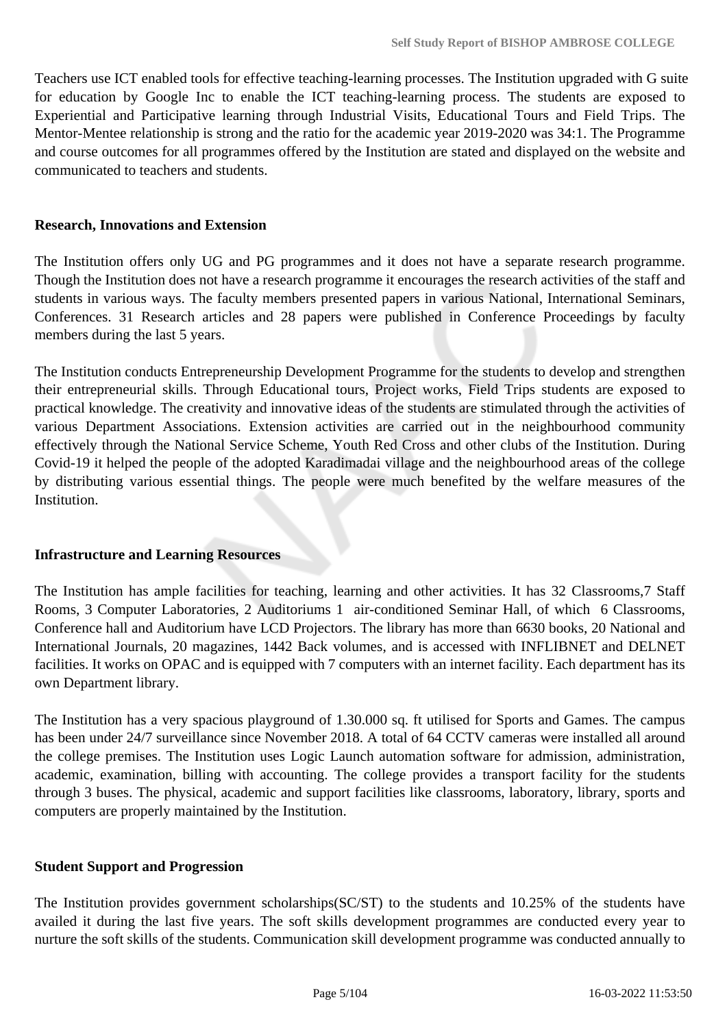Teachers use ICT enabled tools for effective teaching-learning processes. The Institution upgraded with G suite for education by Google Inc to enable the ICT teaching-learning process. The students are exposed to Experiential and Participative learning through Industrial Visits, Educational Tours and Field Trips. The Mentor-Mentee relationship is strong and the ratio for the academic year 2019-2020 was 34:1. The Programme and course outcomes for all programmes offered by the Institution are stated and displayed on the website and communicated to teachers and students.

**Research, Innovations and Extension**

The Institution offers only UG and PG programmes and it does not have a separate research programme. Though the Institution does not have a research programme it encourages the research activities of the staff and students in various ways. The faculty members presented papers in various National, International Seminars, Conferences. 31 Research articles and 28 papers were published in Conference Proceedings by faculty members during the last 5 years.

The Institution conducts Entrepreneurship Development Programme for the students to develop and strengthen their entrepreneurial skills. Through Educational tours, Project works, Field Trips students are exposed to practical knowledge. The creativity and innovative ideas of the students are stimulated through the activities of various Department Associations. Extension activities are carried out in the neighbourhood community effectively through the National Service Scheme, Youth Red Cross and other clubs of the Institution. During Covid-19 it helped the people of the adopted Karadimadai village and the neighbourhood areas of the college by distributing various essential things. The people were much benefited by the welfare measures of the Institution.

**Infrastructure and Learning Resources**

The Institution has ample facilities for teaching, learning and other activities. It has 32 Classrooms,7 Staff Rooms, 3 Computer Laboratories, 2 Auditoriums 1 air-conditioned Seminar Hall, of which 6 Classrooms, Conference hall and Auditorium have LCD Projectors. The library has more than 6630 books, 20 National and International Journals, 20 magazines, 1442 Back volumes, and is accessed with INFLIBNET and DELNET facilities. It works on OPAC and is equipped with 7 computers with an internet facility. Each department has its own Department library.

The Institution has a very spacious playground of 1.30.000 sq. ft utilised for Sports and Games. The campus has been under 24/7 surveillance since November 2018. A total of 64 CCTV cameras were installed all around the college premises. The Institution uses Logic Launch automation software for admission, administration, academic, examination, billing with accounting. The college provides a transport facility for the students through 3 buses. The physical, academic and support facilities like classrooms, laboratory, library, sports and computers are properly maintained by the Institution.

**Student Support and Progression**

The Institution provides government scholarships(SC/ST) to the students and 10.25% of the students have availed it during the last five years. The soft skills development programmes are conducted every year to nurture the soft skills of the students. Communication skill development programme was conducted annually to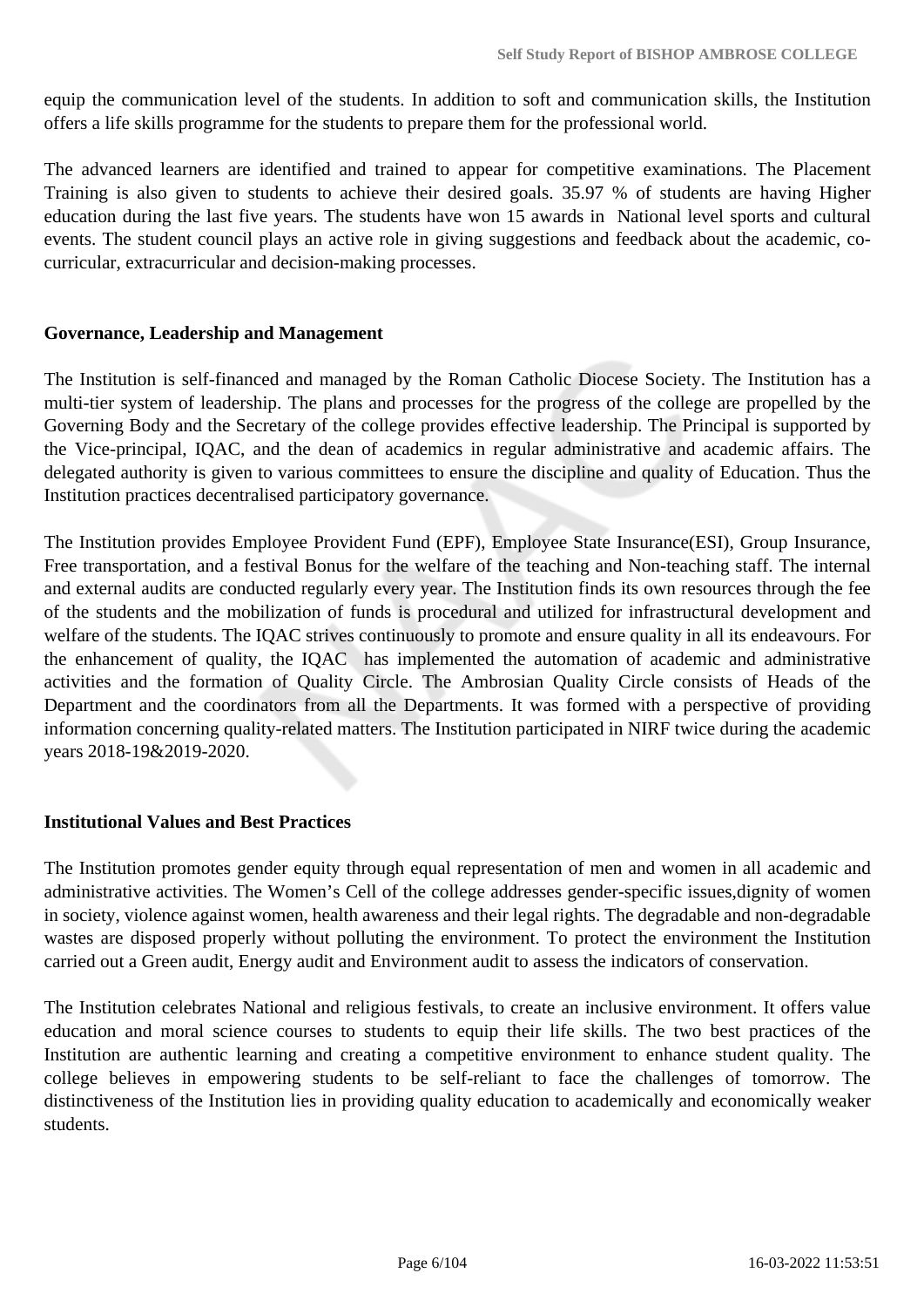equip the communication level of the students. In addition to soft and communication skills, the Institution offers a life skills programme for the students to prepare them for the professional world.

The advanced learners are identified and trained to appear for competitive examinations. The Placement Training is also given to students to achieve their desired goals. 35.97 % of students are having Higher education during the last five years. The students have won 15 awards in National level sports and cultural events. The student council plays an active role in giving suggestions and feedback about the academic, co-curricular, extracurricular and decision-making processes.

**Governance, Leadership and Management**

The Institution is self-financed and managed by the Roman Catholic Diocese Society. The Institution has a multi-tier system of leadership. The plans and processes for the progress of the college are propelled by the Governing Body and the Secretary of the college provides effective leadership. The Principal is supported by the Vice-principal, IQAC, and the dean of academics in regular administrative and academic affairs. The delegated authority is given to various committees to ensure the discipline and quality of Education. Thus the Institution practices decentralised participatory governance.

The Institution provides Employee Provident Fund (EPF), Employee State Insurance(ESI), Group Insurance, Free transportation, and a festival Bonus for the welfare of the teaching and Non-teaching staff. The internal and external audits are conducted regularly every year. The Institution finds its own resources through the fee of the students and the mobilization of funds is procedural and utilized for infrastructural development and welfare of the students. The IQAC strives continuously to promote and ensure quality in all its endeavours. For the enhancement of quality, the IQAC has implemented the automation of academic and administrative activities and the formation of Quality Circle. The Ambrosian Quality Circle consists of Heads of the Department and the coordinators from all the Departments. It was formed with a perspective of providing information concerning quality-related matters. The Institution participated in NIRF twice during the academic years 2018-19&2019-2020.

**Institutional Values and Best Practices**

The Institution promotes gender equity through equal representation of men and women in all academic and administrative activities. The Women's Cell of the college addresses gender-specific issues,dignity of women in society, violence against women, health awareness and their legal rights. The degradable and non-degradable wastes are disposed properly without polluting the environment. To protect the environment the Institution carried out a Green audit, Energy audit and Environment audit to assess the indicators of conservation.

The Institution celebrates National and religious festivals, to create an inclusive environment. It offers value education and moral science courses to students to equip their life skills. The two best practices of the Institution are authentic learning and creating a competitive environment to enhance student quality. The college believes in empowering students to be self-reliant to face the challenges of tomorrow. The distinctiveness of the Institution lies in providing quality education to academically and economically weaker students.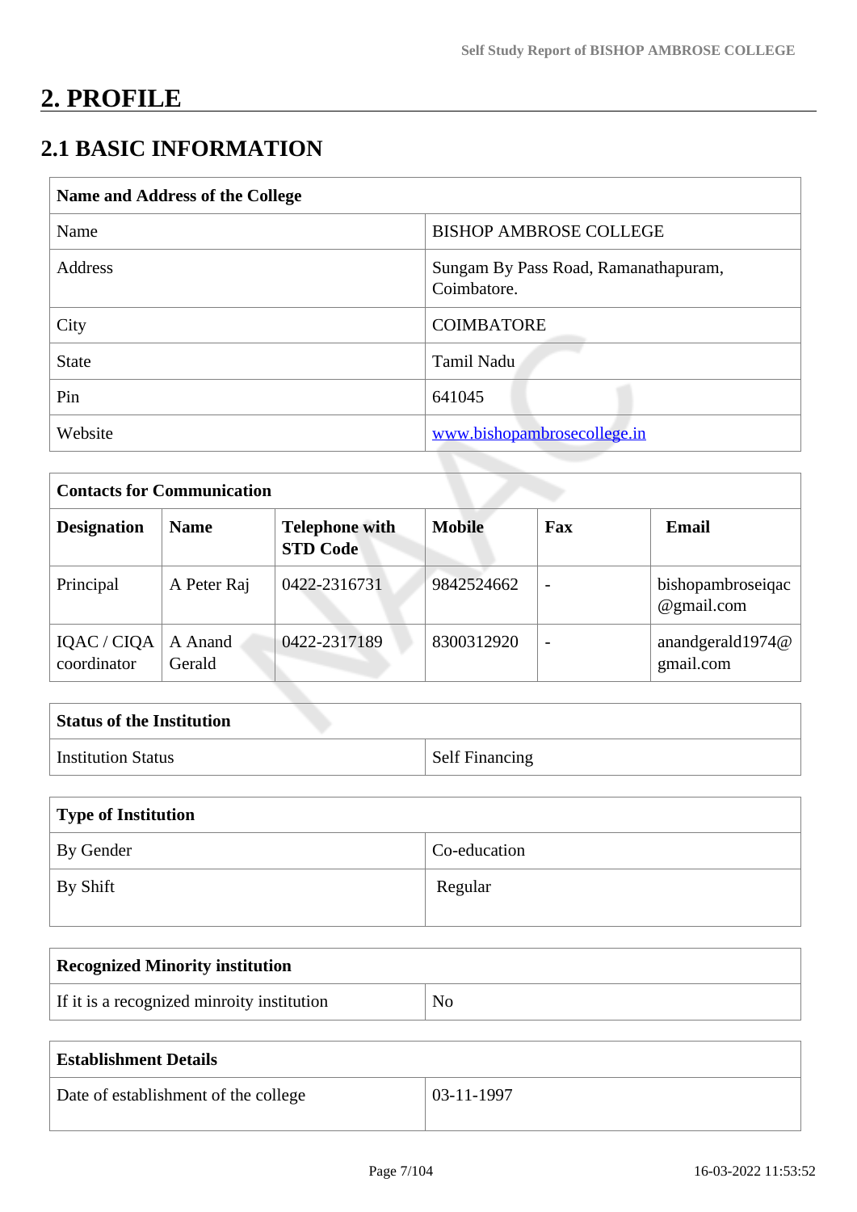# 2. PROFILE

## 2.1 BASIC INFORMATION

| Name and Address of the College | |
|---|---|
| Name | BISHOP AMBROSE COLLEGE |
| Address | Sungam By Pass Road, Ramanathapuram, Coimbatore. |
| City | COIMBATORE |
| State | Tamil Nadu |
| Pin | 641045 |
| Website | www.bishopambrosecollege.in |

| Contacts for Communication | | | | | |
|---|---|---|---|---|---|
| **Designation** | **Name** | **Telephone with STD Code** | **Mobile** | **Fax** | **Email** |
| Principal | A Peter Raj | 0422-2316731 | 9842524662 | - | bishopambroseiqac@gmail.com |
| IQAC / CIQA coordinator | A Anand Gerald | 0422-2317189 | 8300312920 | - | anandgerald1974@gmail.com |

| Status of the Institution | |
|---|---|
| Institution Status | Self Financing |

| Type of Institution | |
|---|---|
| By Gender | Co-education |
| By Shift | Regular |

| Recognized Minority institution | |
|---|---|
| If it is a recognized minroity institution | No |

| Establishment Details | |
|---|---|
| Date of establishment of the college | 03-11-1997 |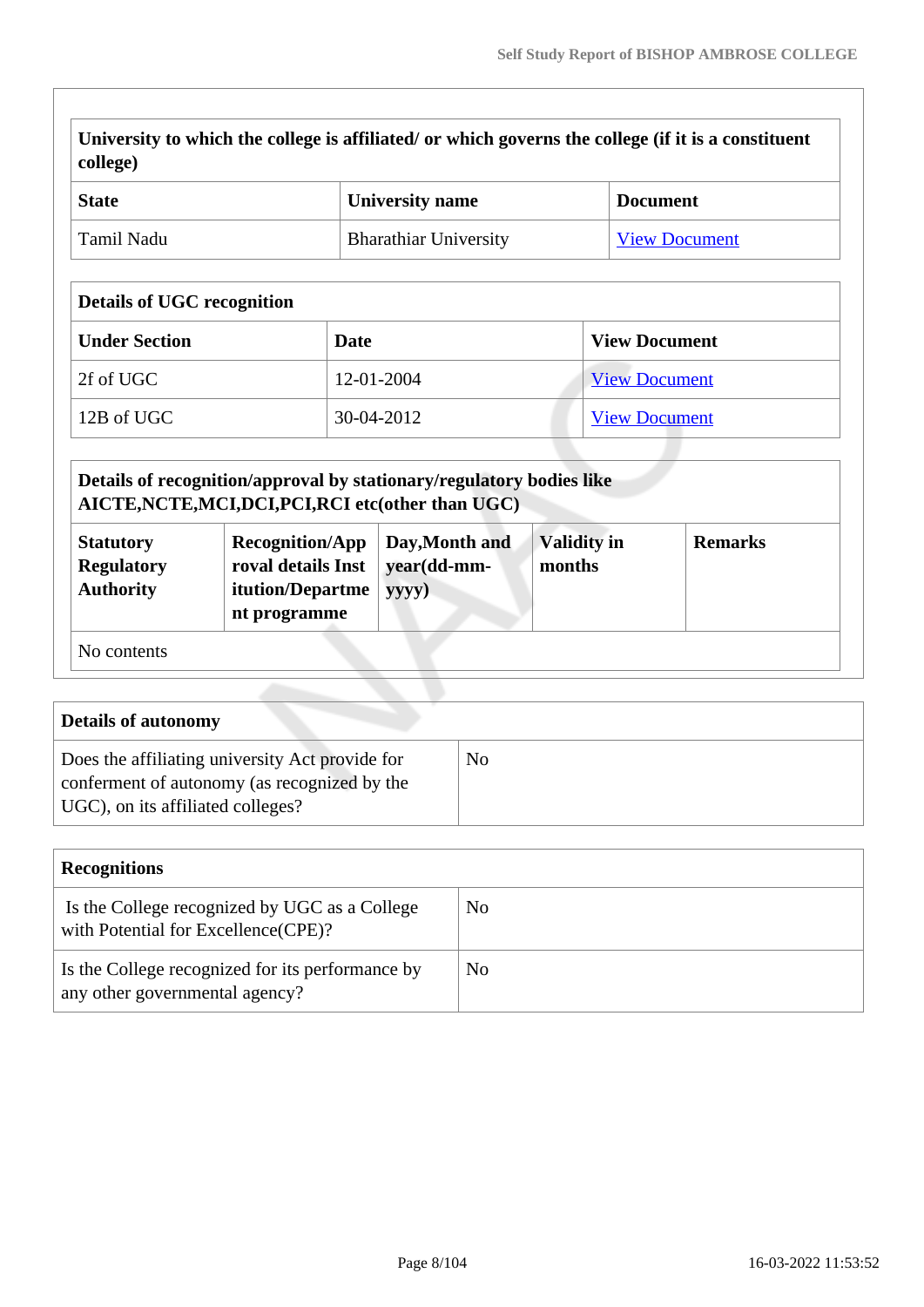| University to which the college is affiliated/ or which governs the college (if it is a constituent college) | | |
|---|---|---|
| **State** | **University name** | **Document** |
| Tamil Nadu | Bharathiar University | View Document |

| Details of UGC recognition | | |
|---|---|---|
| **Under Section** | **Date** | **View Document** |
| 2f of UGC | 12-01-2004 | View Document |
| 12B of UGC | 30-04-2012 | View Document |

| Details of recognition/approval by stationary/regulatory bodies like AICTE,NCTE,MCI,DCI,PCI,RCI etc(other than UGC) | | | | |
|---|---|---|---|---|
| **Statutory Regulatory Authority** | **Recognition/Approval details Institution/Department programme** | **Day,Month and year(dd-mm-yyyy)** | **Validity in months** | **Remarks** |
| No contents | | | | |

| Details of autonomy | |
|---|---|
| Does the affiliating university Act provide for conferment of autonomy (as recognized by the UGC), on its affiliated colleges? | No |

| Recognitions | |
|---|---|
| Is the College recognized by UGC as a College with Potential for Excellence(CPE)? | No |
| Is the College recognized for its performance by any other governmental agency? | No |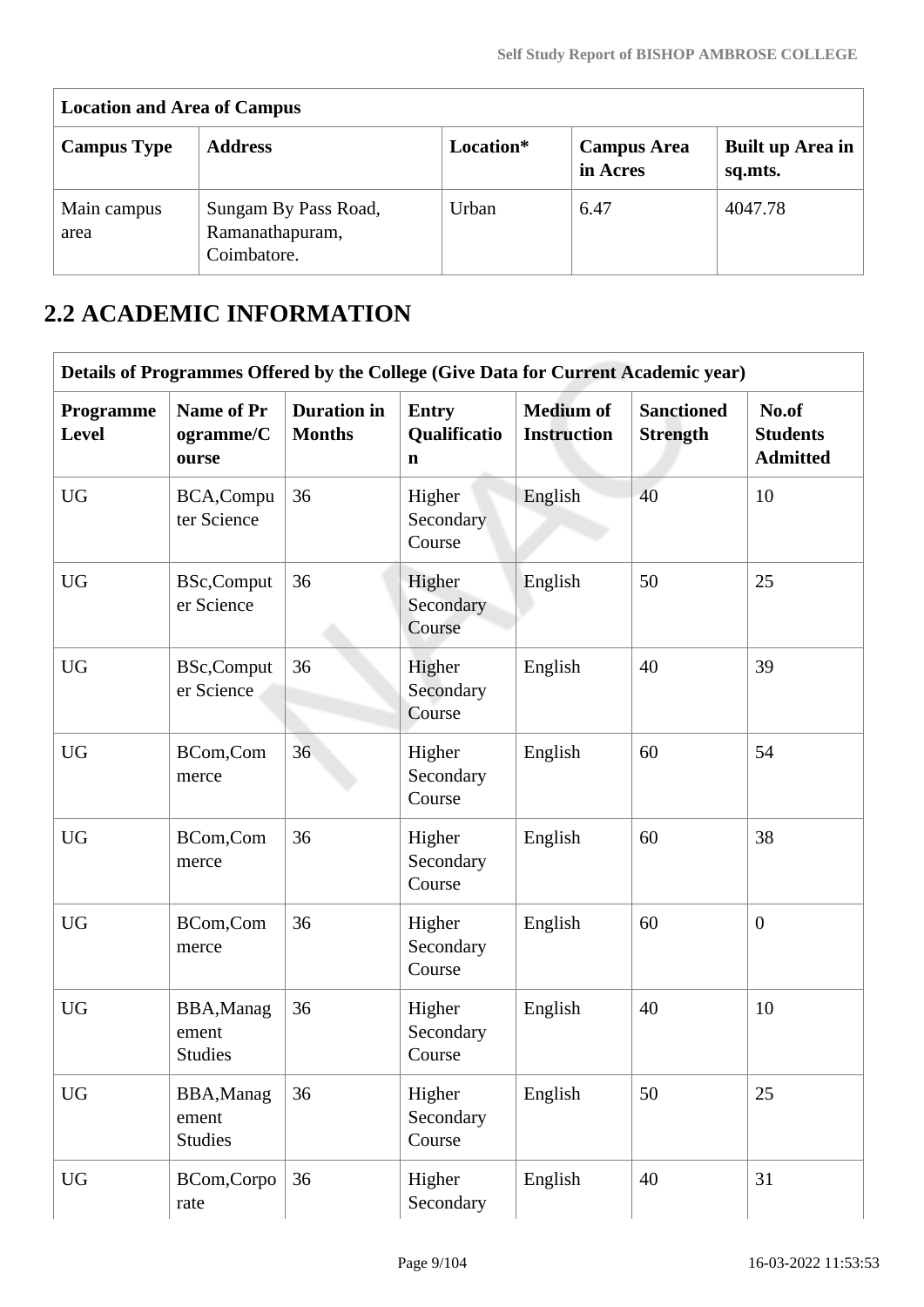| Location and Area of Campus | | | | |
|---|---|---|---|---|
| **Campus Type** | **Address** | **Location*** | **Campus Area in Acres** | **Built up Area in sq.mts.** |
| Main campus area | Sungam By Pass Road, Ramanathapuram, Coimbatore. | Urban | 6.47 | 4047.78 |

## 2.2 ACADEMIC INFORMATION

| Details of Programmes Offered by the College (Give Data for Current Academic year) | | | | | | |
|---|---|---|---|---|---|---|
| **Programme Level** | **Name of Programme/Course** | **Duration in Months** | **Entry Qualification** | **Medium of Instruction** | **Sanctioned Strength** | **No.of Students Admitted** |
| UG | BCA,Computer Science | 36 | Higher Secondary Course | English | 40 | 10 |
| UG | BSc,Computer Science | 36 | Higher Secondary Course | English | 50 | 25 |
| UG | BSc,Computer Science | 36 | Higher Secondary Course | English | 40 | 39 |
| UG | BCom,Commerce | 36 | Higher Secondary Course | English | 60 | 54 |
| UG | BCom,Commerce | 36 | Higher Secondary Course | English | 60 | 38 |
| UG | BCom,Commerce | 36 | Higher Secondary Course | English | 60 | 0 |
| UG | BBA,Management Studies | 36 | Higher Secondary Course | English | 40 | 10 |
| UG | BBA,Management Studies | 36 | Higher Secondary Course | English | 50 | 25 |
| UG | BCom,Corporate | 36 | Higher Secondary | English | 40 | 31 |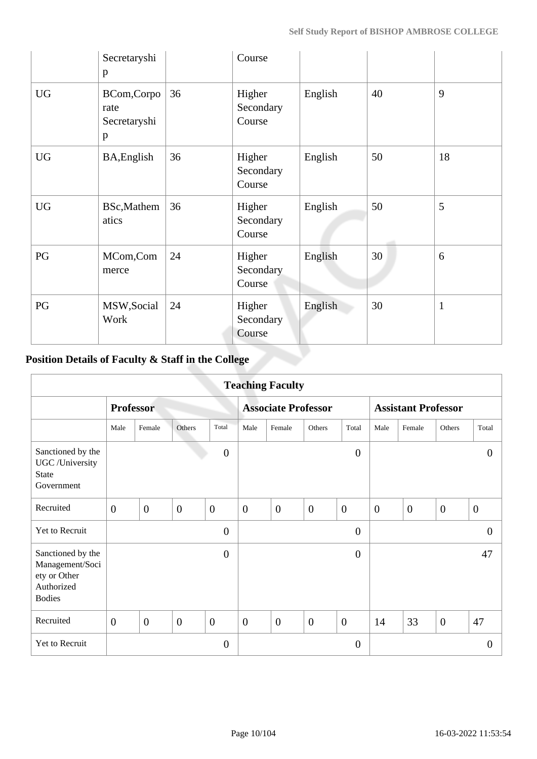| | Secretaryship | | Course | | | |
|---|---|---|---|---|---|---|
| UG | BCom,Corporate Secretaryship | 36 | Higher Secondary Course | English | 40 | 9 |
| UG | BA,English | 36 | Higher Secondary Course | English | 50 | 18 |
| UG | BSc,Mathematics | 36 | Higher Secondary Course | English | 50 | 5 |
| PG | MCom,Commerce | 24 | Higher Secondary Course | English | 30 | 6 |
| PG | MSW,Social Work | 24 | Higher Secondary Course | English | 30 | 1 |

**Position Details of Faculty & Staff in the College**

| Teaching Faculty | | | | | | | | | | | | |
|---|---|---|---|---|---|---|---|---|---|---|---|---|
| | Professor | | | | Associate Professor | | | | Assistant Professor | | | |
| | Male | Female | Others | Total | Male | Female | Others | Total | Male | Female | Others | Total |
| Sanctioned by the UGC /University State Government | | | | 0 | | | | 0 | | | | 0 |
| Recruited | 0 | 0 | 0 | 0 | 0 | 0 | 0 | 0 | 0 | 0 | 0 | 0 |
| Yet to Recruit | | | | 0 | | | | 0 | | | | 0 |
| Sanctioned by the Management/Society or Other Authorized Bodies | | | | 0 | | | | 0 | | | | 47 |
| Recruited | 0 | 0 | 0 | 0 | 0 | 0 | 0 | 0 | 14 | 33 | 0 | 47 |
| Yet to Recruit | | | | 0 | | | | 0 | | | | 0 |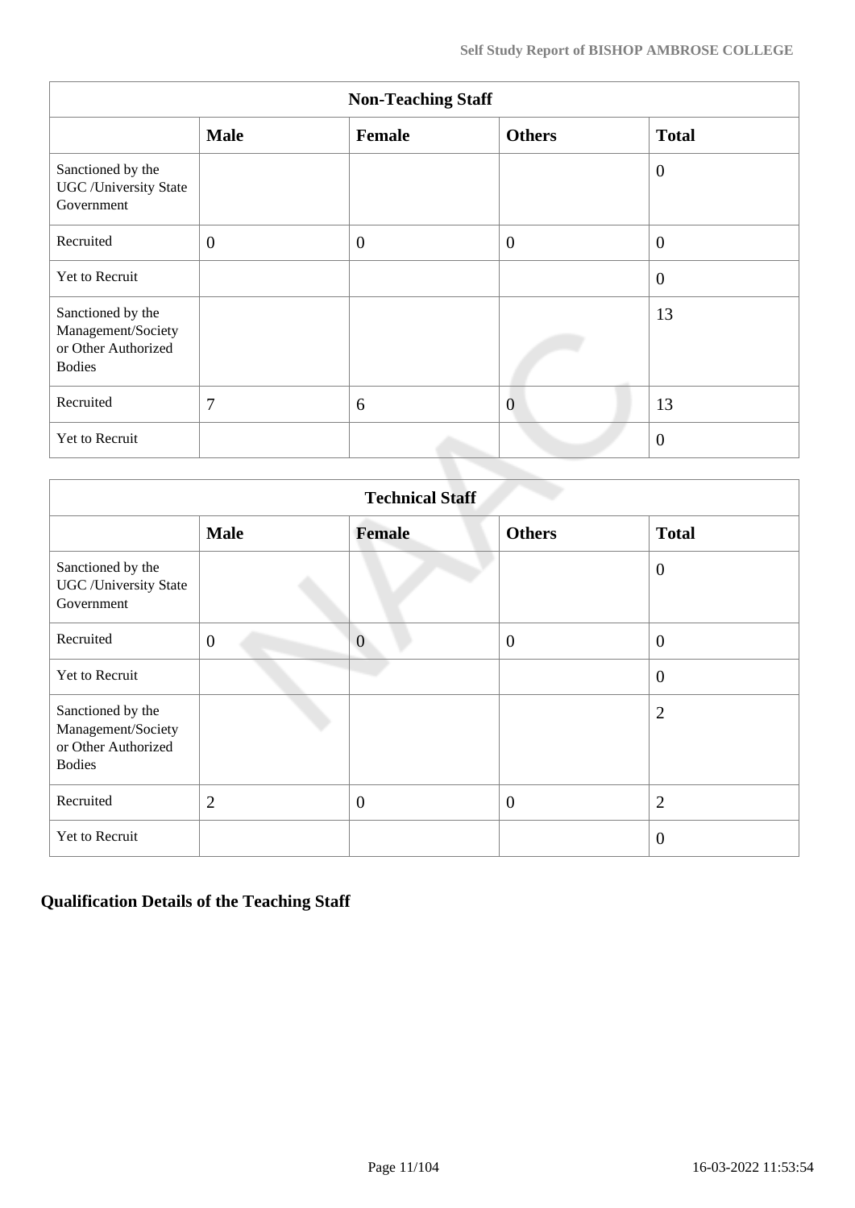| Non-Teaching Staff | | | | |
|---|---|---|---|---|
| | **Male** | **Female** | **Others** | **Total** |
| Sanctioned by the UGC /University State Government | | | | 0 |
| Recruited | 0 | 0 | 0 | 0 |
| Yet to Recruit | | | | 0 |
| Sanctioned by the Management/Society or Other Authorized Bodies | | | | 13 |
| Recruited | 7 | 6 | 0 | 13 |
| Yet to Recruit | | | | 0 |

| Technical Staff | | | | |
|---|---|---|---|---|
| | **Male** | **Female** | **Others** | **Total** |
| Sanctioned by the UGC /University State Government | | | | 0 |
| Recruited | 0 | 0 | 0 | 0 |
| Yet to Recruit | | | | 0 |
| Sanctioned by the Management/Society or Other Authorized Bodies | | | | 2 |
| Recruited | 2 | 0 | 0 | 2 |
| Yet to Recruit | | | | 0 |

## Qualification Details of the Teaching Staff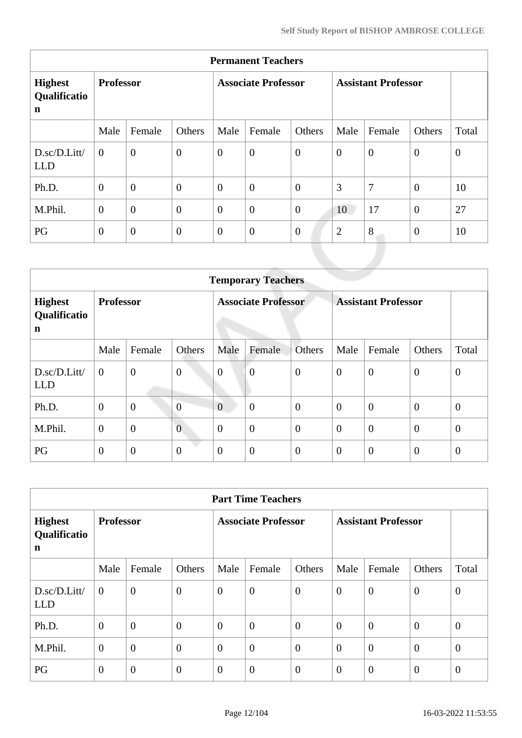| Permanent Teachers | | | | | | | | | | |
|---|---|---|---|---|---|---|---|---|---|---|
| **Highest Qualification** | **Professor** | | | **Associate Professor** | | | **Assistant Professor** | | | |
| | Male | Female | Others | Male | Female | Others | Male | Female | Others | Total |
| D.sc/D.Litt/LLD | 0 | 0 | 0 | 0 | 0 | 0 | 0 | 0 | 0 | 0 |
| Ph.D. | 0 | 0 | 0 | 0 | 0 | 0 | 3 | 7 | 0 | 10 |
| M.Phil. | 0 | 0 | 0 | 0 | 0 | 0 | 10 | 17 | 0 | 27 |
| PG | 0 | 0 | 0 | 0 | 0 | 0 | 2 | 8 | 0 | 10 |

| Temporary Teachers | | | | | | | | | | |
|---|---|---|---|---|---|---|---|---|---|---|
| **Highest Qualification** | **Professor** | | | **Associate Professor** | | | **Assistant Professor** | | | |
| | Male | Female | Others | Male | Female | Others | Male | Female | Others | Total |
| D.sc/D.Litt/LLD | 0 | 0 | 0 | 0 | 0 | 0 | 0 | 0 | 0 | 0 |
| Ph.D. | 0 | 0 | 0 | 0 | 0 | 0 | 0 | 0 | 0 | 0 |
| M.Phil. | 0 | 0 | 0 | 0 | 0 | 0 | 0 | 0 | 0 | 0 |
| PG | 0 | 0 | 0 | 0 | 0 | 0 | 0 | 0 | 0 | 0 |

| Part Time Teachers | | | | | | | | | | |
|---|---|---|---|---|---|---|---|---|---|---|
| **Highest Qualification** | **Professor** | | | **Associate Professor** | | | **Assistant Professor** | | | |
| | Male | Female | Others | Male | Female | Others | Male | Female | Others | Total |
| D.sc/D.Litt/LLD | 0 | 0 | 0 | 0 | 0 | 0 | 0 | 0 | 0 | 0 |
| Ph.D. | 0 | 0 | 0 | 0 | 0 | 0 | 0 | 0 | 0 | 0 |
| M.Phil. | 0 | 0 | 0 | 0 | 0 | 0 | 0 | 0 | 0 | 0 |
| PG | 0 | 0 | 0 | 0 | 0 | 0 | 0 | 0 | 0 | 0 |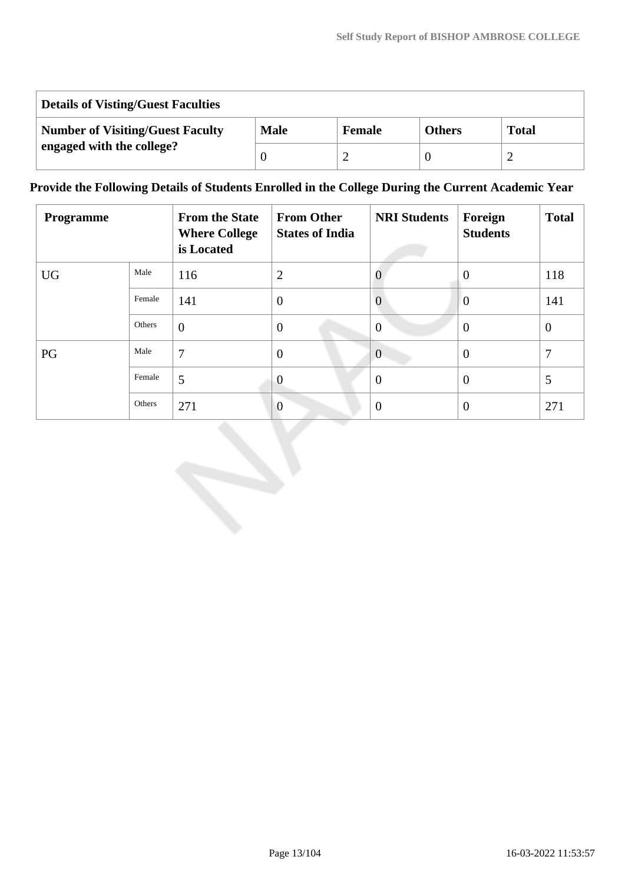| Details of Visting/Guest Faculties | | | | |
|---|---|---|---|---|
| **Number of Visiting/Guest Faculty engaged with the college?** | **Male** | **Female** | **Others** | **Total** |
| | 0 | 2 | 0 | 2 |

**Provide the Following Details of Students Enrolled in the College During the Current Academic Year**

| Programme | | From the State Where College is Located | From Other States of India | NRI Students | Foreign Students | Total |
|---|---|---|---|---|---|---|
| UG | Male | 116 | 2 | 0 | 0 | 118 |
| | Female | 141 | 0 | 0 | 0 | 141 |
| | Others | 0 | 0 | 0 | 0 | 0 |
| PG | Male | 7 | 0 | 0 | 0 | 7 |
| | Female | 5 | 0 | 0 | 0 | 5 |
| | Others | 271 | 0 | 0 | 0 | 271 |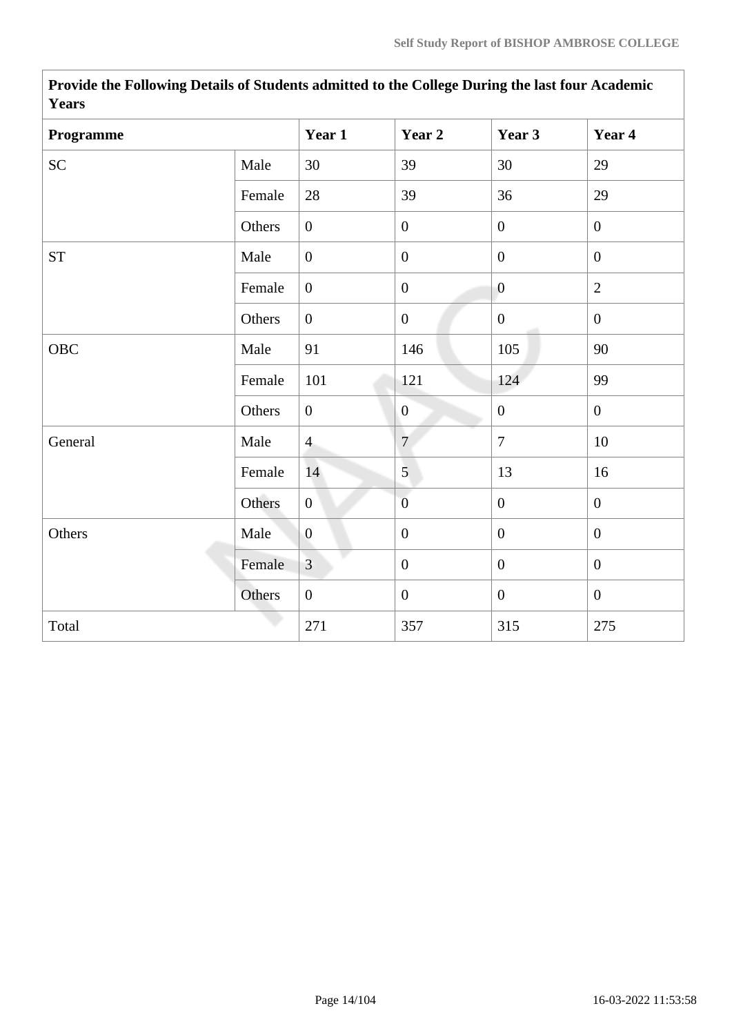| Provide the Following Details of Students admitted to the College During the last four Academic Years | | | | | |
|---|---|---|---|---|---|
| **Programme** | | **Year 1** | **Year 2** | **Year 3** | **Year 4** |
| SC | Male | 30 | 39 | 30 | 29 |
| | Female | 28 | 39 | 36 | 29 |
| | Others | 0 | 0 | 0 | 0 |
| ST | Male | 0 | 0 | 0 | 0 |
| | Female | 0 | 0 | 0 | 2 |
| | Others | 0 | 0 | 0 | 0 |
| OBC | Male | 91 | 146 | 105 | 90 |
| | Female | 101 | 121 | 124 | 99 |
| | Others | 0 | 0 | 0 | 0 |
| General | Male | 4 | 7 | 7 | 10 |
| | Female | 14 | 5 | 13 | 16 |
| | Others | 0 | 0 | 0 | 0 |
| Others | Male | 0 | 0 | 0 | 0 |
| | Female | 3 | 0 | 0 | 0 |
| | Others | 0 | 0 | 0 | 0 |
| Total | | 271 | 357 | 315 | 275 |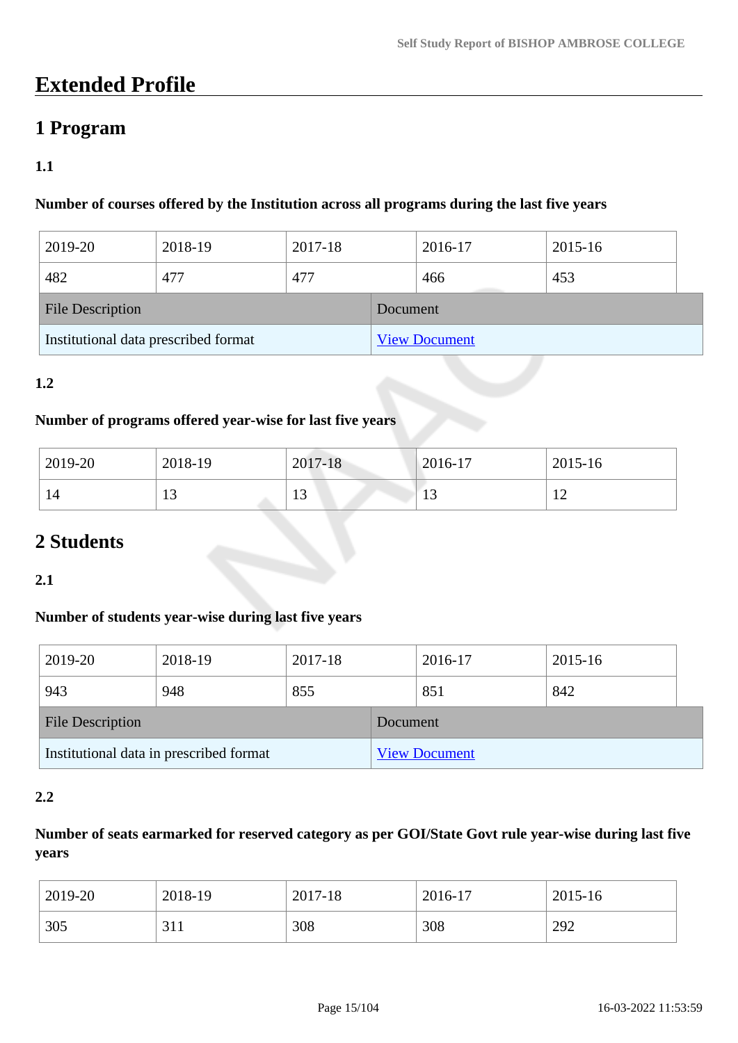# Extended Profile

## 1 Program

### 1.1

**Number of courses offered by the Institution across all programs during the last five years**

| 2019-20 | 2018-19 | 2017-18 | 2016-17 | 2015-16 |
|---|---|---|---|---|
| 482 | 477 | 477 | 466 | 453 |

| File Description | Document |
|---|---|
| Institutional data prescribed format | View Document |

### 1.2

**Number of programs offered year-wise for last five years**

| 2019-20 | 2018-19 | 2017-18 | 2016-17 | 2015-16 |
|---|---|---|---|---|
| 14 | 13 | 13 | 13 | 12 |

## 2 Students

### 2.1

**Number of students year-wise during last five years**

| 2019-20 | 2018-19 | 2017-18 | 2016-17 | 2015-16 |
|---|---|---|---|---|
| 943 | 948 | 855 | 851 | 842 |

| File Description | Document |
|---|---|
| Institutional data in prescribed format | View Document |

### 2.2

**Number of seats earmarked for reserved category as per GOI/State Govt rule year-wise during last five years**

| 2019-20 | 2018-19 | 2017-18 | 2016-17 | 2015-16 |
|---|---|---|---|---|
| 305 | 311 | 308 | 308 | 292 |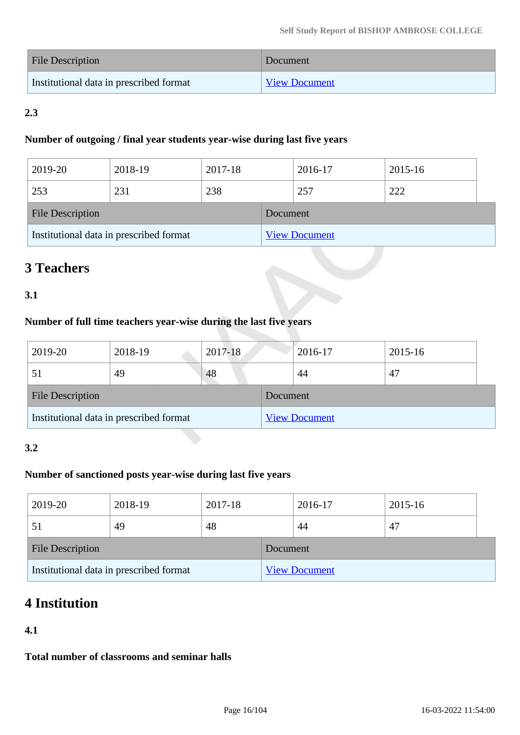| File Description | Document |
|---|---|
| Institutional data in prescribed format | View Document |

**2.3**

**Number of outgoing / final year students year-wise during last five years**

| 2019-20 | 2018-19 | 2017-18 | 2016-17 | 2015-16 |
|---|---|---|---|---|
| 253 | 231 | 238 | 257 | 222 |

| File Description | Document |
|---|---|
| Institutional data in prescribed format | View Document |

## 3 Teachers

**3.1**

**Number of full time teachers year-wise during the last five years**

| 2019-20 | 2018-19 | 2017-18 | 2016-17 | 2015-16 |
|---|---|---|---|---|
| 51 | 49 | 48 | 44 | 47 |

| File Description | Document |
|---|---|
| Institutional data in prescribed format | View Document |

**3.2**

**Number of sanctioned posts year-wise during last five years**

| 2019-20 | 2018-19 | 2017-18 | 2016-17 | 2015-16 |
|---|---|---|---|---|
| 51 | 49 | 48 | 44 | 47 |

| File Description | Document |
|---|---|
| Institutional data in prescribed format | View Document |

## 4 Institution

**4.1**

**Total number of classrooms and seminar halls**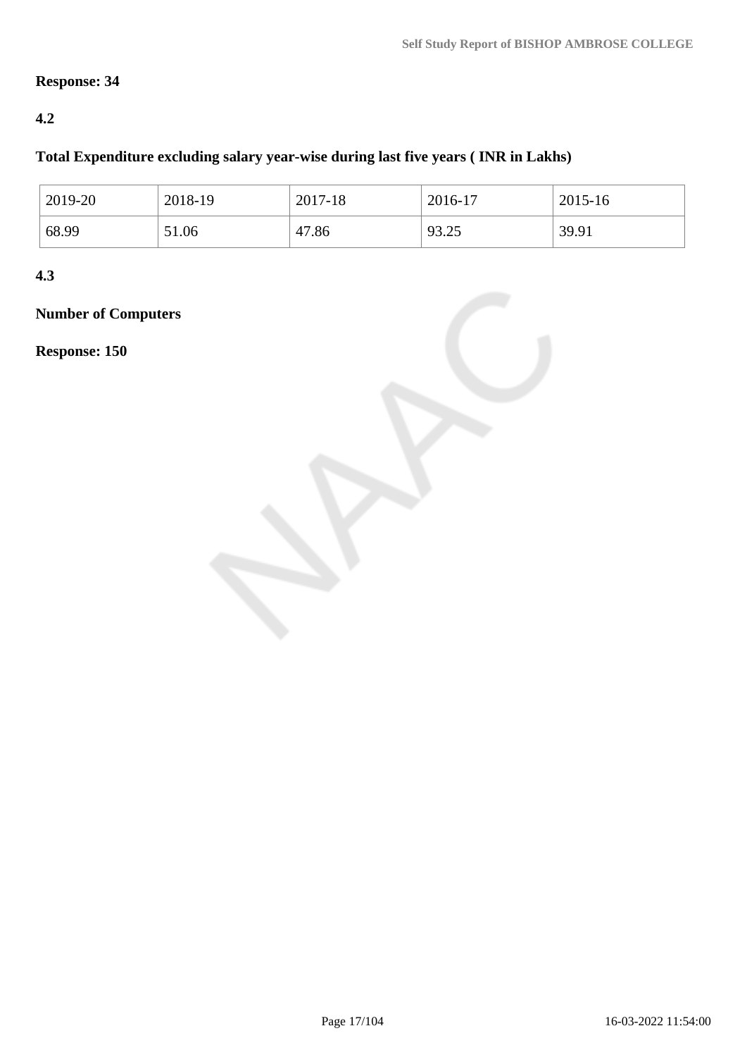**Response: 34**

**4.2**

**Total Expenditure excluding salary year-wise during last five years ( INR in Lakhs)**

| 2019-20 | 2018-19 | 2017-18 | 2016-17 | 2015-16 |
|---|---|---|---|---|
| 68.99 | 51.06 | 47.86 | 93.25 | 39.91 |

**4.3**

**Number of Computers**

**Response: 150**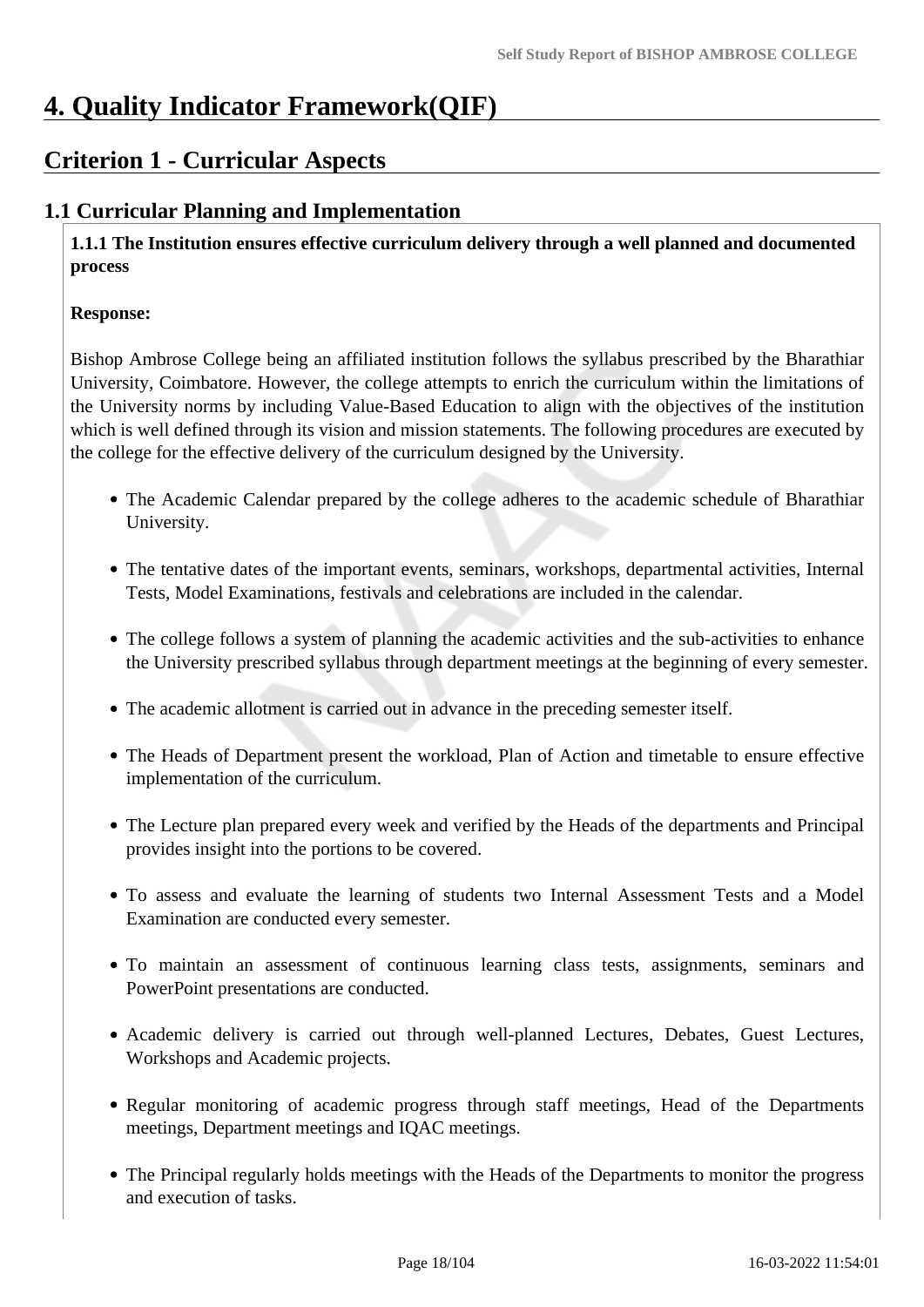# 4. Quality Indicator Framework(QIF)

## Criterion 1 - Curricular Aspects

### 1.1 Curricular Planning and Implementation

**1.1.1 The Institution ensures effective curriculum delivery through a well planned and documented process**

**Response:**

Bishop Ambrose College being an affiliated institution follows the syllabus prescribed by the Bharathiar University, Coimbatore. However, the college attempts to enrich the curriculum within the limitations of the University norms by including Value-Based Education to align with the objectives of the institution which is well defined through its vision and mission statements. The following procedures are executed by the college for the effective delivery of the curriculum designed by the University.

- The Academic Calendar prepared by the college adheres to the academic schedule of Bharathiar University.
- The tentative dates of the important events, seminars, workshops, departmental activities, Internal Tests, Model Examinations, festivals and celebrations are included in the calendar.
- The college follows a system of planning the academic activities and the sub-activities to enhance the University prescribed syllabus through department meetings at the beginning of every semester.
- The academic allotment is carried out in advance in the preceding semester itself.
- The Heads of Department present the workload, Plan of Action and timetable to ensure effective implementation of the curriculum.
- The Lecture plan prepared every week and verified by the Heads of the departments and Principal provides insight into the portions to be covered.
- To assess and evaluate the learning of students two Internal Assessment Tests and a Model Examination are conducted every semester.
- To maintain an assessment of continuous learning class tests, assignments, seminars and PowerPoint presentations are conducted.
- Academic delivery is carried out through well-planned Lectures, Debates, Guest Lectures, Workshops and Academic projects.
- Regular monitoring of academic progress through staff meetings, Head of the Departments meetings, Department meetings and IQAC meetings.
- The Principal regularly holds meetings with the Heads of the Departments to monitor the progress and execution of tasks.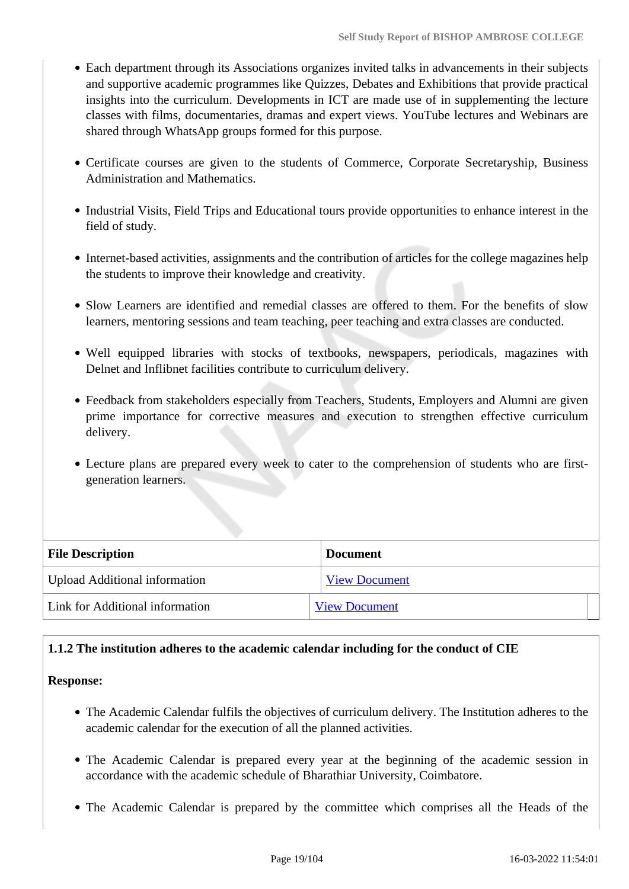- Each department through its Associations organizes invited talks in advancements in their subjects and supportive academic programmes like Quizzes, Debates and Exhibitions that provide practical insights into the curriculum. Developments in ICT are made use of in supplementing the lecture classes with films, documentaries, dramas and expert views. YouTube lectures and Webinars are shared through WhatsApp groups formed for this purpose.

- Certificate courses are given to the students of Commerce, Corporate Secretaryship, Business Administration and Mathematics.

- Industrial Visits, Field Trips and Educational tours provide opportunities to enhance interest in the field of study.

- Internet-based activities, assignments and the contribution of articles for the college magazines help the students to improve their knowledge and creativity.

- Slow Learners are identified and remedial classes are offered to them. For the benefits of slow learners, mentoring sessions and team teaching, peer teaching and extra classes are conducted.

- Well equipped libraries with stocks of textbooks, newspapers, periodicals, magazines with Delnet and Inflibnet facilities contribute to curriculum delivery.

- Feedback from stakeholders especially from Teachers, Students, Employers and Alumni are given prime importance for corrective measures and execution to strengthen effective curriculum delivery.

- Lecture plans are prepared every week to cater to the comprehension of students who are first-generation learners.

| File Description | Document |
|---|---|
| Upload Additional information | View Document |
| Link for Additional information | View Document |

**1.1.2 The institution adheres to the academic calendar including for the conduct of CIE**

**Response:**

- The Academic Calendar fulfils the objectives of curriculum delivery. The Institution adheres to the academic calendar for the execution of all the planned activities.

- The Academic Calendar is prepared every year at the beginning of the academic session in accordance with the academic schedule of Bharathiar University, Coimbatore.

- The Academic Calendar is prepared by the committee which comprises all the Heads of the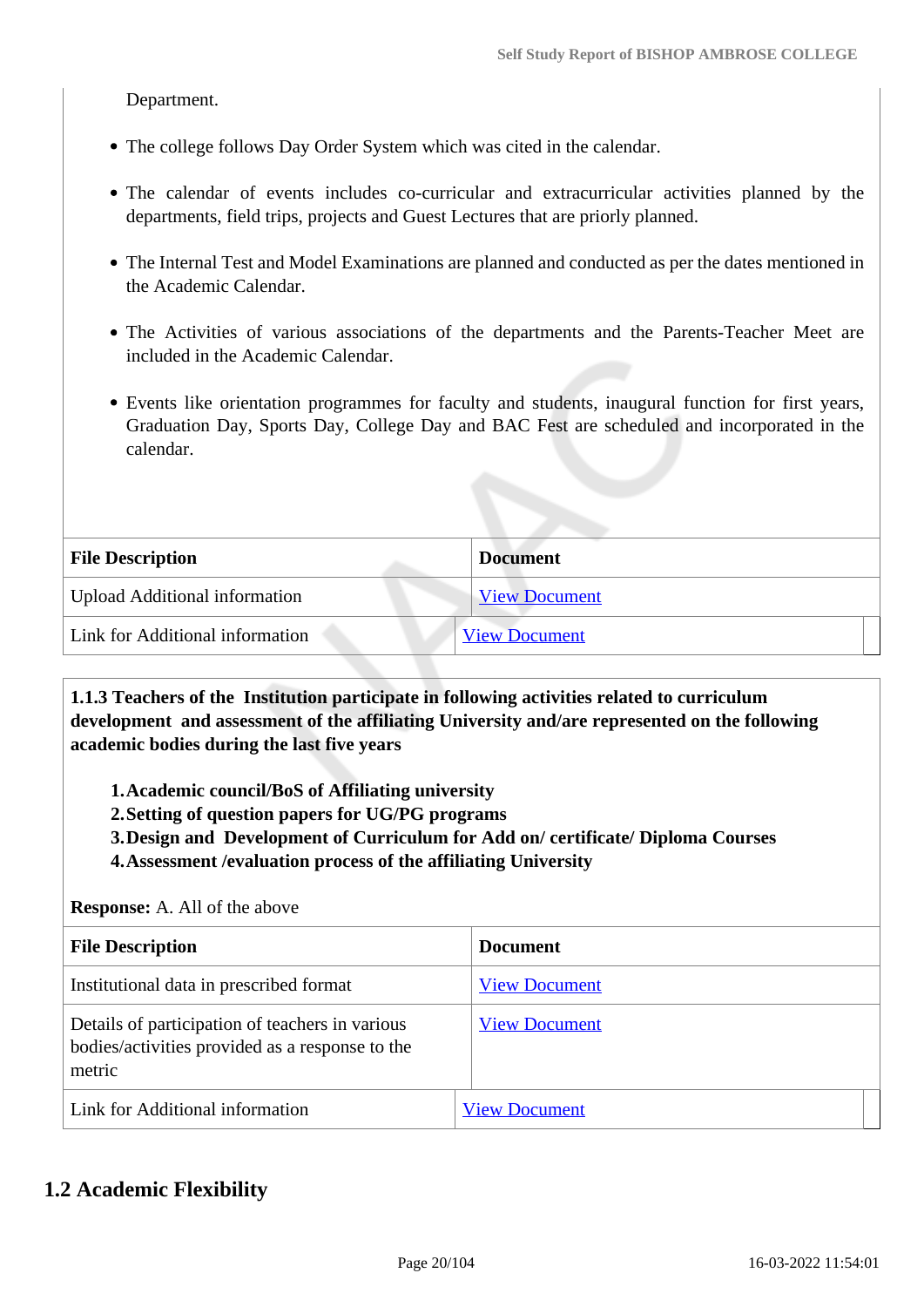Department.

- The college follows Day Order System which was cited in the calendar.
- The calendar of events includes co-curricular and extracurricular activities planned by the departments, field trips, projects and Guest Lectures that are priorly planned.
- The Internal Test and Model Examinations are planned and conducted as per the dates mentioned in the Academic Calendar.
- The Activities of various associations of the departments and the Parents-Teacher Meet are included in the Academic Calendar.
- Events like orientation programmes for faculty and students, inaugural function for first years, Graduation Day, Sports Day, College Day and BAC Fest are scheduled and incorporated in the calendar.

| File Description | Document |
|---|---|
| Upload Additional information | View Document |
| Link for Additional information | View Document |

**1.1.3 Teachers of the Institution participate in following activities related to curriculum development and assessment of the affiliating University and/are represented on the following academic bodies during the last five years**

1. **Academic council/BoS of Affiliating university**
2. **Setting of question papers for UG/PG programs**
3. **Design and Development of Curriculum for Add on/ certificate/ Diploma Courses**
4. **Assessment /evaluation process of the affiliating University**

**Response:** A. All of the above

| File Description | Document |
|---|---|
| Institutional data in prescribed format | View Document |
| Details of participation of teachers in various bodies/activities provided as a response to the metric | View Document |
| Link for Additional information | View Document |

## 1.2 Academic Flexibility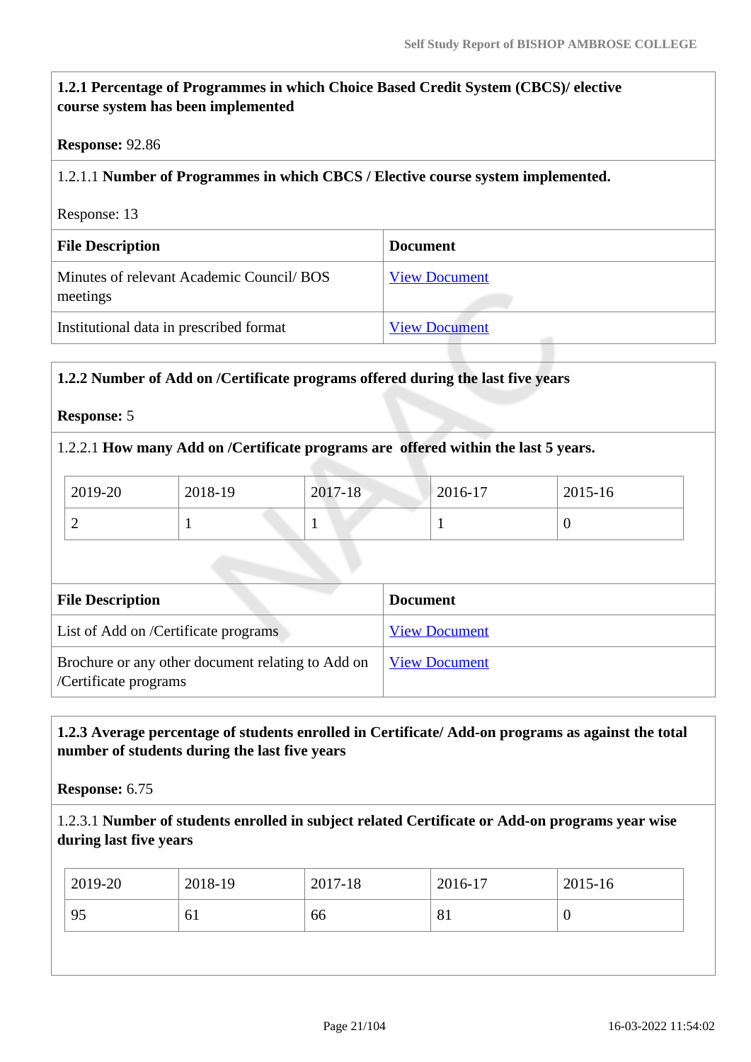**1.2.1 Percentage of Programmes in which Choice Based Credit System (CBCS)/ elective course system has been implemented**

**Response:** 92.86

1.2.1.1 **Number of Programmes in which CBCS / Elective course system implemented.**

Response: 13

| File Description | Document |
|---|---|
| Minutes of relevant Academic Council/ BOS meetings | View Document |
| Institutional data in prescribed format | View Document |

**1.2.2 Number of Add on /Certificate programs offered during the last five years**

**Response:** 5

1.2.2.1 **How many Add on /Certificate programs are offered within the last 5 years.**

| 2019-20 | 2018-19 | 2017-18 | 2016-17 | 2015-16 |
|---|---|---|---|---|
| 2 | 1 | 1 | 1 | 0 |

| File Description | Document |
|---|---|
| List of Add on /Certificate programs | View Document |
| Brochure or any other document relating to Add on /Certificate programs | View Document |

**1.2.3 Average percentage of students enrolled in Certificate/ Add-on programs as against the total number of students during the last five years**

**Response:** 6.75

1.2.3.1 **Number of students enrolled in subject related Certificate or Add-on programs year wise during last five years**

| 2019-20 | 2018-19 | 2017-18 | 2016-17 | 2015-16 |
|---|---|---|---|---|
| 95 | 61 | 66 | 81 | 0 |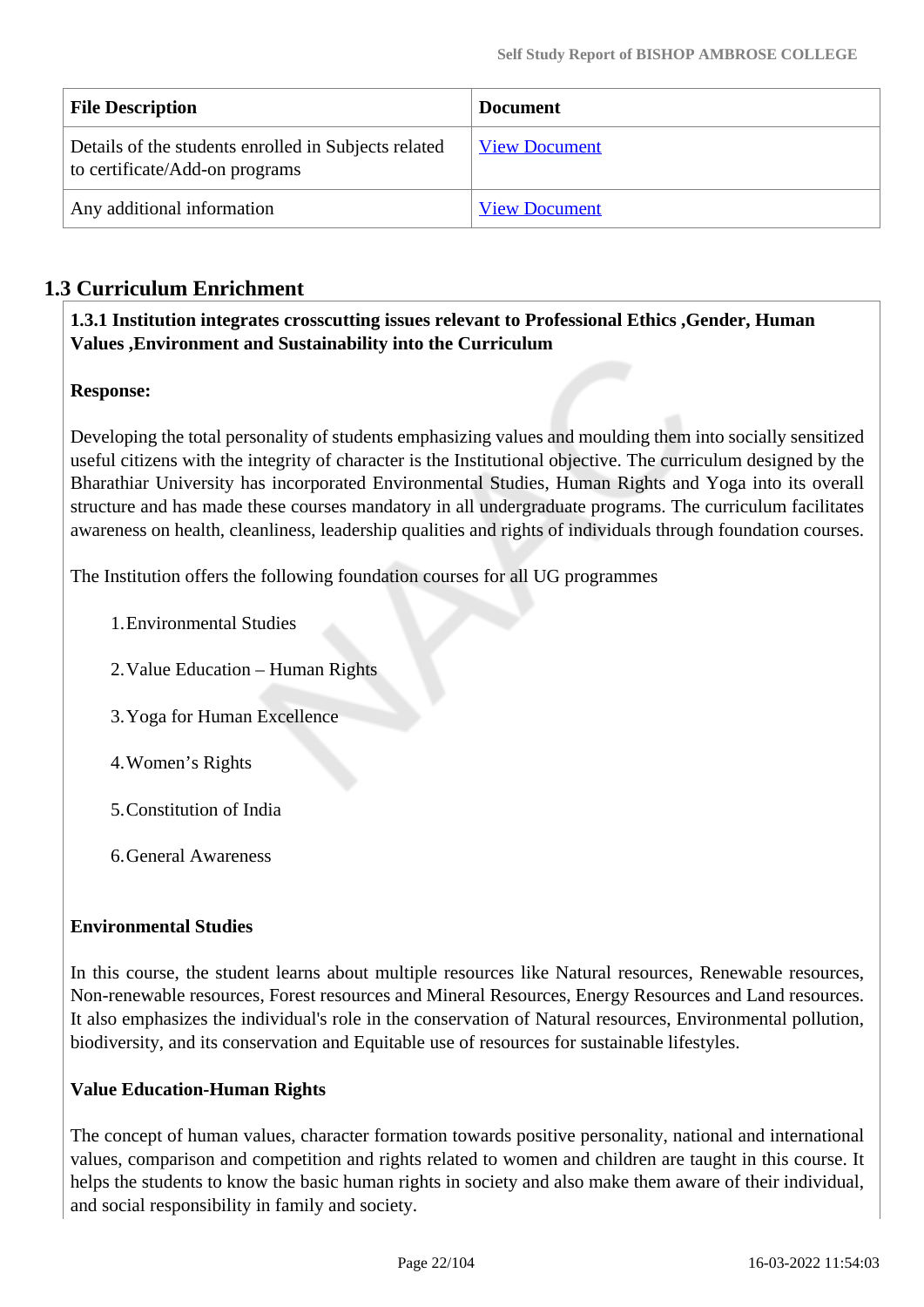| File Description | Document |
| --- | --- |
| Details of the students enrolled in Subjects related to certificate/Add-on programs | View Document |
| Any additional information | View Document |

## 1.3 Curriculum Enrichment

**1.3.1 Institution integrates crosscutting issues relevant to Professional Ethics ,Gender, Human Values ,Environment and Sustainability into the Curriculum**

**Response:**

Developing the total personality of students emphasizing values and moulding them into socially sensitized useful citizens with the integrity of character is the Institutional objective. The curriculum designed by the Bharathiar University has incorporated Environmental Studies, Human Rights and Yoga into its overall structure and has made these courses mandatory in all undergraduate programs. The curriculum facilitates awareness on health, cleanliness, leadership qualities and rights of individuals through foundation courses.

The Institution offers the following foundation courses for all UG programmes

1. Environmental Studies
2. Value Education – Human Rights
3. Yoga for Human Excellence
4. Women's Rights
5. Constitution of India
6. General Awareness

**Environmental Studies**

In this course, the student learns about multiple resources like Natural resources, Renewable resources, Non-renewable resources, Forest resources and Mineral Resources, Energy Resources and Land resources. It also emphasizes the individual's role in the conservation of Natural resources, Environmental pollution, biodiversity, and its conservation and Equitable use of resources for sustainable lifestyles.

**Value Education-Human Rights**

The concept of human values, character formation towards positive personality, national and international values, comparison and competition and rights related to women and children are taught in this course. It helps the students to know the basic human rights in society and also make them aware of their individual, and social responsibility in family and society.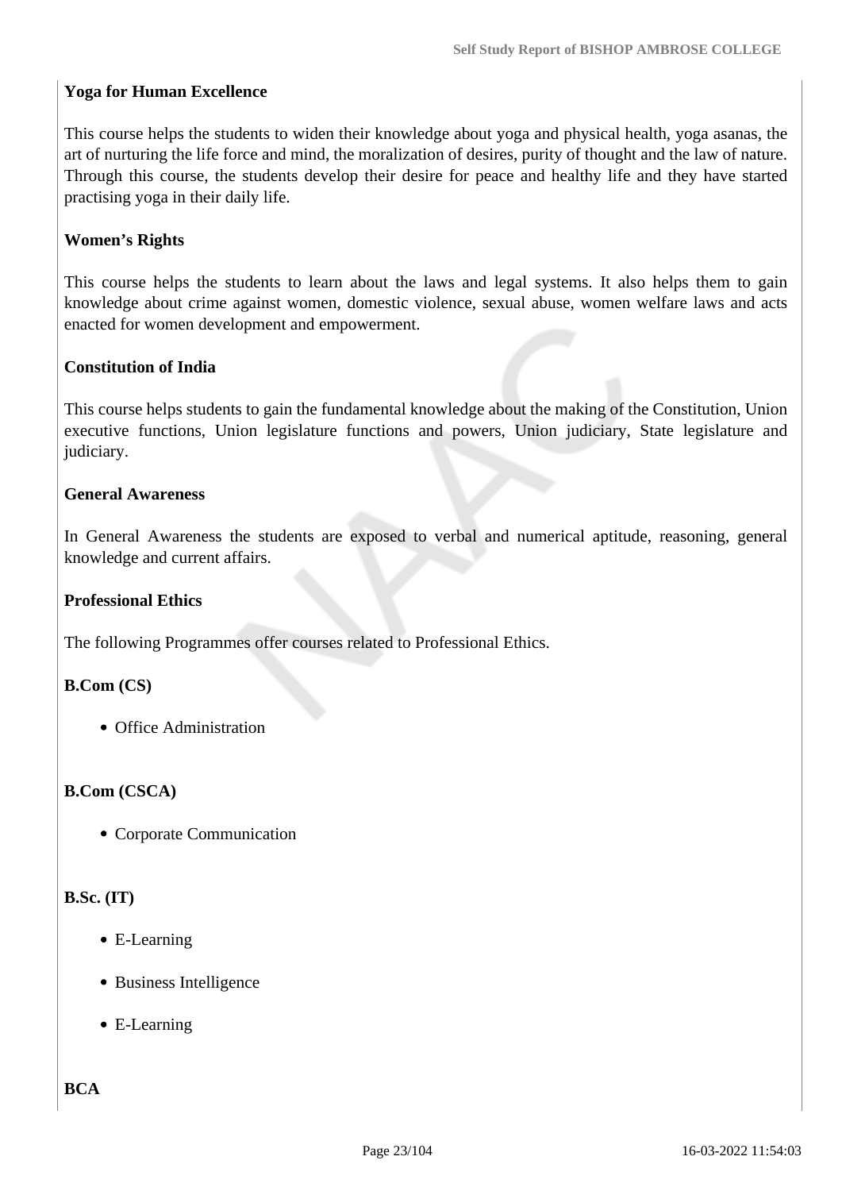**Yoga for Human Excellence**

This course helps the students to widen their knowledge about yoga and physical health, yoga asanas, the art of nurturing the life force and mind, the moralization of desires, purity of thought and the law of nature. Through this course, the students develop their desire for peace and healthy life and they have started practising yoga in their daily life.

**Women's Rights**

This course helps the students to learn about the laws and legal systems. It also helps them to gain knowledge about crime against women, domestic violence, sexual abuse, women welfare laws and acts enacted for women development and empowerment.

**Constitution of India**

This course helps students to gain the fundamental knowledge about the making of the Constitution, Union executive functions, Union legislature functions and powers, Union judiciary, State legislature and judiciary.

**General Awareness**

In General Awareness the students are exposed to verbal and numerical aptitude, reasoning, general knowledge and current affairs.

**Professional Ethics**

The following Programmes offer courses related to Professional Ethics.

**B.Com (CS)**

- Office Administration

**B.Com (CSCA)**

- Corporate Communication

**B.Sc. (IT)**

- E-Learning
- Business Intelligence
- E-Learning

**BCA**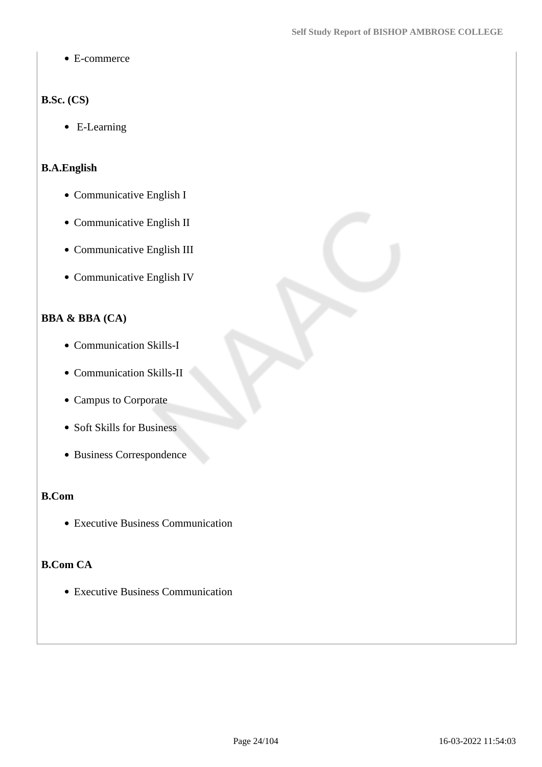- E-commerce

**B.Sc. (CS)**

- E-Learning

**B.A.English**

- Communicative English I
- Communicative English II
- Communicative English III
- Communicative English IV

**BBA & BBA (CA)**

- Communication Skills-I
- Communication Skills-II
- Campus to Corporate
- Soft Skills for Business
- Business Correspondence

**B.Com**

- Executive Business Communication

**B.Com CA**

- Executive Business Communication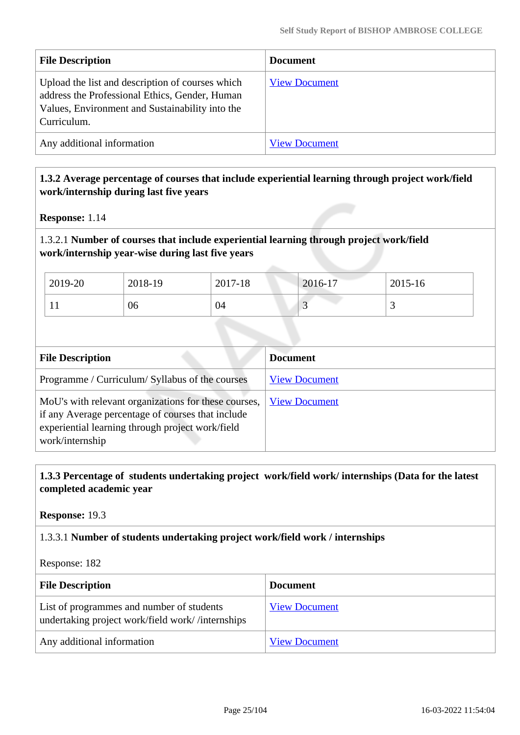| File Description | Document |
|---|---|
| Upload the list and description of courses which address the Professional Ethics, Gender, Human Values, Environment and Sustainability into the Curriculum. | View Document |
| Any additional information | View Document |

**1.3.2 Average percentage of courses that include experiential learning through project work/field work/internship during last five years**

**Response:** 1.14

1.3.2.1 **Number of courses that include experiential learning through project work/field work/internship year-wise during last five years**

| 2019-20 | 2018-19 | 2017-18 | 2016-17 | 2015-16 |
|---|---|---|---|---|
| 11 | 06 | 04 | 3 | 3 |

| File Description | Document |
|---|---|
| Programme / Curriculum/ Syllabus of the courses | View Document |
| MoU's with relevant organizations for these courses, if any Average percentage of courses that include experiential learning through project work/field work/internship | View Document |

**1.3.3 Percentage of students undertaking project work/field work/ internships (Data for the latest completed academic year**

**Response:** 19.3

1.3.3.1 **Number of students undertaking project work/field work / internships**

Response: 182

| File Description | Document |
|---|---|
| List of programmes and number of students undertaking project work/field work/ /internships | View Document |
| Any additional information | View Document |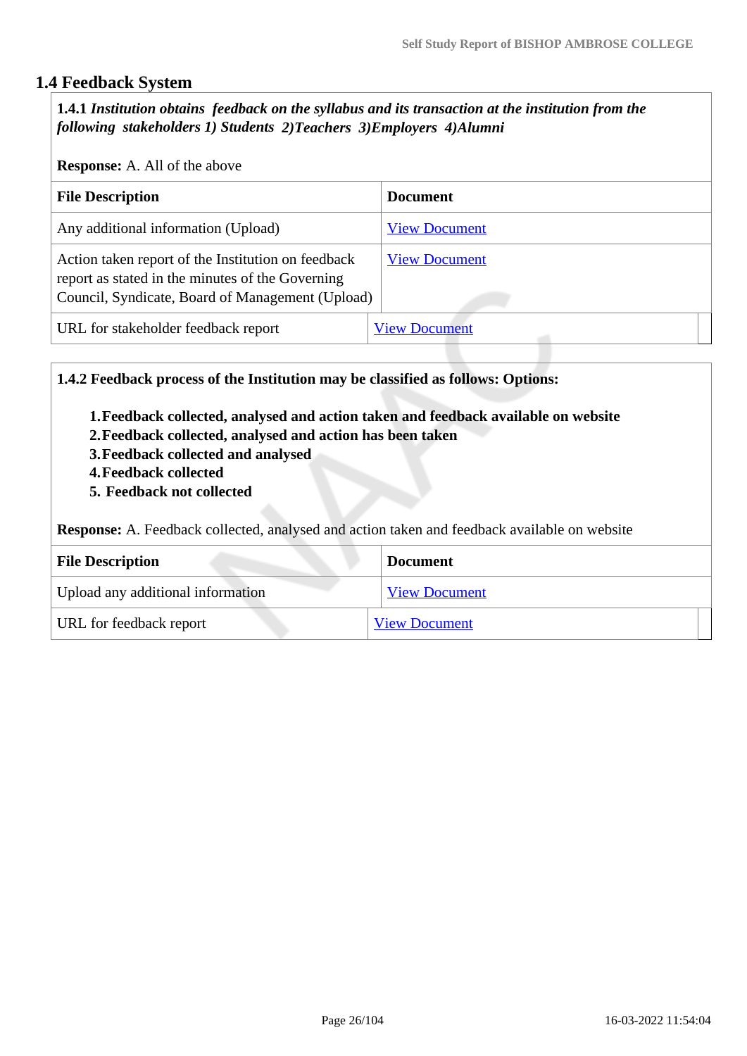## 1.4 Feedback System

**1.4.1** ***Institution obtains feedback on the syllabus and its transaction at the institution from the following stakeholders 1) Students 2)Teachers 3)Employers 4)Alumni***

**Response:** A. All of the above

| File Description | Document |
|---|---|
| Any additional information (Upload) | View Document |
| Action taken report of the Institution on feedback report as stated in the minutes of the Governing Council, Syndicate, Board of Management (Upload) | View Document |
| URL for stakeholder feedback report | View Document |

**1.4.2 Feedback process of the Institution may be classified as follows: Options:**

1. **Feedback collected, analysed and action taken and feedback available on website**
2. **Feedback collected, analysed and action has been taken**
3. **Feedback collected and analysed**
4. **Feedback collected**
5. **Feedback not collected**

**Response:** A. Feedback collected, analysed and action taken and feedback available on website

| File Description | Document |
|---|---|
| Upload any additional information | View Document |
| URL for feedback report | View Document |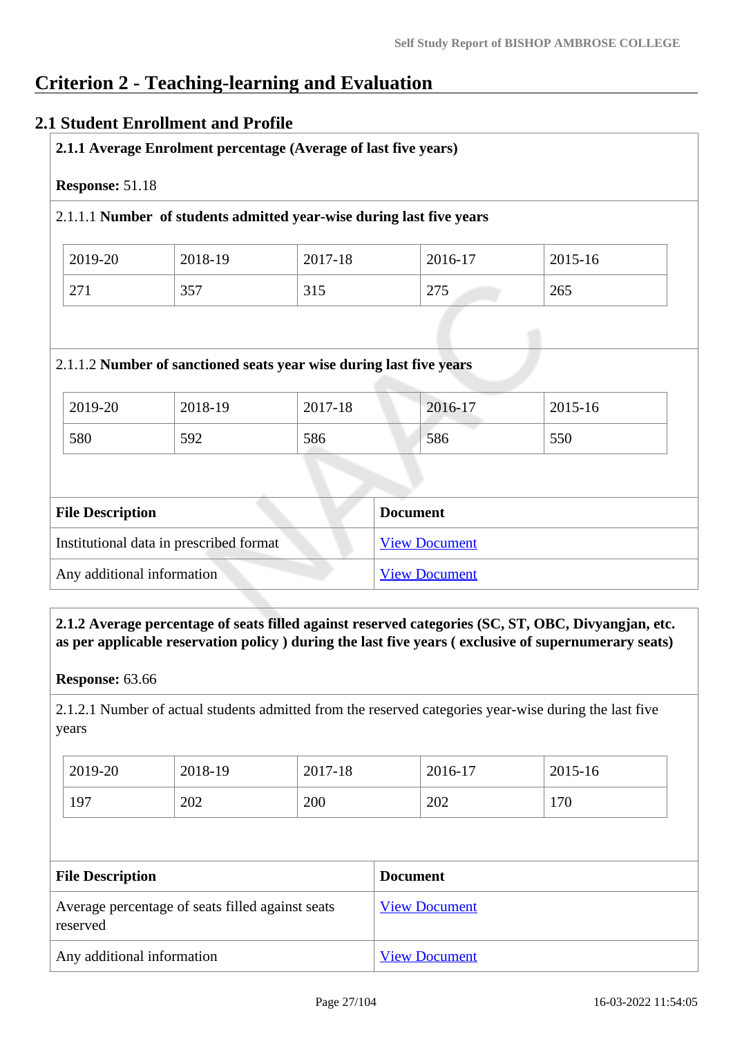# Criterion 2 - Teaching-learning and Evaluation

## 2.1 Student Enrollment and Profile

**2.1.1 Average Enrolment percentage (Average of last five years)**

**Response:** 51.18

2.1.1.1 **Number of students admitted year-wise during last five years**

| 2019-20 | 2018-19 | 2017-18 | 2016-17 | 2015-16 |
|---|---|---|---|---|
| 271 | 357 | 315 | 275 | 265 |

2.1.1.2 **Number of sanctioned seats year wise during last five years**

| 2019-20 | 2018-19 | 2017-18 | 2016-17 | 2015-16 |
|---|---|---|---|---|
| 580 | 592 | 586 | 586 | 550 |

| File Description | Document |
|---|---|
| Institutional data in prescribed format | View Document |
| Any additional information | View Document |

**2.1.2 Average percentage of seats filled against reserved categories (SC, ST, OBC, Divyangjan, etc. as per applicable reservation policy ) during the last five years ( exclusive of supernumerary seats)**

**Response:** 63.66

2.1.2.1 Number of actual students admitted from the reserved categories year-wise during the last five years

| 2019-20 | 2018-19 | 2017-18 | 2016-17 | 2015-16 |
|---|---|---|---|---|
| 197 | 202 | 200 | 202 | 170 |

| File Description | Document |
|---|---|
| Average percentage of seats filled against seats reserved | View Document |
| Any additional information | View Document |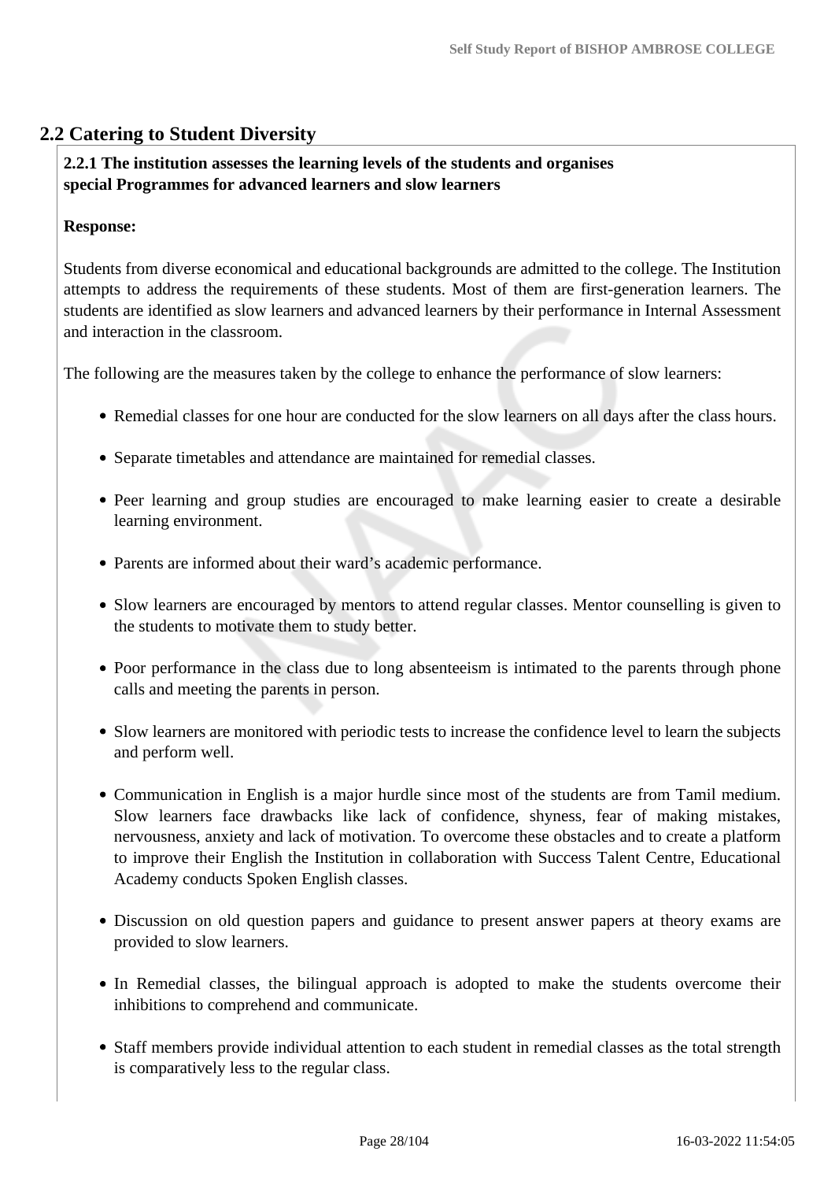## 2.2 Catering to Student Diversity

**2.2.1 The institution assesses the learning levels of the students and organises special Programmes for advanced learners and slow learners**

**Response:**

Students from diverse economical and educational backgrounds are admitted to the college. The Institution attempts to address the requirements of these students. Most of them are first-generation learners. The students are identified as slow learners and advanced learners by their performance in Internal Assessment and interaction in the classroom.

The following are the measures taken by the college to enhance the performance of slow learners:

- Remedial classes for one hour are conducted for the slow learners on all days after the class hours.
- Separate timetables and attendance are maintained for remedial classes.
- Peer learning and group studies are encouraged to make learning easier to create a desirable learning environment.
- Parents are informed about their ward's academic performance.
- Slow learners are encouraged by mentors to attend regular classes. Mentor counselling is given to the students to motivate them to study better.
- Poor performance in the class due to long absenteeism is intimated to the parents through phone calls and meeting the parents in person.
- Slow learners are monitored with periodic tests to increase the confidence level to learn the subjects and perform well.
- Communication in English is a major hurdle since most of the students are from Tamil medium. Slow learners face drawbacks like lack of confidence, shyness, fear of making mistakes, nervousness, anxiety and lack of motivation. To overcome these obstacles and to create a platform to improve their English the Institution in collaboration with Success Talent Centre, Educational Academy conducts Spoken English classes.
- Discussion on old question papers and guidance to present answer papers at theory exams are provided to slow learners.
- In Remedial classes, the bilingual approach is adopted to make the students overcome their inhibitions to comprehend and communicate.
- Staff members provide individual attention to each student in remedial classes as the total strength is comparatively less to the regular class.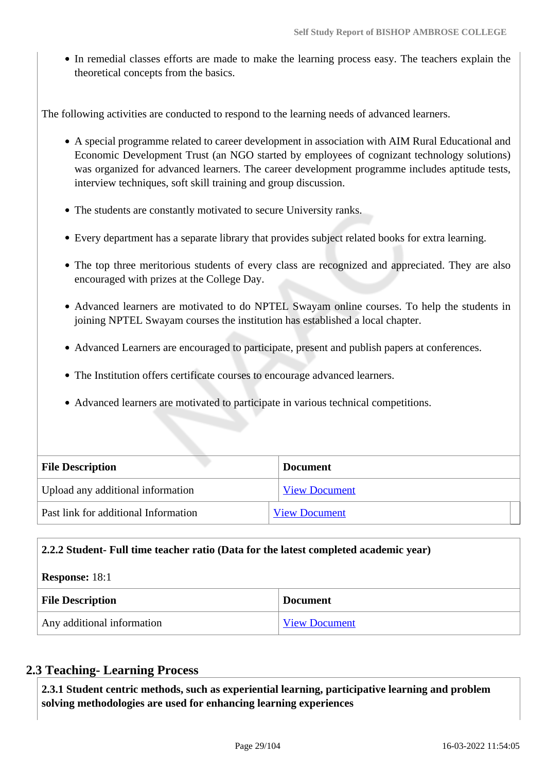- In remedial classes efforts are made to make the learning process easy. The teachers explain the theoretical concepts from the basics.

The following activities are conducted to respond to the learning needs of advanced learners.

- A special programme related to career development in association with AIM Rural Educational and Economic Development Trust (an NGO started by employees of cognizant technology solutions) was organized for advanced learners. The career development programme includes aptitude tests, interview techniques, soft skill training and group discussion.
- The students are constantly motivated to secure University ranks.
- Every department has a separate library that provides subject related books for extra learning.
- The top three meritorious students of every class are recognized and appreciated. They are also encouraged with prizes at the College Day.
- Advanced learners are motivated to do NPTEL Swayam online courses. To help the students in joining NPTEL Swayam courses the institution has established a local chapter.
- Advanced Learners are encouraged to participate, present and publish papers at conferences.
- The Institution offers certificate courses to encourage advanced learners.
- Advanced learners are motivated to participate in various technical competitions.

| File Description | Document |
|---|---|
| Upload any additional information | View Document |
| Past link for additional Information | View Document |

**2.2.2 Student- Full time teacher ratio (Data for the latest completed academic year)**

**Response:** 18:1

| File Description | Document |
|---|---|
| Any additional information | View Document |

## 2.3 Teaching- Learning Process

**2.3.1 Student centric methods, such as experiential learning, participative learning and problem solving methodologies are used for enhancing learning experiences**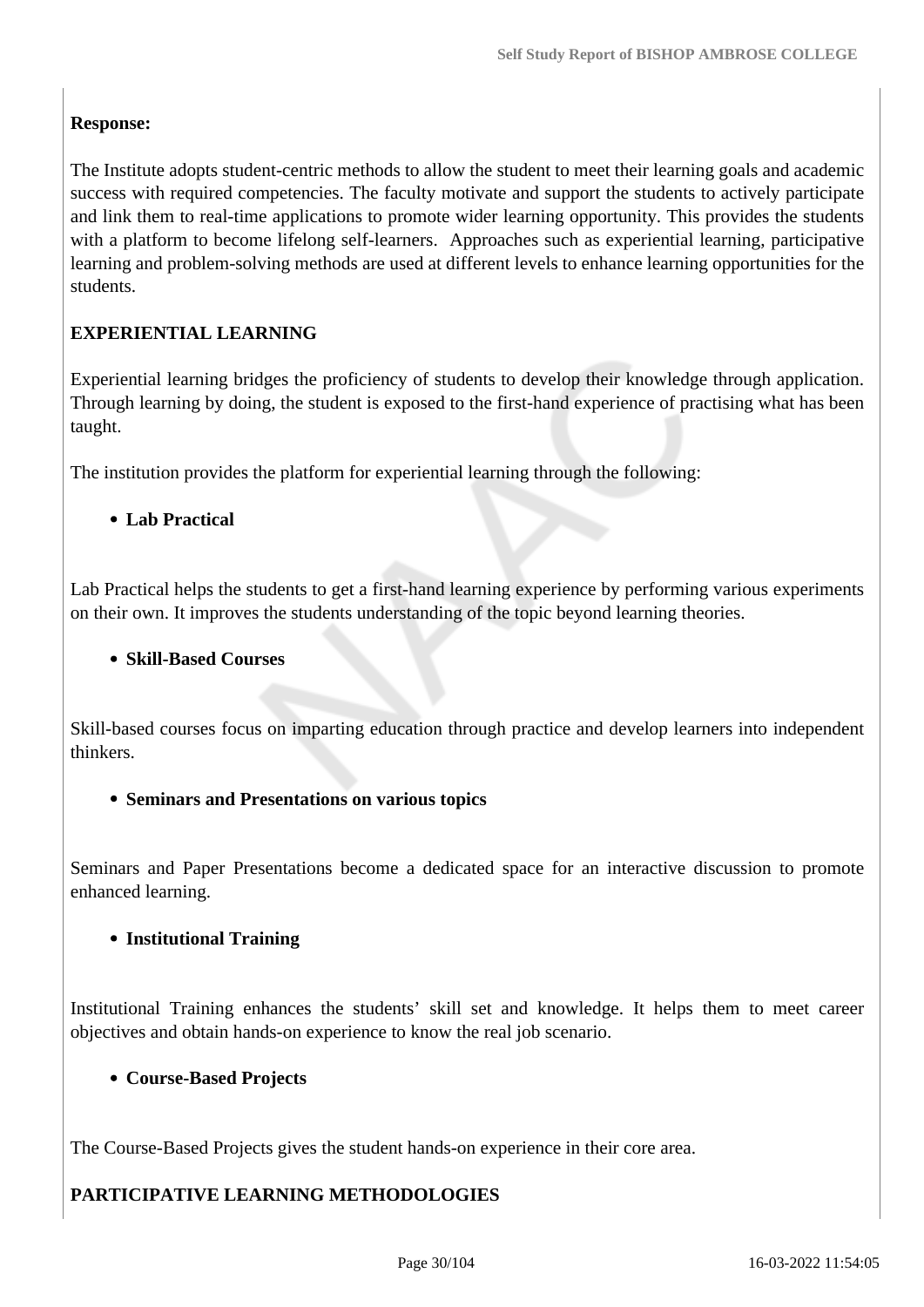**Response:**

The Institute adopts student-centric methods to allow the student to meet their learning goals and academic success with required competencies. The faculty motivate and support the students to actively participate and link them to real-time applications to promote wider learning opportunity. This provides the students with a platform to become lifelong self-learners. Approaches such as experiential learning, participative learning and problem-solving methods are used at different levels to enhance learning opportunities for the students.

**EXPERIENTIAL LEARNING**

Experiential learning bridges the proficiency of students to develop their knowledge through application. Through learning by doing, the student is exposed to the first-hand experience of practising what has been taught.

The institution provides the platform for experiential learning through the following:

- **Lab Practical**

Lab Practical helps the students to get a first-hand learning experience by performing various experiments on their own. It improves the students understanding of the topic beyond learning theories.

- **Skill-Based Courses**

Skill-based courses focus on imparting education through practice and develop learners into independent thinkers.

- **Seminars and Presentations on various topics**

Seminars and Paper Presentations become a dedicated space for an interactive discussion to promote enhanced learning.

- **Institutional Training**

Institutional Training enhances the students' skill set and knowledge. It helps them to meet career objectives and obtain hands-on experience to know the real job scenario.

- **Course-Based Projects**

The Course-Based Projects gives the student hands-on experience in their core area.

**PARTICIPATIVE LEARNING METHODOLOGIES**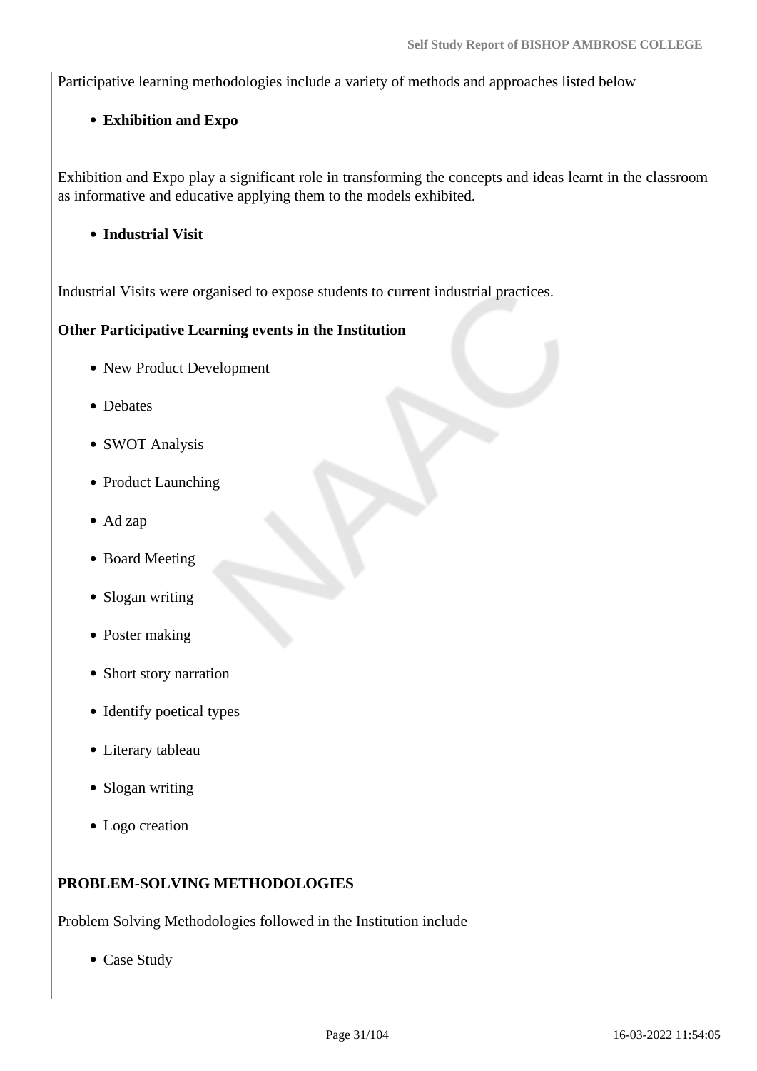Participative learning methodologies include a variety of methods and approaches listed below

- **Exhibition and Expo**

Exhibition and Expo play a significant role in transforming the concepts and ideas learnt in the classroom as informative and educative applying them to the models exhibited.

- **Industrial Visit**

Industrial Visits were organised to expose students to current industrial practices.

**Other Participative Learning events in the Institution**

- New Product Development
- Debates
- SWOT Analysis
- Product Launching
- Ad zap
- Board Meeting
- Slogan writing
- Poster making
- Short story narration
- Identify poetical types
- Literary tableau
- Slogan writing
- Logo creation

**PROBLEM-SOLVING METHODOLOGIES**

Problem Solving Methodologies followed in the Institution include

- Case Study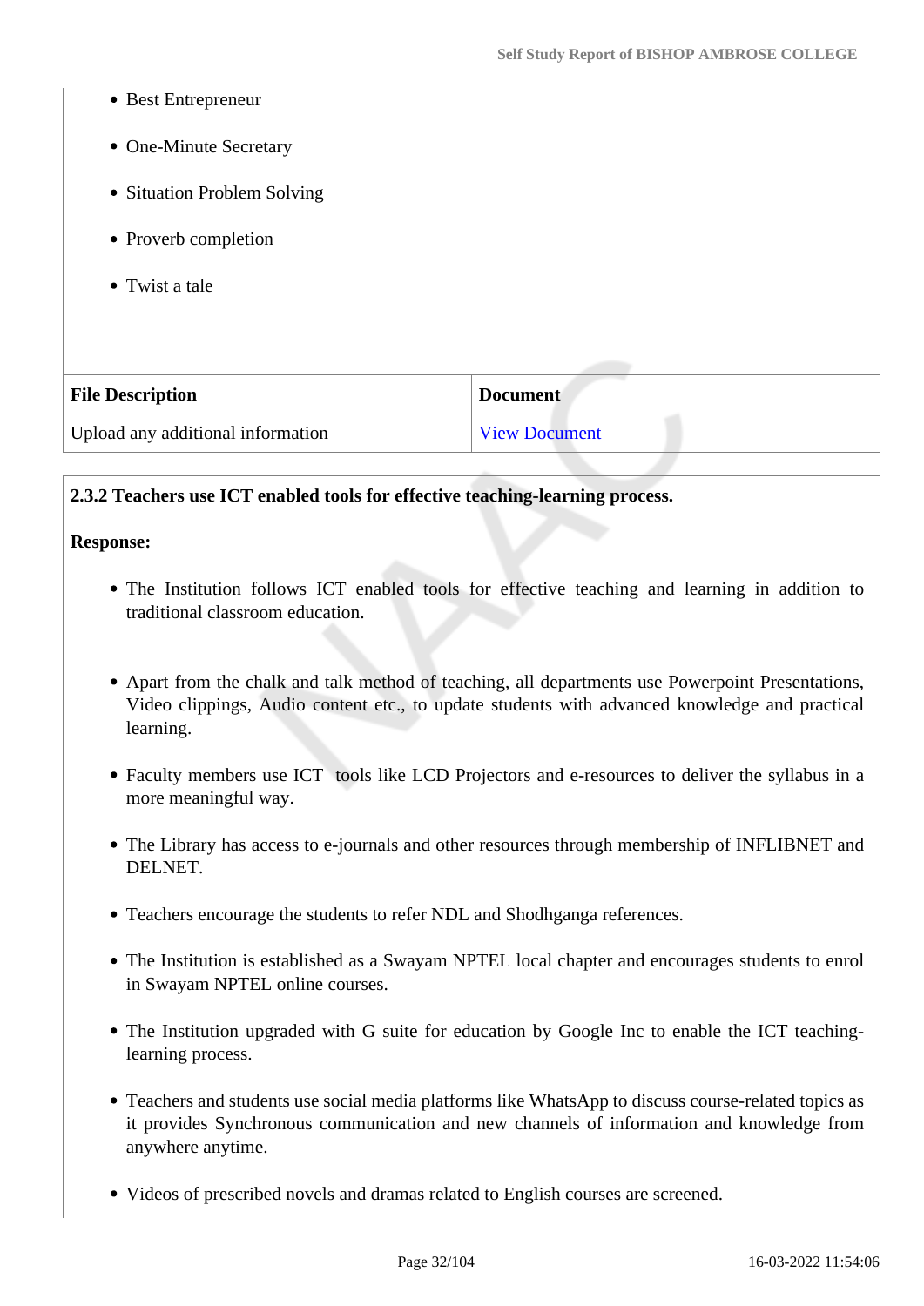- Best Entrepreneur
- One-Minute Secretary
- Situation Problem Solving
- Proverb completion
- Twist a tale

| File Description | Document |
| --- | --- |
| Upload any additional information | View Document |

**2.3.2 Teachers use ICT enabled tools for effective teaching-learning process.**

**Response:**

- The Institution follows ICT enabled tools for effective teaching and learning in addition to traditional classroom education.
- Apart from the chalk and talk method of teaching, all departments use Powerpoint Presentations, Video clippings, Audio content etc., to update students with advanced knowledge and practical learning.
- Faculty members use ICT tools like LCD Projectors and e-resources to deliver the syllabus in a more meaningful way.
- The Library has access to e-journals and other resources through membership of INFLIBNET and DELNET.
- Teachers encourage the students to refer NDL and Shodhganga references.
- The Institution is established as a Swayam NPTEL local chapter and encourages students to enrol in Swayam NPTEL online courses.
- The Institution upgraded with G suite for education by Google Inc to enable the ICT teaching-learning process.
- Teachers and students use social media platforms like WhatsApp to discuss course-related topics as it provides Synchronous communication and new channels of information and knowledge from anywhere anytime.
- Videos of prescribed novels and dramas related to English courses are screened.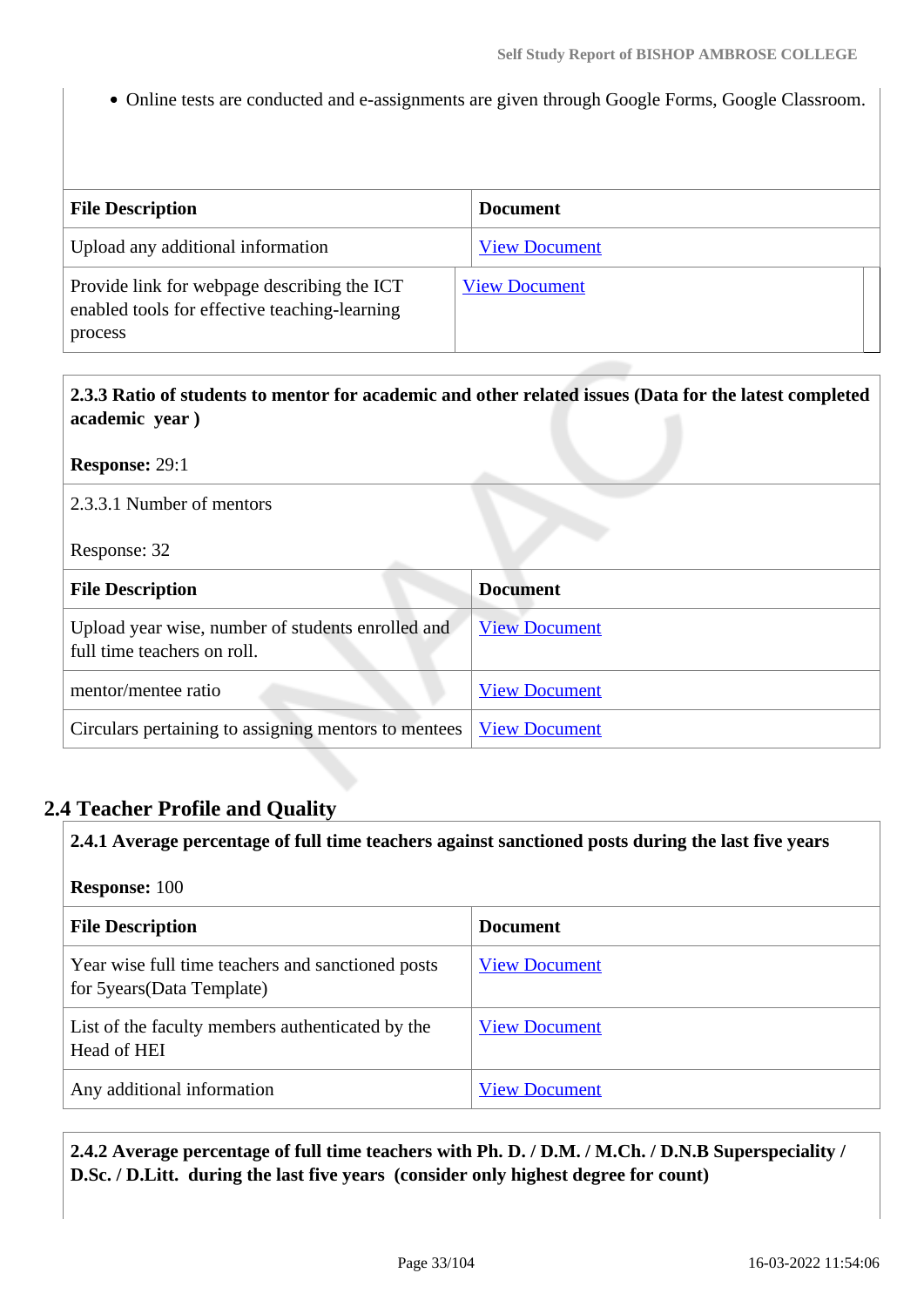- Online tests are conducted and e-assignments are given through Google Forms, Google Classroom.

| File Description | Document |
| --- | --- |
| Upload any additional information | View Document |
| Provide link for webpage describing the ICT enabled tools for effective teaching-learning process | View Document |

**2.3.3 Ratio of students to mentor for academic and other related issues (Data for the latest completed academic year )**

**Response:** 29:1

2.3.3.1 Number of mentors

Response: 32

| File Description | Document |
| --- | --- |
| Upload year wise, number of students enrolled and full time teachers on roll. | View Document |
| mentor/mentee ratio | View Document |
| Circulars pertaining to assigning mentors to mentees | View Document |

## 2.4 Teacher Profile and Quality

**2.4.1 Average percentage of full time teachers against sanctioned posts during the last five years**

**Response:** 100

| File Description | Document |
| --- | --- |
| Year wise full time teachers and sanctioned posts for 5years(Data Template) | View Document |
| List of the faculty members authenticated by the Head of HEI | View Document |
| Any additional information | View Document |

**2.4.2 Average percentage of full time teachers with Ph. D. / D.M. / M.Ch. / D.N.B Superspeciality / D.Sc. / D.Litt. during the last five years (consider only highest degree for count)**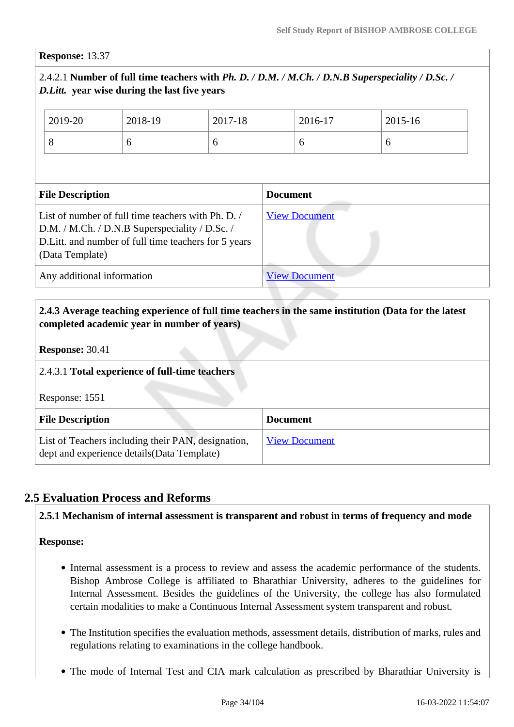**Response:** 13.37

2.4.2.1 **Number of full time teachers with *Ph. D. / D.M. / M.Ch. / D.N.B Superspeciality / D.Sc. / D.Litt.* year wise during the last five years**

| 2019-20 | 2018-19 | 2017-18 | 2016-17 | 2015-16 |
|---|---|---|---|---|
| 8 | 6 | 6 | 6 | 6 |

| File Description | Document |
|---|---|
| List of number of full time teachers with Ph. D. / D.M. / M.Ch. / D.N.B Superspeciality / D.Sc. / D.Litt. and number of full time teachers for 5 years (Data Template) | View Document |
| Any additional information | View Document |

**2.4.3 Average teaching experience of full time teachers in the same institution (Data for the latest completed academic year in number of years)**

**Response:** 30.41

2.4.3.1 **Total experience of full-time teachers**

Response: 1551

| File Description | Document |
|---|---|
| List of Teachers including their PAN, designation, dept and experience details(Data Template) | View Document |

## 2.5 Evaluation Process and Reforms

**2.5.1 Mechanism of internal assessment is transparent and robust in terms of frequency and mode**

**Response:**

- Internal assessment is a process to review and assess the academic performance of the students. Bishop Ambrose College is affiliated to Bharathiar University, adheres to the guidelines for Internal Assessment. Besides the guidelines of the University, the college has also formulated certain modalities to make a Continuous Internal Assessment system transparent and robust.

- The Institution specifies the evaluation methods, assessment details, distribution of marks, rules and regulations relating to examinations in the college handbook.

- The mode of Internal Test and CIA mark calculation as prescribed by Bharathiar University is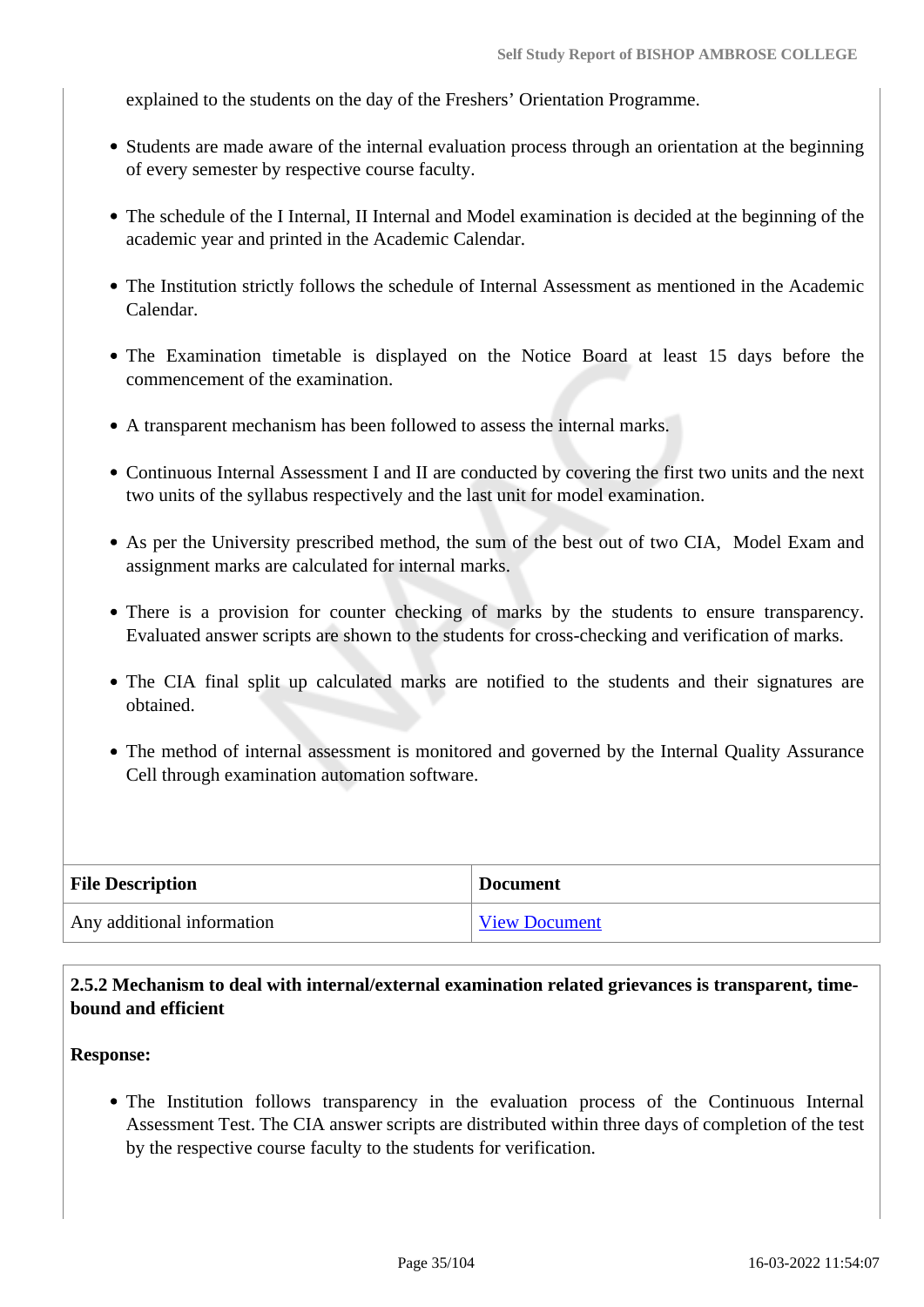explained to the students on the day of the Freshers' Orientation Programme.

- Students are made aware of the internal evaluation process through an orientation at the beginning of every semester by respective course faculty.
- The schedule of the I Internal, II Internal and Model examination is decided at the beginning of the academic year and printed in the Academic Calendar.
- The Institution strictly follows the schedule of Internal Assessment as mentioned in the Academic Calendar.
- The Examination timetable is displayed on the Notice Board at least 15 days before the commencement of the examination.
- A transparent mechanism has been followed to assess the internal marks.
- Continuous Internal Assessment I and II are conducted by covering the first two units and the next two units of the syllabus respectively and the last unit for model examination.
- As per the University prescribed method, the sum of the best out of two CIA, Model Exam and assignment marks are calculated for internal marks.
- There is a provision for counter checking of marks by the students to ensure transparency. Evaluated answer scripts are shown to the students for cross-checking and verification of marks.
- The CIA final split up calculated marks are notified to the students and their signatures are obtained.
- The method of internal assessment is monitored and governed by the Internal Quality Assurance Cell through examination automation software.

| File Description | Document |
| --- | --- |
| Any additional information | View Document |

**2.5.2 Mechanism to deal with internal/external examination related grievances is transparent, time-bound and efficient**

**Response:**

- The Institution follows transparency in the evaluation process of the Continuous Internal Assessment Test. The CIA answer scripts are distributed within three days of completion of the test by the respective course faculty to the students for verification.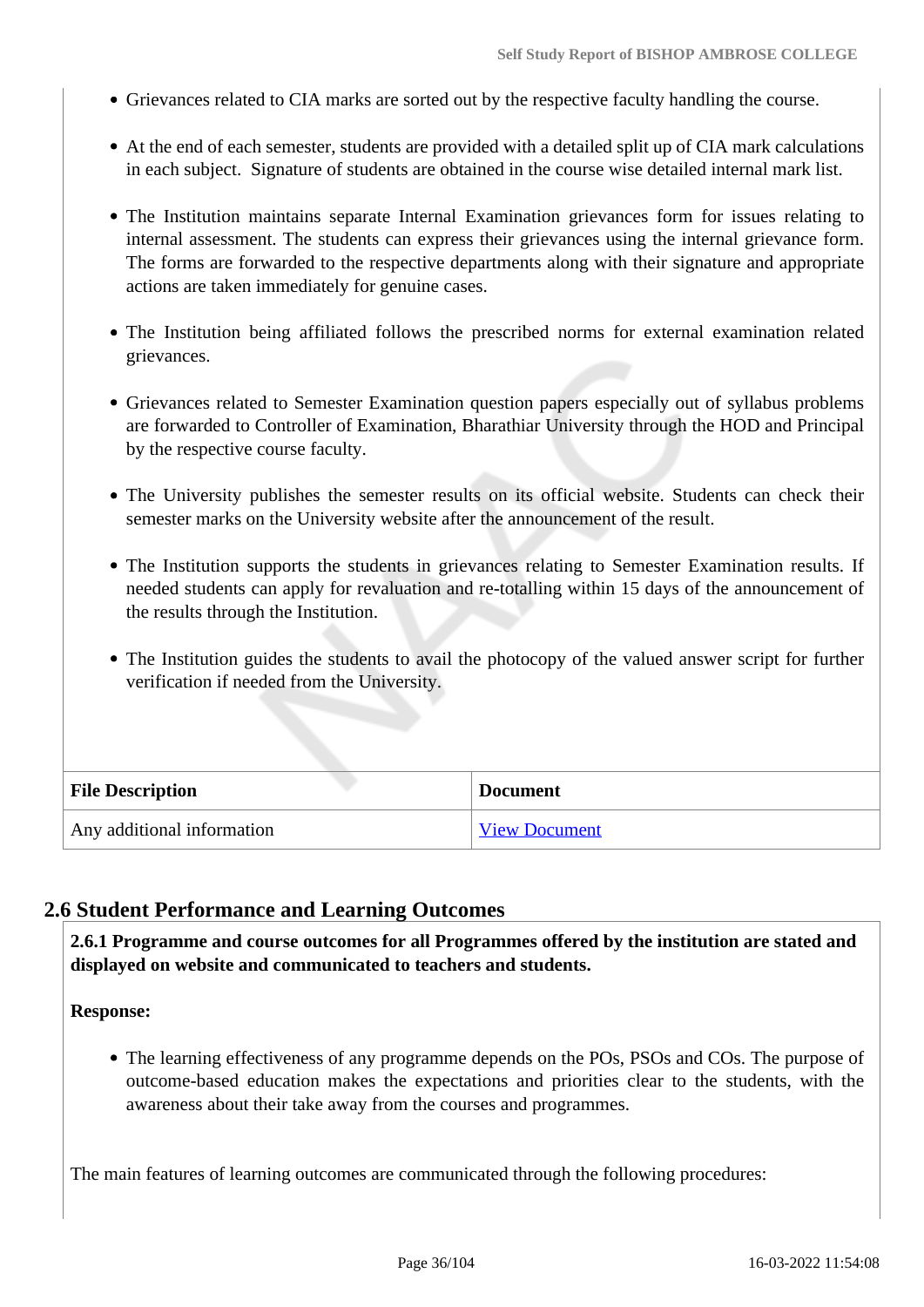- Grievances related to CIA marks are sorted out by the respective faculty handling the course.
- At the end of each semester, students are provided with a detailed split up of CIA mark calculations in each subject. Signature of students are obtained in the course wise detailed internal mark list.
- The Institution maintains separate Internal Examination grievances form for issues relating to internal assessment. The students can express their grievances using the internal grievance form. The forms are forwarded to the respective departments along with their signature and appropriate actions are taken immediately for genuine cases.
- The Institution being affiliated follows the prescribed norms for external examination related grievances.
- Grievances related to Semester Examination question papers especially out of syllabus problems are forwarded to Controller of Examination, Bharathiar University through the HOD and Principal by the respective course faculty.
- The University publishes the semester results on its official website. Students can check their semester marks on the University website after the announcement of the result.
- The Institution supports the students in grievances relating to Semester Examination results. If needed students can apply for revaluation and re-totalling within 15 days of the announcement of the results through the Institution.
- The Institution guides the students to avail the photocopy of the valued answer script for further verification if needed from the University.

| File Description | Document |
|---|---|
| Any additional information | View Document |

## 2.6 Student Performance and Learning Outcomes

**2.6.1 Programme and course outcomes for all Programmes offered by the institution are stated and displayed on website and communicated to teachers and students.**

**Response:**

- The learning effectiveness of any programme depends on the POs, PSOs and COs. The purpose of outcome-based education makes the expectations and priorities clear to the students, with the awareness about their take away from the courses and programmes.

The main features of learning outcomes are communicated through the following procedures: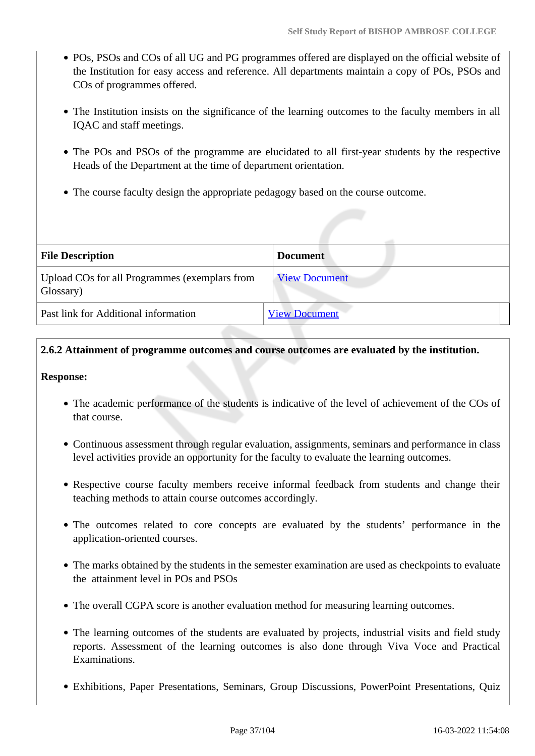- POs, PSOs and COs of all UG and PG programmes offered are displayed on the official website of the Institution for easy access and reference. All departments maintain a copy of POs, PSOs and COs of programmes offered.
- The Institution insists on the significance of the learning outcomes to the faculty members in all IQAC and staff meetings.
- The POs and PSOs of the programme are elucidated to all first-year students by the respective Heads of the Department at the time of department orientation.
- The course faculty design the appropriate pedagogy based on the course outcome.

| File Description | Document |
|---|---|
| Upload COs for all Programmes (exemplars from Glossary) | View Document |
| Past link for Additional information | View Document |

**2.6.2 Attainment of programme outcomes and course outcomes are evaluated by the institution.**

**Response:**

- The academic performance of the students is indicative of the level of achievement of the COs of that course.
- Continuous assessment through regular evaluation, assignments, seminars and performance in class level activities provide an opportunity for the faculty to evaluate the learning outcomes.
- Respective course faculty members receive informal feedback from students and change their teaching methods to attain course outcomes accordingly.
- The outcomes related to core concepts are evaluated by the students' performance in the application-oriented courses.
- The marks obtained by the students in the semester examination are used as checkpoints to evaluate the attainment level in POs and PSOs
- The overall CGPA score is another evaluation method for measuring learning outcomes.
- The learning outcomes of the students are evaluated by projects, industrial visits and field study reports. Assessment of the learning outcomes is also done through Viva Voce and Practical Examinations.
- Exhibitions, Paper Presentations, Seminars, Group Discussions, PowerPoint Presentations, Quiz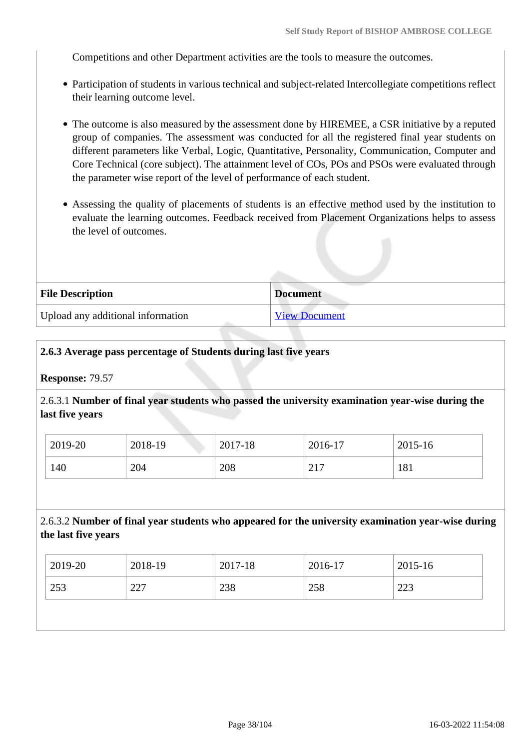Competitions and other Department activities are the tools to measure the outcomes.

- Participation of students in various technical and subject-related Intercollegiate competitions reflect their learning outcome level.
- The outcome is also measured by the assessment done by HIREMEE, a CSR initiative by a reputed group of companies. The assessment was conducted for all the registered final year students on different parameters like Verbal, Logic, Quantitative, Personality, Communication, Computer and Core Technical (core subject). The attainment level of COs, POs and PSOs were evaluated through the parameter wise report of the level of performance of each student.
- Assessing the quality of placements of students is an effective method used by the institution to evaluate the learning outcomes. Feedback received from Placement Organizations helps to assess the level of outcomes.

| File Description | Document |
|---|---|
| Upload any additional information | View Document |

**2.6.3 Average pass percentage of Students during last five years**

**Response:** 79.57

2.6.3.1 **Number of final year students who passed the university examination year-wise during the last five years**

| 2019-20 | 2018-19 | 2017-18 | 2016-17 | 2015-16 |
|---|---|---|---|---|
| 140 | 204 | 208 | 217 | 181 |

2.6.3.2 **Number of final year students who appeared for the university examination year-wise during the last five years**

| 2019-20 | 2018-19 | 2017-18 | 2016-17 | 2015-16 |
|---|---|---|---|---|
| 253 | 227 | 238 | 258 | 223 |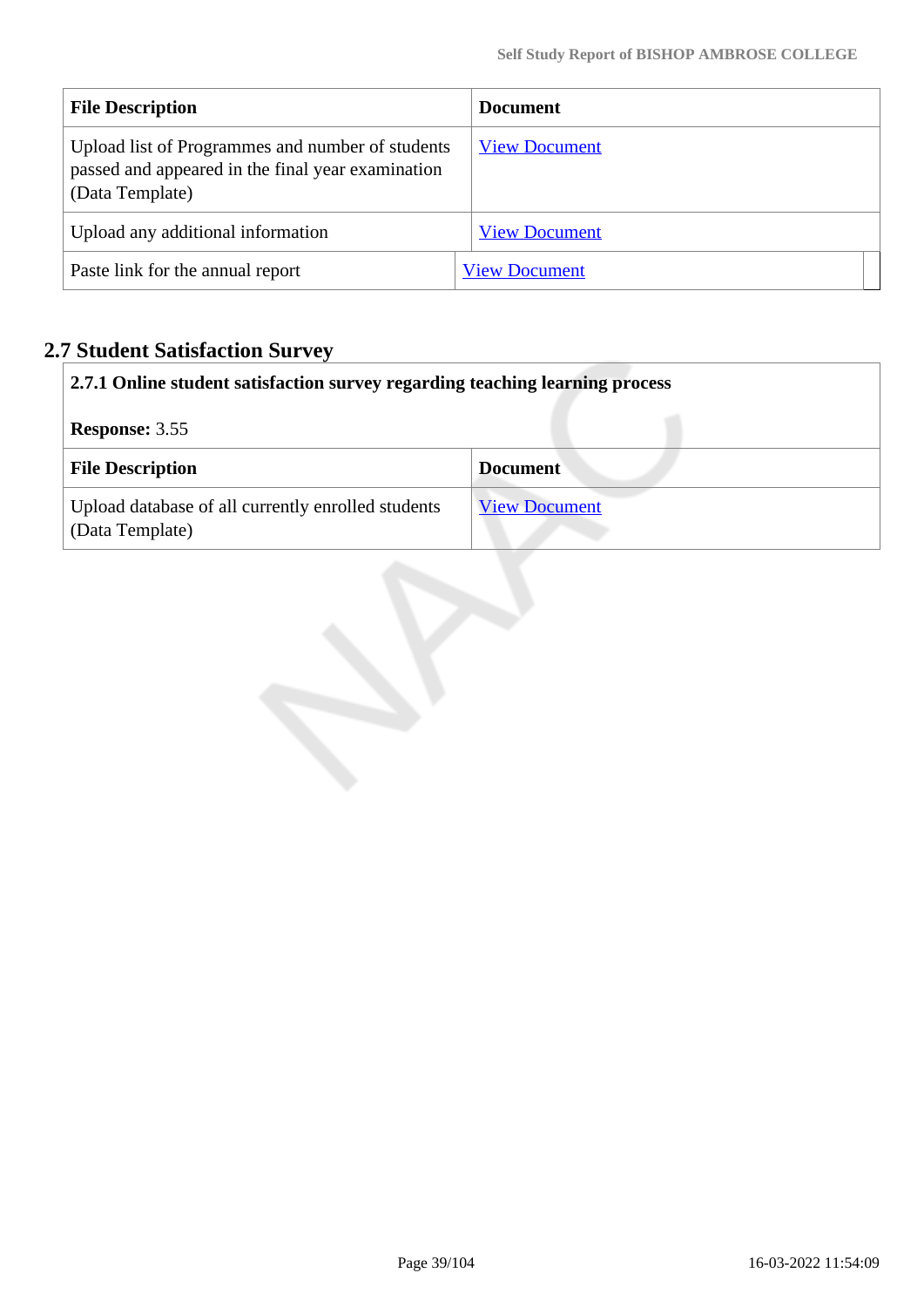| File Description | Document |
|---|---|
| Upload list of Programmes and number of students passed and appeared in the final year examination (Data Template) | View Document |
| Upload any additional information | View Document |
| Paste link for the annual report | View Document |

## 2.7 Student Satisfaction Survey

**2.7.1 Online student satisfaction survey regarding teaching learning process**

**Response:** 3.55

| File Description | Document |
|---|---|
| Upload database of all currently enrolled students (Data Template) | View Document |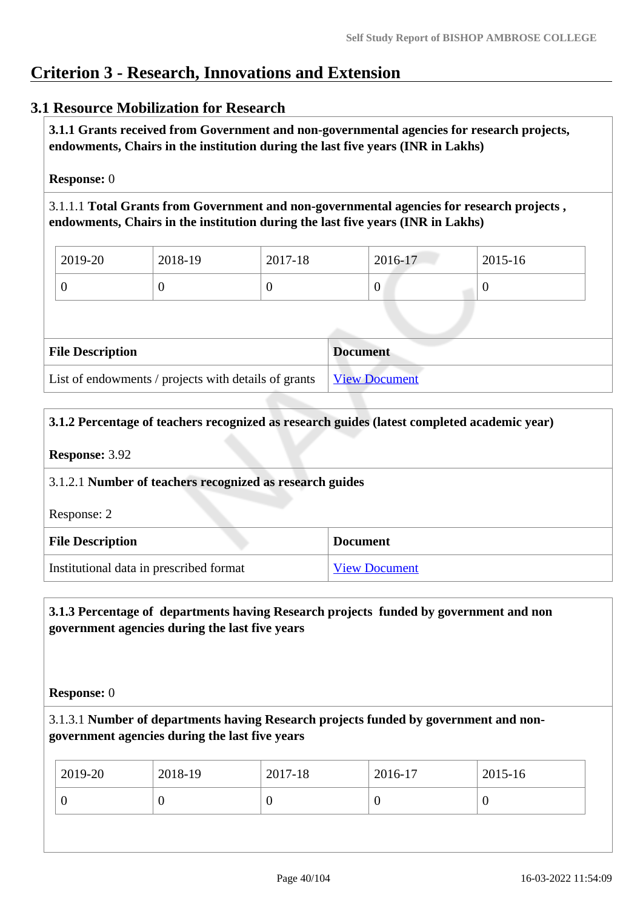# Criterion 3 - Research, Innovations and Extension

## 3.1 Resource Mobilization for Research

**3.1.1 Grants received from Government and non-governmental agencies for research projects, endowments, Chairs in the institution during the last five years (INR in Lakhs)**

**Response:** 0

3.1.1.1 **Total Grants from Government and non-governmental agencies for research projects , endowments, Chairs in the institution during the last five years (INR in Lakhs)**

| 2019-20 | 2018-19 | 2017-18 | 2016-17 | 2015-16 |
|---|---|---|---|---|
| 0 | 0 | 0 | 0 | 0 |

| File Description | Document |
|---|---|
| List of endowments / projects with details of grants | View Document |

**3.1.2 Percentage of teachers recognized as research guides (latest completed academic year)**

**Response:** 3.92

3.1.2.1 **Number of teachers recognized as research guides**

Response: 2

| File Description | Document |
|---|---|
| Institutional data in prescribed format | View Document |

**3.1.3 Percentage of departments having Research projects funded by government and non government agencies during the last five years**

**Response:** 0

3.1.3.1 **Number of departments having Research projects funded by government and non-government agencies during the last five years**

| 2019-20 | 2018-19 | 2017-18 | 2016-17 | 2015-16 |
|---|---|---|---|---|
| 0 | 0 | 0 | 0 | 0 |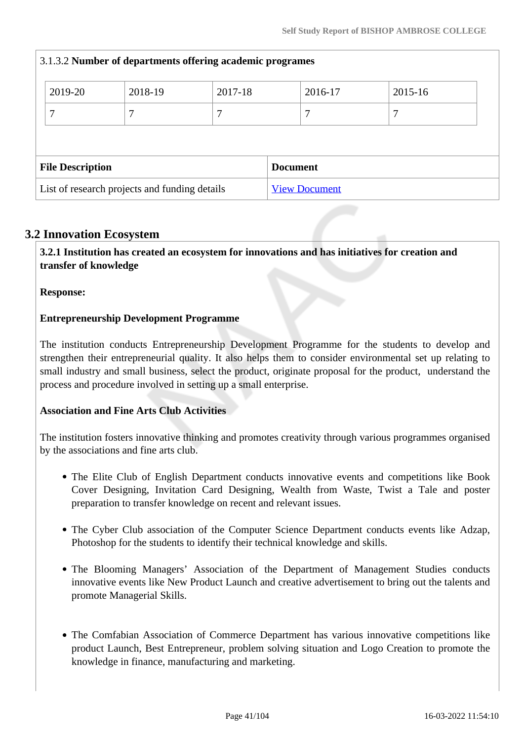3.1.3.2 **Number of departments offering academic programes**

| 2019-20 | 2018-19 | 2017-18 | 2016-17 | 2015-16 |
|---|---|---|---|---|
| 7 | 7 | 7 | 7 | 7 |

| File Description | Document |
|---|---|
| List of research projects and funding details | View Document |

## 3.2 Innovation Ecosystem

**3.2.1 Institution has created an ecosystem for innovations and has initiatives for creation and transfer of knowledge**

**Response:**

**Entrepreneurship Development Programme**

The institution conducts Entrepreneurship Development Programme for the students to develop and strengthen their entrepreneurial quality. It also helps them to consider environmental set up relating to small industry and small business, select the product, originate proposal for the product, understand the process and procedure involved in setting up a small enterprise.

**Association and Fine Arts Club Activities**

The institution fosters innovative thinking and promotes creativity through various programmes organised by the associations and fine arts club.

- The Elite Club of English Department conducts innovative events and competitions like Book Cover Designing, Invitation Card Designing, Wealth from Waste, Twist a Tale and poster preparation to transfer knowledge on recent and relevant issues.
- The Cyber Club association of the Computer Science Department conducts events like Adzap, Photoshop for the students to identify their technical knowledge and skills.
- The Blooming Managers' Association of the Department of Management Studies conducts innovative events like New Product Launch and creative advertisement to bring out the talents and promote Managerial Skills.
- The Comfabian Association of Commerce Department has various innovative competitions like product Launch, Best Entrepreneur, problem solving situation and Logo Creation to promote the knowledge in finance, manufacturing and marketing.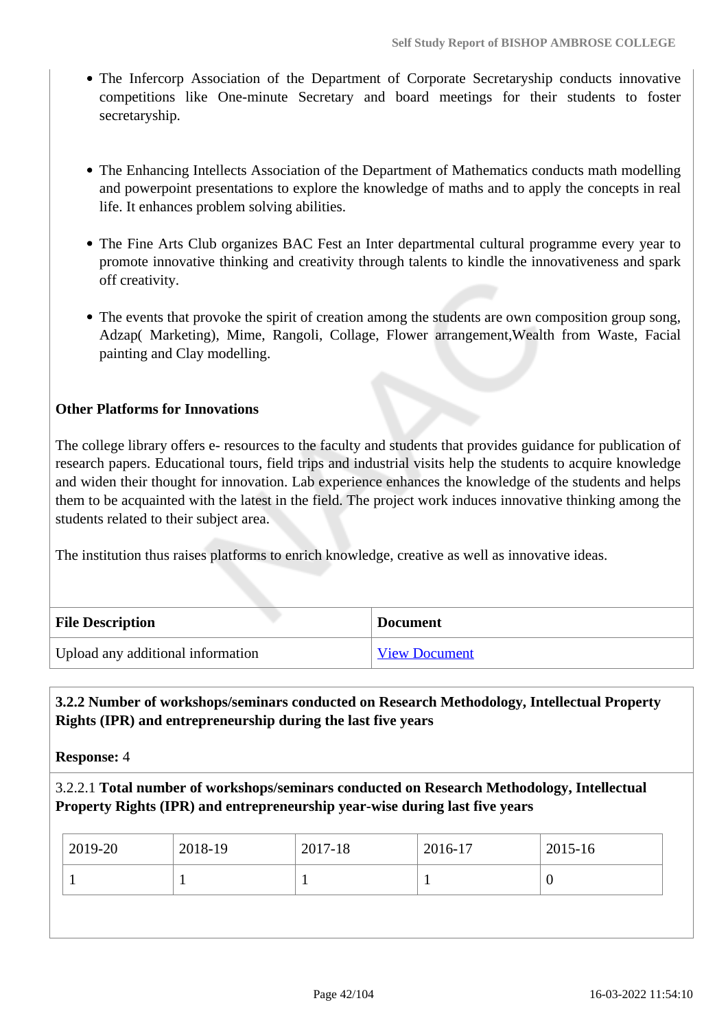- The Infercorp Association of the Department of Corporate Secretaryship conducts innovative competitions like One-minute Secretary and board meetings for their students to foster secretaryship.

- The Enhancing Intellects Association of the Department of Mathematics conducts math modelling and powerpoint presentations to explore the knowledge of maths and to apply the concepts in real life. It enhances problem solving abilities.

- The Fine Arts Club organizes BAC Fest an Inter departmental cultural programme every year to promote innovative thinking and creativity through talents to kindle the innovativeness and spark off creativity.

- The events that provoke the spirit of creation among the students are own composition group song, Adzap( Marketing), Mime, Rangoli, Collage, Flower arrangement,Wealth from Waste, Facial painting and Clay modelling.

**Other Platforms for Innovations**

The college library offers e- resources to the faculty and students that provides guidance for publication of research papers. Educational tours, field trips and industrial visits help the students to acquire knowledge and widen their thought for innovation. Lab experience enhances the knowledge of the students and helps them to be acquainted with the latest in the field. The project work induces innovative thinking among the students related to their subject area.

The institution thus raises platforms to enrich knowledge, creative as well as innovative ideas.

| File Description | Document |
|---|---|
| Upload any additional information | View Document |

**3.2.2 Number of workshops/seminars conducted on Research Methodology, Intellectual Property Rights (IPR) and entrepreneurship during the last five years**

**Response:** 4

3.2.2.1 **Total number of workshops/seminars conducted on Research Methodology, Intellectual Property Rights (IPR) and entrepreneurship year-wise during last five years**

| 2019-20 | 2018-19 | 2017-18 | 2016-17 | 2015-16 |
|---|---|---|---|---|
| 1 | 1 | 1 | 1 | 0 |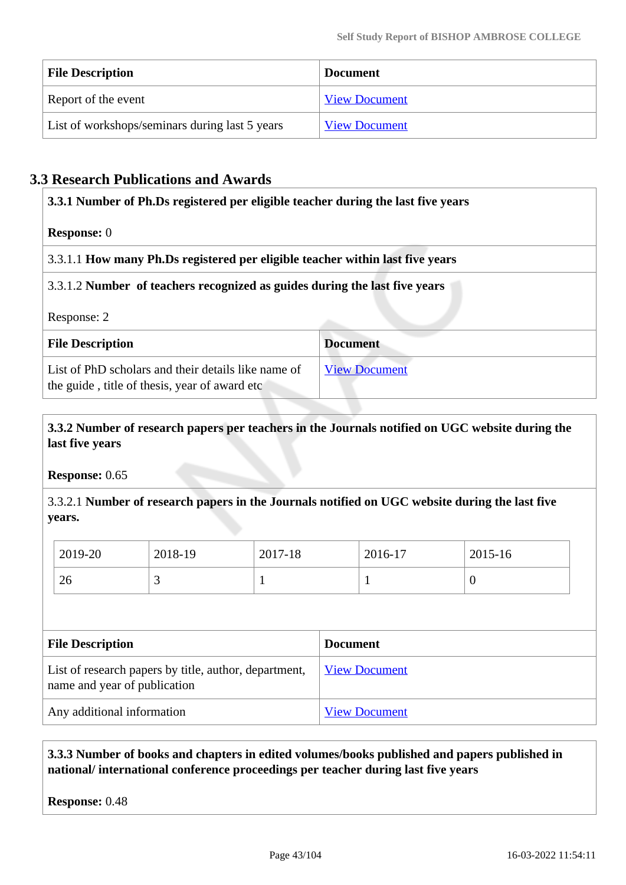| File Description | Document |
|---|---|
| Report of the event | View Document |
| List of workshops/seminars during last 5 years | View Document |

## 3.3 Research Publications and Awards

**3.3.1 Number of Ph.Ds registered per eligible teacher during the last five years**

**Response:** 0

3.3.1.1 **How many Ph.Ds registered per eligible teacher within last five years**

3.3.1.2 **Number of teachers recognized as guides during the last five years**

Response: 2

| File Description | Document |
|---|---|
| List of PhD scholars and their details like name of the guide , title of thesis, year of award etc | View Document |

**3.3.2 Number of research papers per teachers in the Journals notified on UGC website during the last five years**

**Response:** 0.65

3.3.2.1 **Number of research papers in the Journals notified on UGC website during the last five years.**

| 2019-20 | 2018-19 | 2017-18 | 2016-17 | 2015-16 |
|---|---|---|---|---|
| 26 | 3 | 1 | 1 | 0 |

| File Description | Document |
|---|---|
| List of research papers by title, author, department, name and year of publication | View Document |
| Any additional information | View Document |

**3.3.3 Number of books and chapters in edited volumes/books published and papers published in national/ international conference proceedings per teacher during last five years**

**Response:** 0.48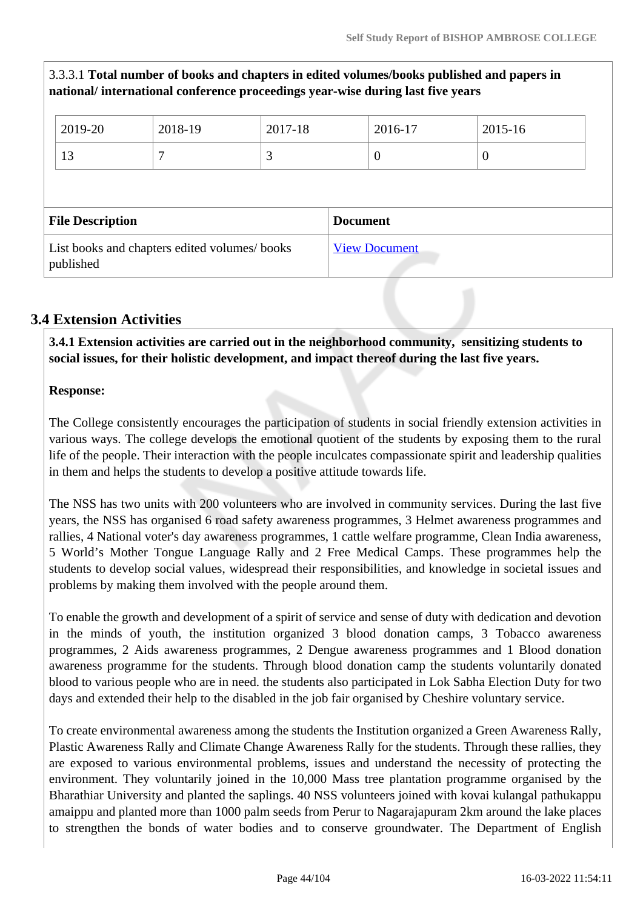3.3.3.1 **Total number of books and chapters in edited volumes/books published and papers in national/ international conference proceedings year-wise during last five years**

| 2019-20 | 2018-19 | 2017-18 | 2016-17 | 2015-16 |
|---|---|---|---|---|
| 13 | 7 | 3 | 0 | 0 |

| File Description | Document |
|---|---|
| List books and chapters edited volumes/ books published | View Document |

## 3.4 Extension Activities

**3.4.1 Extension activities are carried out in the neighborhood community, sensitizing students to social issues, for their holistic development, and impact thereof during the last five years.**

**Response:**

The College consistently encourages the participation of students in social friendly extension activities in various ways. The college develops the emotional quotient of the students by exposing them to the rural life of the people. Their interaction with the people inculcates compassionate spirit and leadership qualities in them and helps the students to develop a positive attitude towards life.

The NSS has two units with 200 volunteers who are involved in community services. During the last five years, the NSS has organised 6 road safety awareness programmes, 3 Helmet awareness programmes and rallies, 4 National voter's day awareness programmes, 1 cattle welfare programme, Clean India awareness, 5 World's Mother Tongue Language Rally and 2 Free Medical Camps. These programmes help the students to develop social values, widespread their responsibilities, and knowledge in societal issues and problems by making them involved with the people around them.

To enable the growth and development of a spirit of service and sense of duty with dedication and devotion in the minds of youth, the institution organized 3 blood donation camps, 3 Tobacco awareness programmes, 2 Aids awareness programmes, 2 Dengue awareness programmes and 1 Blood donation awareness programme for the students. Through blood donation camp the students voluntarily donated blood to various people who are in need. the students also participated in Lok Sabha Election Duty for two days and extended their help to the disabled in the job fair organised by Cheshire voluntary service.

To create environmental awareness among the students the Institution organized a Green Awareness Rally, Plastic Awareness Rally and Climate Change Awareness Rally for the students. Through these rallies, they are exposed to various environmental problems, issues and understand the necessity of protecting the environment. They voluntarily joined in the 10,000 Mass tree plantation programme organised by the Bharathiar University and planted the saplings. 40 NSS volunteers joined with kovai kulangal pathukappu amaippu and planted more than 1000 palm seeds from Perur to Nagarajapuram 2km around the lake places to strengthen the bonds of water bodies and to conserve groundwater. The Department of English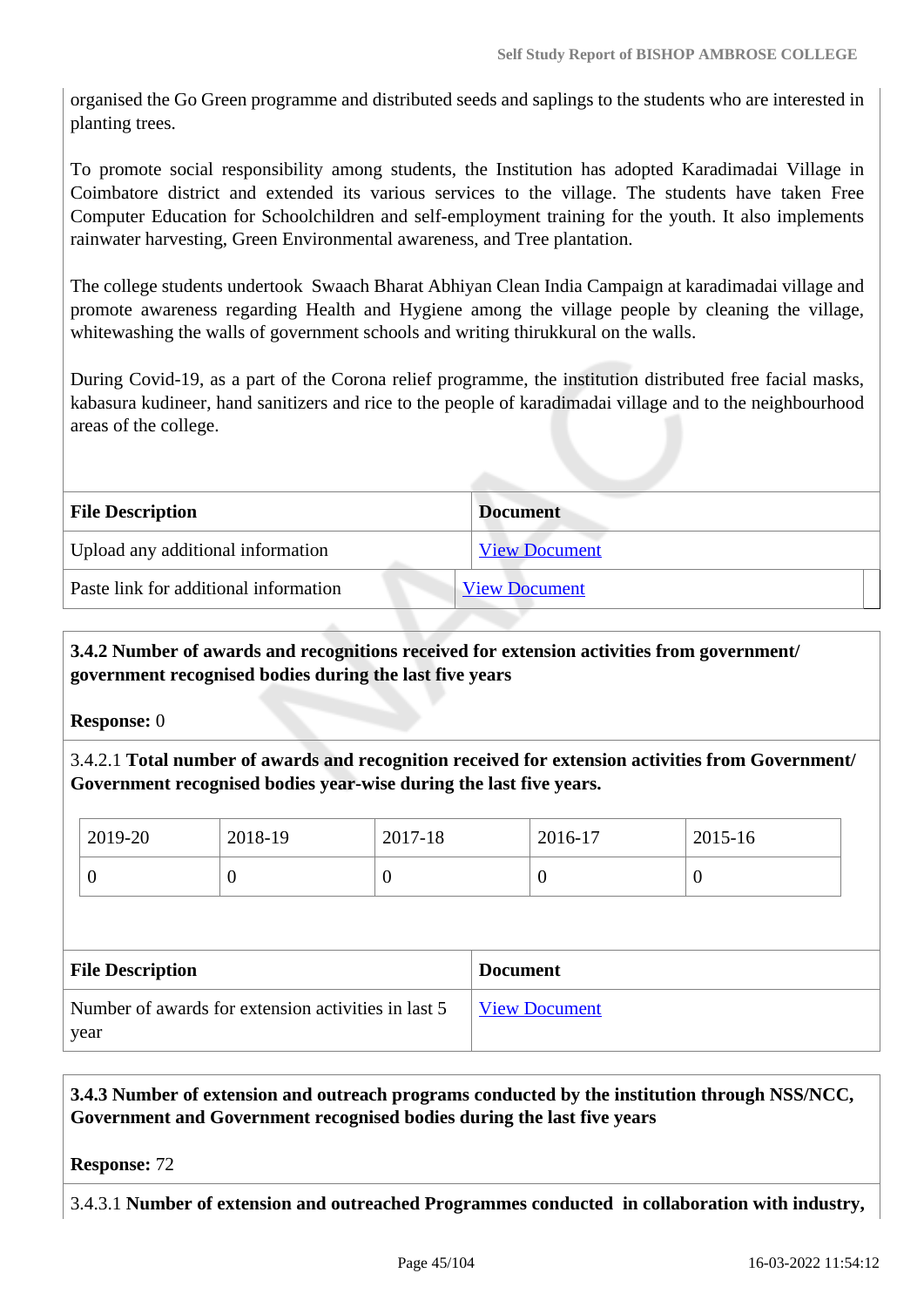organised the Go Green programme and distributed seeds and saplings to the students who are interested in planting trees.

To promote social responsibility among students, the Institution has adopted Karadimadai Village in Coimbatore district and extended its various services to the village. The students have taken Free Computer Education for Schoolchildren and self-employment training for the youth. It also implements rainwater harvesting, Green Environmental awareness, and Tree plantation.

The college students undertook Swaach Bharat Abhiyan Clean India Campaign at karadimadai village and promote awareness regarding Health and Hygiene among the village people by cleaning the village, whitewashing the walls of government schools and writing thirukkural on the walls.

During Covid-19, as a part of the Corona relief programme, the institution distributed free facial masks, kabasura kudineer, hand sanitizers and rice to the people of karadimadai village and to the neighbourhood areas of the college.

| File Description | Document |
|---|---|
| Upload any additional information | View Document |
| Paste link for additional information | View Document |

**3.4.2 Number of awards and recognitions received for extension activities from government/ government recognised bodies during the last five years**

**Response:** 0

3.4.2.1 **Total number of awards and recognition received for extension activities from Government/ Government recognised bodies year-wise during the last five years.**

| 2019-20 | 2018-19 | 2017-18 | 2016-17 | 2015-16 |
|---|---|---|---|---|
| 0 | 0 | 0 | 0 | 0 |

| File Description | Document |
|---|---|
| Number of awards for extension activities in last 5 year | View Document |

**3.4.3 Number of extension and outreach programs conducted by the institution through NSS/NCC, Government and Government recognised bodies during the last five years**

**Response:** 72

3.4.3.1 **Number of extension and outreached Programmes conducted in collaboration with industry,**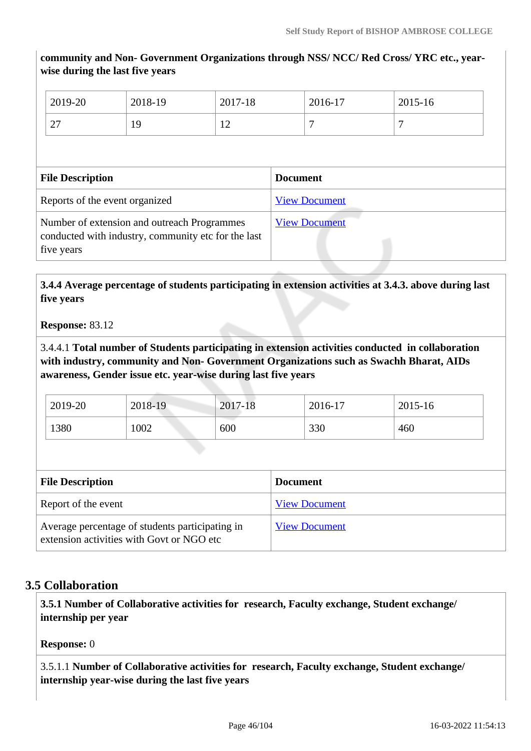**community and Non- Government Organizations through NSS/ NCC/ Red Cross/ YRC etc., year-wise during the last five years**

| 2019-20 | 2018-19 | 2017-18 | 2016-17 | 2015-16 |
|---|---|---|---|---|
| 27 | 19 | 12 | 7 | 7 |

| File Description | Document |
|---|---|
| Reports of the event organized | View Document |
| Number of extension and outreach Programmes conducted with industry, community etc for the last five years | View Document |

**3.4.4 Average percentage of students participating in extension activities at 3.4.3. above during last five years**

**Response:** 83.12

3.4.4.1 **Total number of Students participating in extension activities conducted in collaboration with industry, community and Non- Government Organizations such as Swachh Bharat, AIDs awareness, Gender issue etc. year-wise during last five years**

| 2019-20 | 2018-19 | 2017-18 | 2016-17 | 2015-16 |
|---|---|---|---|---|
| 1380 | 1002 | 600 | 330 | 460 |

| File Description | Document |
|---|---|
| Report of the event | View Document |
| Average percentage of students participating in extension activities with Govt or NGO etc | View Document |

## 3.5 Collaboration

**3.5.1 Number of Collaborative activities for research, Faculty exchange, Student exchange/ internship per year**

**Response:** 0

3.5.1.1 **Number of Collaborative activities for research, Faculty exchange, Student exchange/ internship year-wise during the last five years**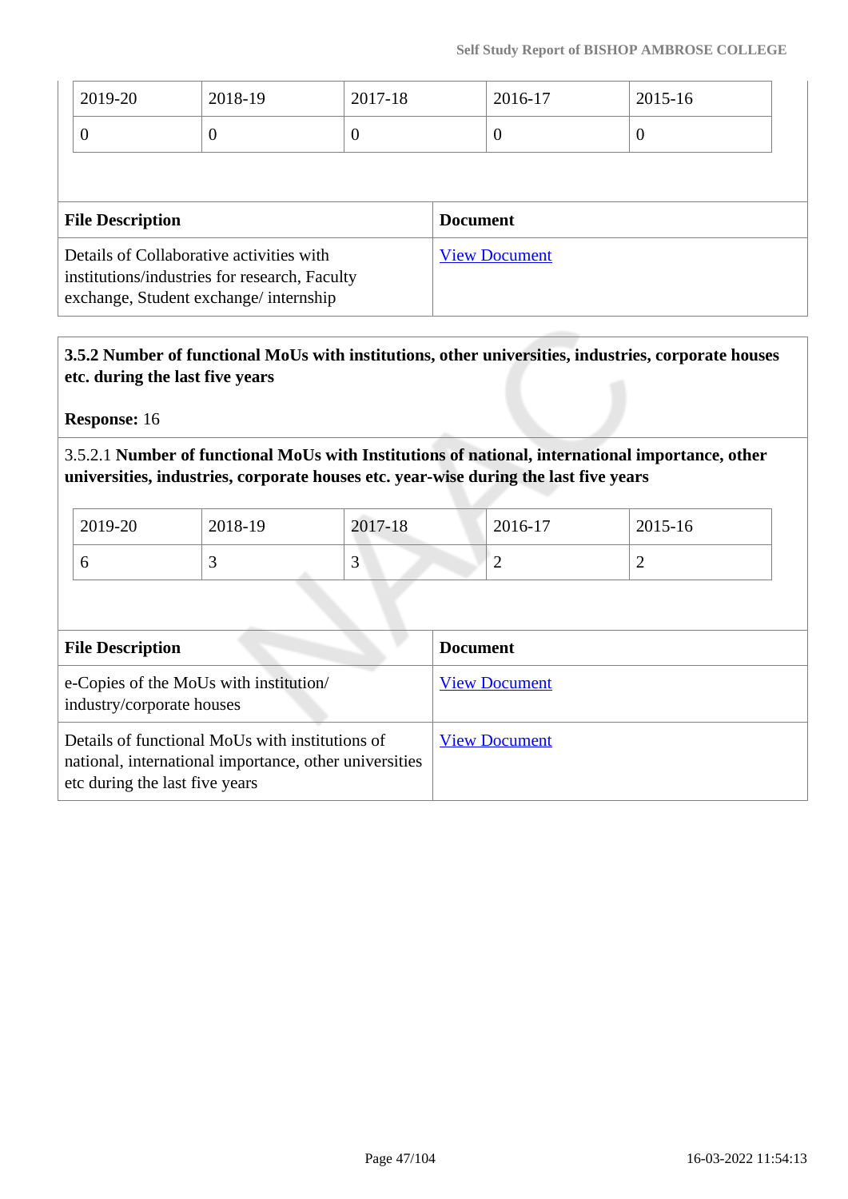| 2019-20 | 2018-19 | 2017-18 | 2016-17 | 2015-16 |
|---|---|---|---|---|
| 0 | 0 | 0 | 0 | 0 |

| File Description | Document |
|---|---|
| Details of Collaborative activities with institutions/industries for research, Faculty exchange, Student exchange/ internship | View Document |

**3.5.2 Number of functional MoUs with institutions, other universities, industries, corporate houses etc. during the last five years**

**Response:** 16

3.5.2.1 **Number of functional MoUs with Institutions of national, international importance, other universities, industries, corporate houses etc. year-wise during the last five years**

| 2019-20 | 2018-19 | 2017-18 | 2016-17 | 2015-16 |
|---|---|---|---|---|
| 6 | 3 | 3 | 2 | 2 |

| File Description | Document |
|---|---|
| e-Copies of the MoUs with institution/ industry/corporate houses | View Document |
| Details of functional MoUs with institutions of national, international importance, other universities etc during the last five years | View Document |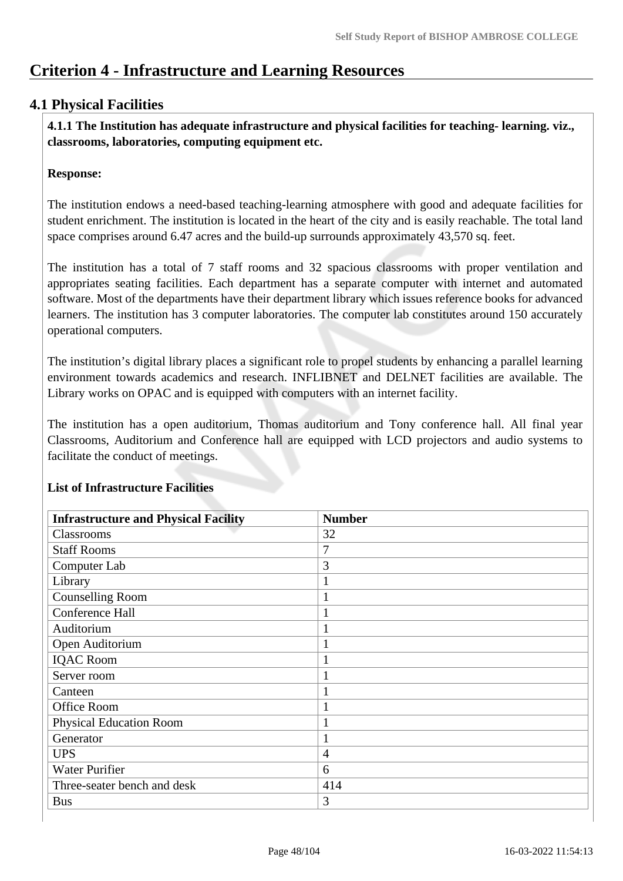# Criterion 4 - Infrastructure and Learning Resources

## 4.1 Physical Facilities

**4.1.1 The Institution has adequate infrastructure and physical facilities for teaching- learning. viz., classrooms, laboratories, computing equipment etc.**

**Response:**

The institution endows a need-based teaching-learning atmosphere with good and adequate facilities for student enrichment. The institution is located in the heart of the city and is easily reachable. The total land space comprises around 6.47 acres and the build-up surrounds approximately 43,570 sq. feet.

The institution has a total of 7 staff rooms and 32 spacious classrooms with proper ventilation and appropriates seating facilities. Each department has a separate computer with internet and automated software. Most of the departments have their department library which issues reference books for advanced learners. The institution has 3 computer laboratories. The computer lab constitutes around 150 accurately operational computers.

The institution's digital library places a significant role to propel students by enhancing a parallel learning environment towards academics and research. INFLIBNET and DELNET facilities are available. The Library works on OPAC and is equipped with computers with an internet facility.

The institution has a open auditorium, Thomas auditorium and Tony conference hall. All final year Classrooms, Auditorium and Conference hall are equipped with LCD projectors and audio systems to facilitate the conduct of meetings.

**List of Infrastructure Facilities**

| Infrastructure and Physical Facility | Number |
|---|---|
| Classrooms | 32 |
| Staff Rooms | 7 |
| Computer Lab | 3 |
| Library | 1 |
| Counselling Room | 1 |
| Conference Hall | 1 |
| Auditorium | 1 |
| Open Auditorium | 1 |
| IQAC Room | 1 |
| Server room | 1 |
| Canteen | 1 |
| Office Room | 1 |
| Physical Education Room | 1 |
| Generator | 1 |
| UPS | 4 |
| Water Purifier | 6 |
| Three-seater bench and desk | 414 |
| Bus | 3 |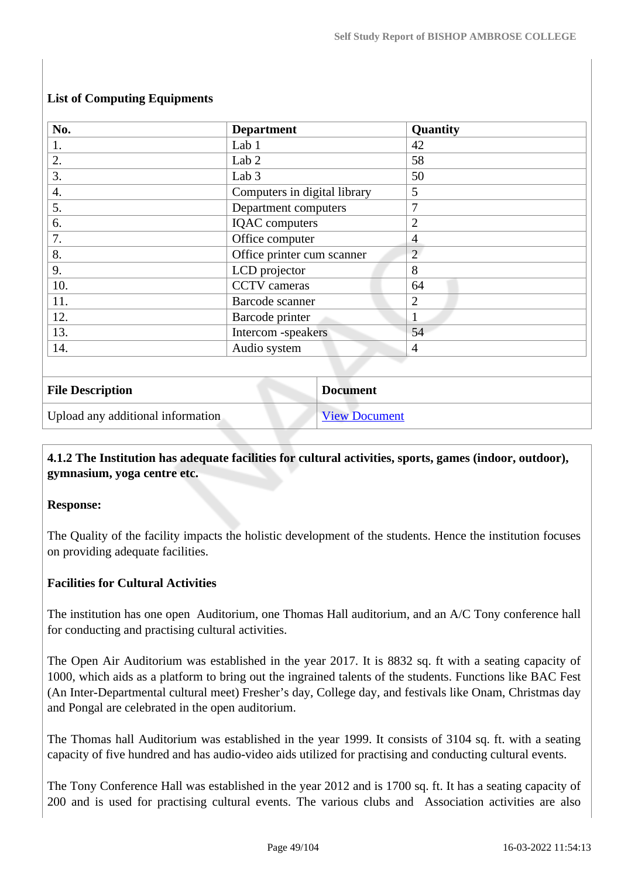**List of Computing Equipments**

| No. | Department | Quantity |
|---|---|---|
| 1. | Lab 1 | 42 |
| 2. | Lab 2 | 58 |
| 3. | Lab 3 | 50 |
| 4. | Computers in digital library | 5 |
| 5. | Department computers | 7 |
| 6. | IQAC computers | 2 |
| 7. | Office computer | 4 |
| 8. | Office printer cum scanner | 2 |
| 9. | LCD projector | 8 |
| 10. | CCTV cameras | 64 |
| 11. | Barcode scanner | 2 |
| 12. | Barcode printer | 1 |
| 13. | Intercom -speakers | 54 |
| 14. | Audio system | 4 |

| File Description | Document |
|---|---|
| Upload any additional information | View Document |

**4.1.2 The Institution has adequate facilities for cultural activities, sports, games (indoor, outdoor), gymnasium, yoga centre etc.**

**Response:**

The Quality of the facility impacts the holistic development of the students. Hence the institution focuses on providing adequate facilities.

**Facilities for Cultural Activities**

The institution has one open Auditorium, one Thomas Hall auditorium, and an A/C Tony conference hall for conducting and practising cultural activities.

The Open Air Auditorium was established in the year 2017. It is 8832 sq. ft with a seating capacity of 1000, which aids as a platform to bring out the ingrained talents of the students. Functions like BAC Fest (An Inter-Departmental cultural meet) Fresher's day, College day, and festivals like Onam, Christmas day and Pongal are celebrated in the open auditorium.

The Thomas hall Auditorium was established in the year 1999. It consists of 3104 sq. ft. with a seating capacity of five hundred and has audio-video aids utilized for practising and conducting cultural events.

The Tony Conference Hall was established in the year 2012 and is 1700 sq. ft. It has a seating capacity of 200 and is used for practising cultural events. The various clubs and Association activities are also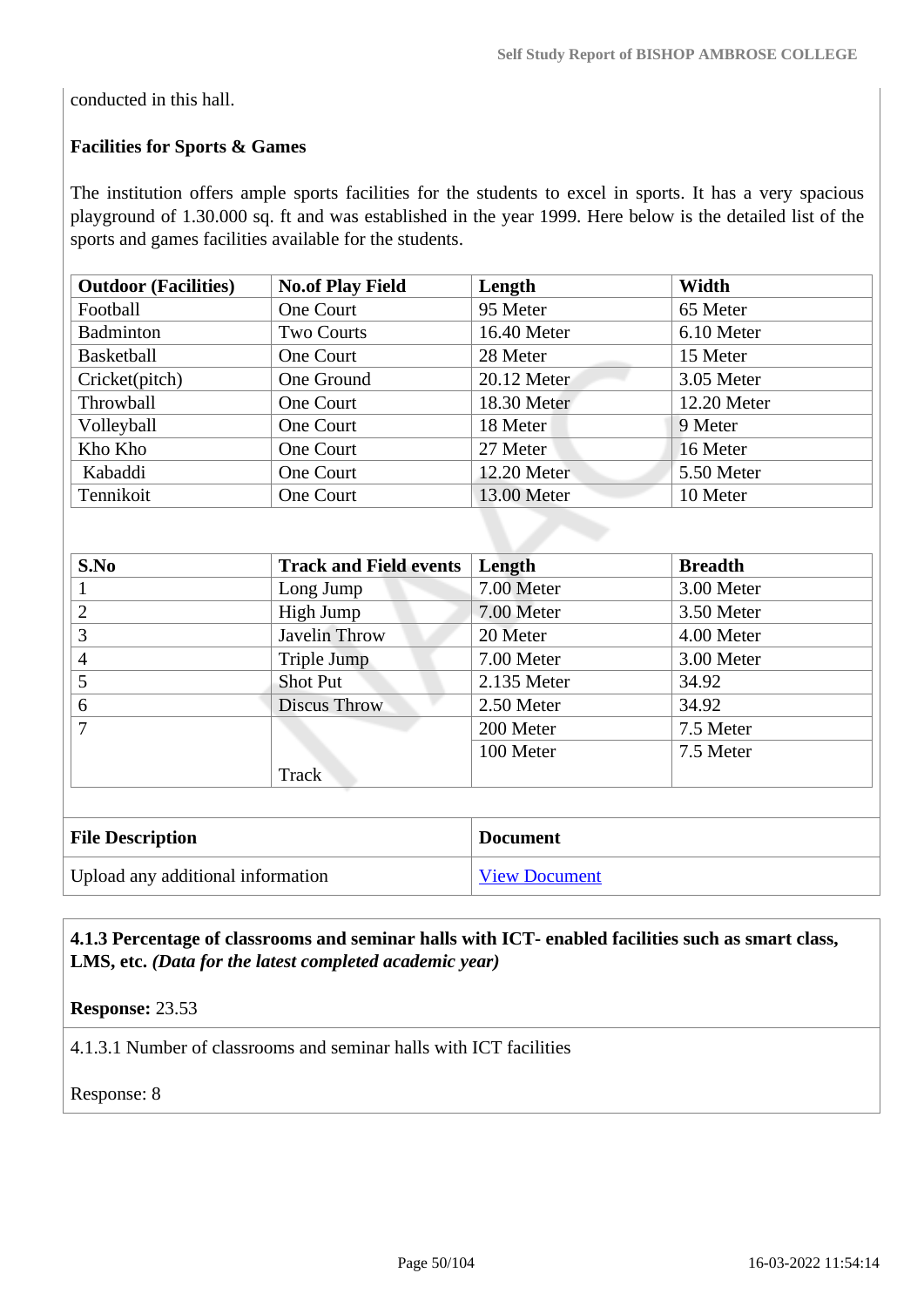conducted in this hall.

**Facilities for Sports & Games**

The institution offers ample sports facilities for the students to excel in sports. It has a very spacious playground of 1.30.000 sq. ft and was established in the year 1999. Here below is the detailed list of the sports and games facilities available for the students.

| Outdoor (Facilities) | No.of Play Field | Length | Width |
|---|---|---|---|
| Football | One Court | 95 Meter | 65 Meter |
| Badminton | Two Courts | 16.40 Meter | 6.10 Meter |
| Basketball | One Court | 28 Meter | 15 Meter |
| Cricket(pitch) | One Ground | 20.12 Meter | 3.05 Meter |
| Throwball | One Court | 18.30 Meter | 12.20 Meter |
| Volleyball | One Court | 18 Meter | 9 Meter |
| Kho Kho | One Court | 27 Meter | 16 Meter |
| Kabaddi | One Court | 12.20 Meter | 5.50 Meter |
| Tennikoit | One Court | 13.00 Meter | 10 Meter |

| S.No | Track and Field events | Length | Breadth |
|---|---|---|---|
| 1 | Long Jump | 7.00 Meter | 3.00 Meter |
| 2 | High Jump | 7.00 Meter | 3.50 Meter |
| 3 | Javelin Throw | 20 Meter | 4.00 Meter |
| 4 | Triple Jump | 7.00 Meter | 3.00 Meter |
| 5 | Shot Put | 2.135 Meter | 34.92 |
| 6 | Discus Throw | 2.50 Meter | 34.92 |
| 7 | Track | 200 Meter | 7.5 Meter |
| | | 100 Meter | 7.5 Meter |

| File Description | Document |
|---|---|
| Upload any additional information | View Document |

**4.1.3 Percentage of classrooms and seminar halls with ICT- enabled facilities such as smart class, LMS, etc.** ***(Data for the latest completed academic year)***

**Response:** 23.53

4.1.3.1 Number of classrooms and seminar halls with ICT facilities

Response: 8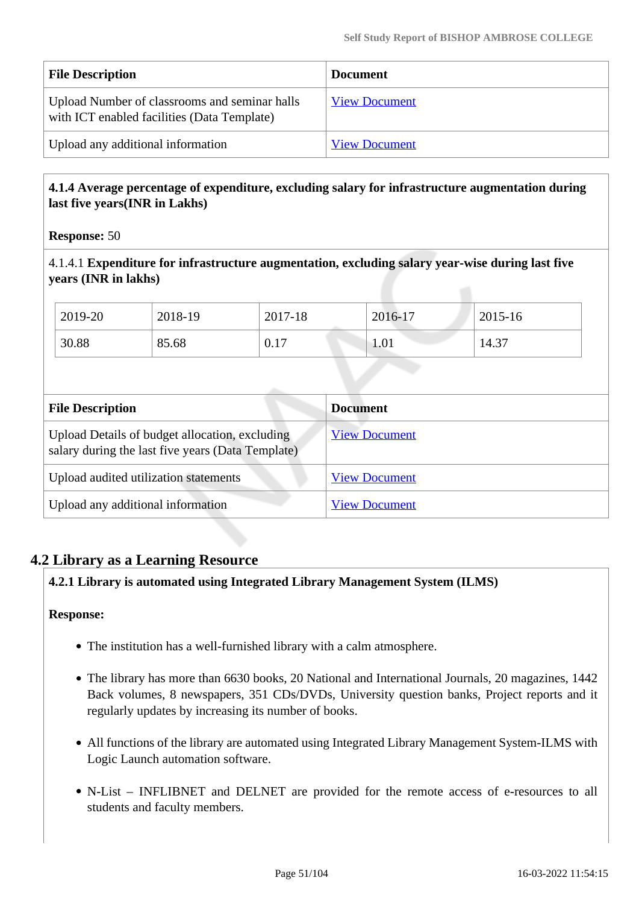| File Description | Document |
|---|---|
| Upload Number of classrooms and seminar halls with ICT enabled facilities (Data Template) | View Document |
| Upload any additional information | View Document |

**4.1.4 Average percentage of expenditure, excluding salary for infrastructure augmentation during last five years(INR in Lakhs)**

**Response:** 50

4.1.4.1 **Expenditure for infrastructure augmentation, excluding salary year-wise during last five years (INR in lakhs)**

| 2019-20 | 2018-19 | 2017-18 | 2016-17 | 2015-16 |
|---|---|---|---|---|
| 30.88 | 85.68 | 0.17 | 1.01 | 14.37 |

| File Description | Document |
|---|---|
| Upload Details of budget allocation, excluding salary during the last five years (Data Template) | View Document |
| Upload audited utilization statements | View Document |
| Upload any additional information | View Document |

## 4.2 Library as a Learning Resource

**4.2.1 Library is automated using Integrated Library Management System (ILMS)**

**Response:**

- The institution has a well-furnished library with a calm atmosphere.
- The library has more than 6630 books, 20 National and International Journals, 20 magazines, 1442 Back volumes, 8 newspapers, 351 CDs/DVDs, University question banks, Project reports and it regularly updates by increasing its number of books.
- All functions of the library are automated using Integrated Library Management System-ILMS with Logic Launch automation software.
- N-List – INFLIBNET and DELNET are provided for the remote access of e-resources to all students and faculty members.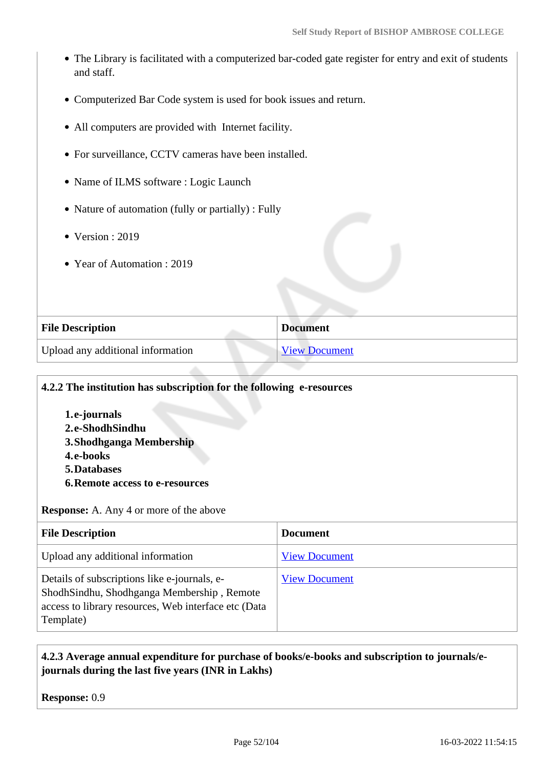- The Library is facilitated with a computerized bar-coded gate register for entry and exit of students and staff.
- Computerized Bar Code system is used for book issues and return.
- All computers are provided with Internet facility.
- For surveillance, CCTV cameras have been installed.
- Name of ILMS software : Logic Launch
- Nature of automation (fully or partially) : Fully
- Version : 2019
- Year of Automation : 2019

| File Description | Document |
|---|---|
| Upload any additional information | View Document |

**4.2.2 The institution has subscription for the following e-resources**

1. **e-journals**
2. **e-ShodhSindhu**
3. **Shodhganga Membership**
4. **e-books**
5. **Databases**
6. **Remote access to e-resources**

**Response:** A. Any 4 or more of the above

| File Description | Document |
|---|---|
| Upload any additional information | View Document |
| Details of subscriptions like e-journals, e-ShodhSindhu, Shodhganga Membership , Remote access to library resources, Web interface etc (Data Template) | View Document |

**4.2.3 Average annual expenditure for purchase of books/e-books and subscription to journals/e-journals during the last five years (INR in Lakhs)**

**Response:** 0.9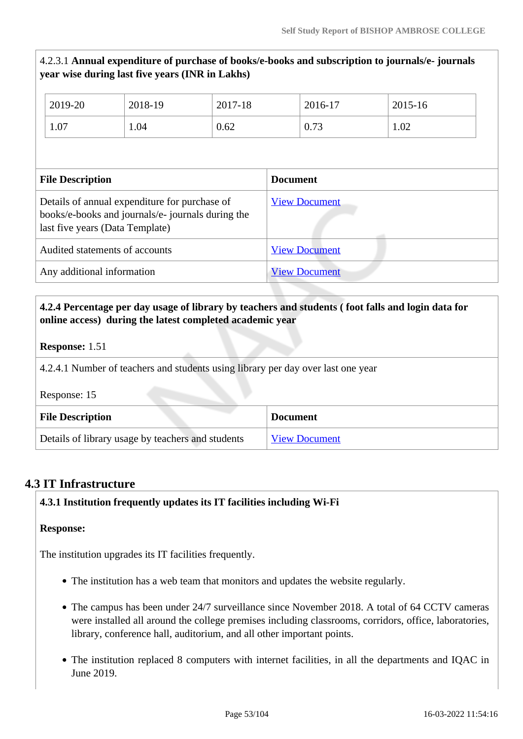4.2.3.1 **Annual expenditure of purchase of books/e-books and subscription to journals/e- journals year wise during last five years (INR in Lakhs)**

| 2019-20 | 2018-19 | 2017-18 | 2016-17 | 2015-16 |
|---|---|---|---|---|
| 1.07 | 1.04 | 0.62 | 0.73 | 1.02 |

| File Description | Document |
|---|---|
| Details of annual expenditure for purchase of books/e-books and journals/e- journals during the last five years (Data Template) | View Document |
| Audited statements of accounts | View Document |
| Any additional information | View Document |

**4.2.4 Percentage per day usage of library by teachers and students ( foot falls and login data for online access) during the latest completed academic year**

**Response:** 1.51

4.2.4.1 Number of teachers and students using library per day over last one year

Response: 15

| File Description | Document |
|---|---|
| Details of library usage by teachers and students | View Document |

## 4.3 IT Infrastructure

**4.3.1 Institution frequently updates its IT facilities including Wi-Fi**

**Response:**

The institution upgrades its IT facilities frequently.

- The institution has a web team that monitors and updates the website regularly.
- The campus has been under 24/7 surveillance since November 2018. A total of 64 CCTV cameras were installed all around the college premises including classrooms, corridors, office, laboratories, library, conference hall, auditorium, and all other important points.
- The institution replaced 8 computers with internet facilities, in all the departments and IQAC in June 2019.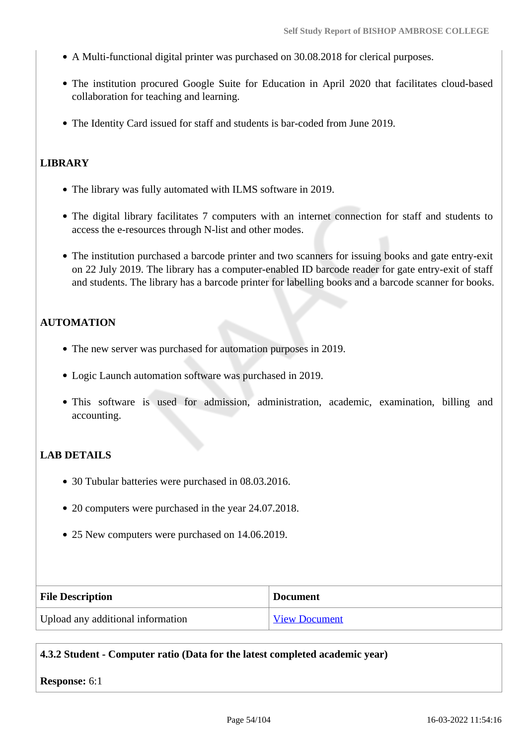- A Multi-functional digital printer was purchased on 30.08.2018 for clerical purposes.
- The institution procured Google Suite for Education in April 2020 that facilitates cloud-based collaboration for teaching and learning.
- The Identity Card issued for staff and students is bar-coded from June 2019.

**LIBRARY**

- The library was fully automated with ILMS software in 2019.
- The digital library facilitates 7 computers with an internet connection for staff and students to access the e-resources through N-list and other modes.
- The institution purchased a barcode printer and two scanners for issuing books and gate entry-exit on 22 July 2019. The library has a computer-enabled ID barcode reader for gate entry-exit of staff and students. The library has a barcode printer for labelling books and a barcode scanner for books.

**AUTOMATION**

- The new server was purchased for automation purposes in 2019.
- Logic Launch automation software was purchased in 2019.
- This software is used for admission, administration, academic, examination, billing and accounting.

**LAB DETAILS**

- 30 Tubular batteries were purchased in 08.03.2016.
- 20 computers were purchased in the year 24.07.2018.
- 25 New computers were purchased on 14.06.2019.

| File Description | Document |
|---|---|
| Upload any additional information | View Document |

**4.3.2 Student - Computer ratio (Data for the latest completed academic year)**

**Response:** 6:1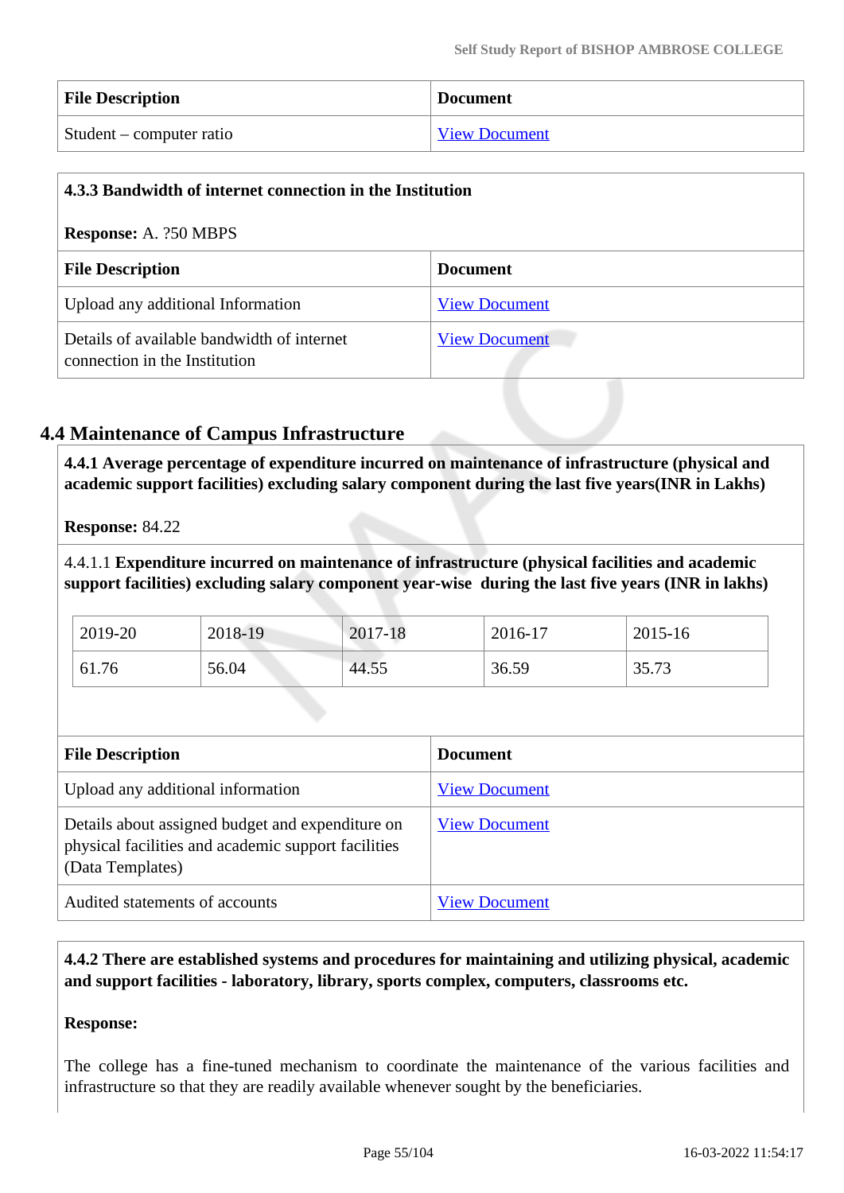| File Description | Document |
| --- | --- |
| Student – computer ratio | View Document |

**4.3.3 Bandwidth of internet connection in the Institution**

**Response:** A. ?50 MBPS

| File Description | Document |
| --- | --- |
| Upload any additional Information | View Document |
| Details of available bandwidth of internet connection in the Institution | View Document |

## 4.4 Maintenance of Campus Infrastructure

**4.4.1 Average percentage of expenditure incurred on maintenance of infrastructure (physical and academic support facilities) excluding salary component during the last five years(INR in Lakhs)**

**Response:** 84.22

4.4.1.1 **Expenditure incurred on maintenance of infrastructure (physical facilities and academic support facilities) excluding salary component year-wise during the last five years (INR in lakhs)**

| 2019-20 | 2018-19 | 2017-18 | 2016-17 | 2015-16 |
| --- | --- | --- | --- | --- |
| 61.76 | 56.04 | 44.55 | 36.59 | 35.73 |

| File Description | Document |
| --- | --- |
| Upload any additional information | View Document |
| Details about assigned budget and expenditure on physical facilities and academic support facilities (Data Templates) | View Document |
| Audited statements of accounts | View Document |

**4.4.2 There are established systems and procedures for maintaining and utilizing physical, academic and support facilities - laboratory, library, sports complex, computers, classrooms etc.**

**Response:**

The college has a fine-tuned mechanism to coordinate the maintenance of the various facilities and infrastructure so that they are readily available whenever sought by the beneficiaries.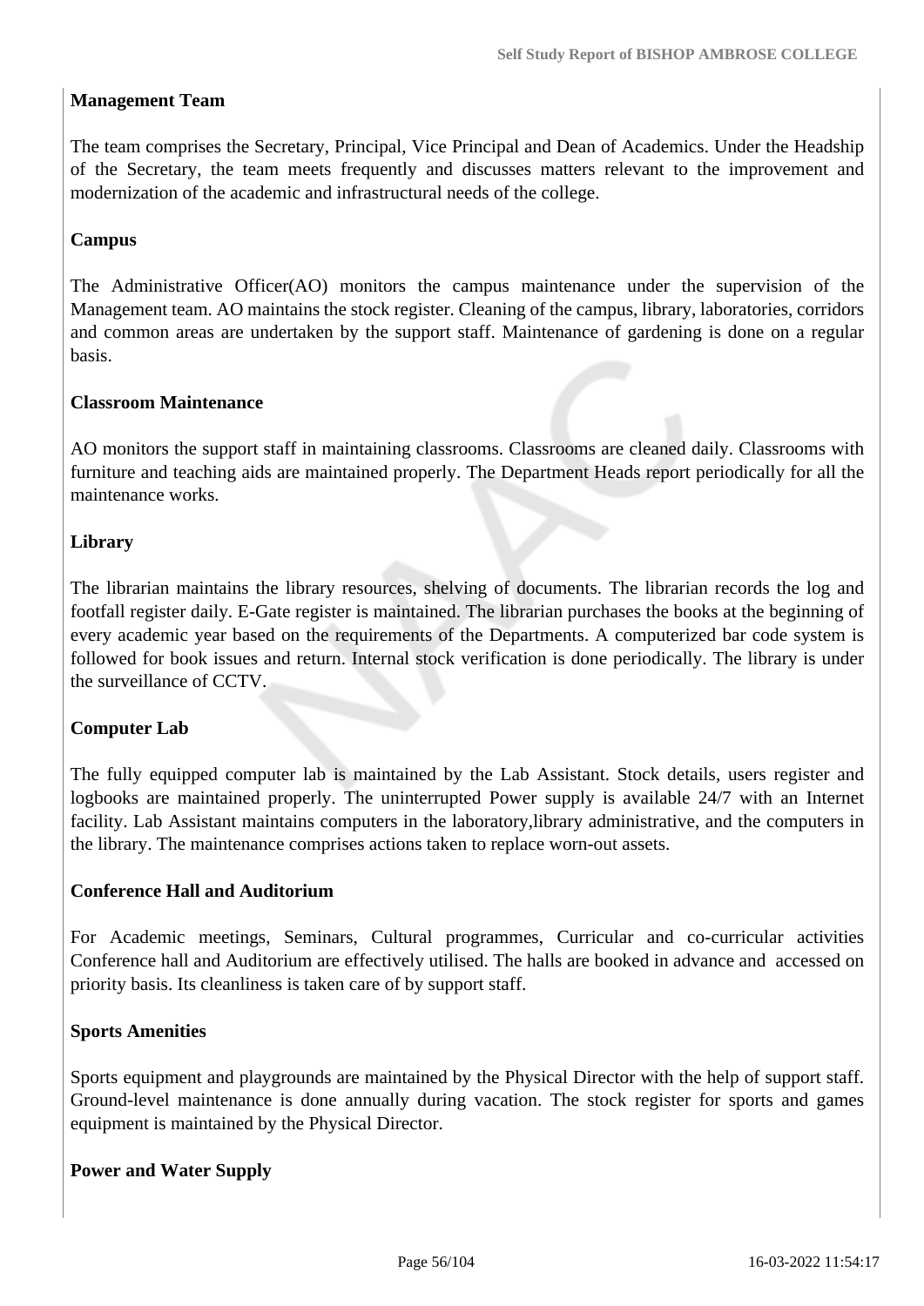**Management Team**

The team comprises the Secretary, Principal, Vice Principal and Dean of Academics. Under the Headship of the Secretary, the team meets frequently and discusses matters relevant to the improvement and modernization of the academic and infrastructural needs of the college.

**Campus**

The Administrative Officer(AO) monitors the campus maintenance under the supervision of the Management team. AO maintains the stock register. Cleaning of the campus, library, laboratories, corridors and common areas are undertaken by the support staff. Maintenance of gardening is done on a regular basis.

**Classroom Maintenance**

AO monitors the support staff in maintaining classrooms. Classrooms are cleaned daily. Classrooms with furniture and teaching aids are maintained properly. The Department Heads report periodically for all the maintenance works.

**Library**

The librarian maintains the library resources, shelving of documents. The librarian records the log and footfall register daily. E-Gate register is maintained. The librarian purchases the books at the beginning of every academic year based on the requirements of the Departments. A computerized bar code system is followed for book issues and return. Internal stock verification is done periodically. The library is under the surveillance of CCTV.

**Computer Lab**

The fully equipped computer lab is maintained by the Lab Assistant. Stock details, users register and logbooks are maintained properly. The uninterrupted Power supply is available 24/7 with an Internet facility. Lab Assistant maintains computers in the laboratory,library administrative, and the computers in the library. The maintenance comprises actions taken to replace worn-out assets.

**Conference Hall and Auditorium**

For Academic meetings, Seminars, Cultural programmes, Curricular and co-curricular activities Conference hall and Auditorium are effectively utilised. The halls are booked in advance and accessed on priority basis. Its cleanliness is taken care of by support staff.

**Sports Amenities**

Sports equipment and playgrounds are maintained by the Physical Director with the help of support staff. Ground-level maintenance is done annually during vacation. The stock register for sports and games equipment is maintained by the Physical Director.

**Power and Water Supply**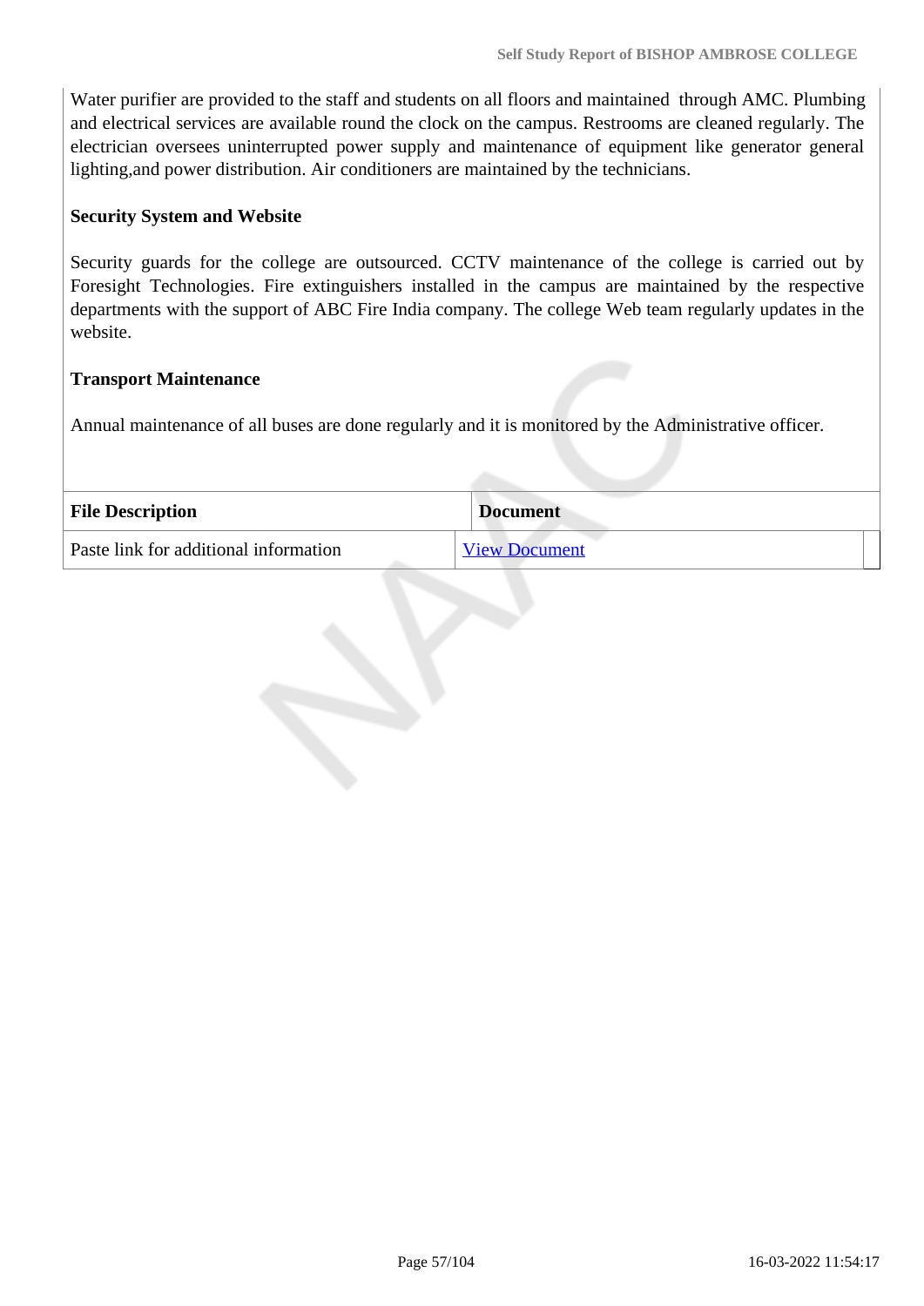Water purifier are provided to the staff and students on all floors and maintained through AMC. Plumbing and electrical services are available round the clock on the campus. Restrooms are cleaned regularly. The electrician oversees uninterrupted power supply and maintenance of equipment like generator general lighting,and power distribution. Air conditioners are maintained by the technicians.

**Security System and Website**

Security guards for the college are outsourced. CCTV maintenance of the college is carried out by Foresight Technologies. Fire extinguishers installed in the campus are maintained by the respective departments with the support of ABC Fire India company. The college Web team regularly updates in the website.

**Transport Maintenance**

Annual maintenance of all buses are done regularly and it is monitored by the Administrative officer.

| File Description | Document |
| --- | --- |
| Paste link for additional information | View Document |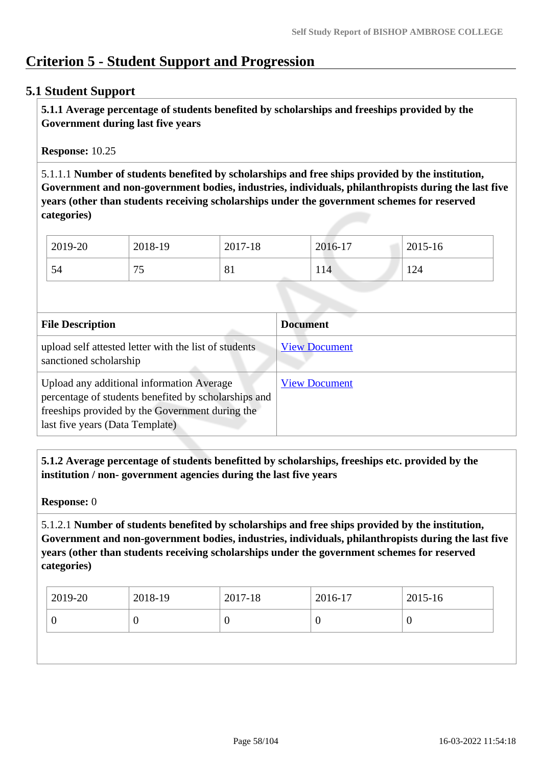# Criterion 5 - Student Support and Progression

## 5.1 Student Support

**5.1.1 Average percentage of students benefited by scholarships and freeships provided by the Government during last five years**

**Response:** 10.25

5.1.1.1 **Number of students benefited by scholarships and free ships provided by the institution, Government and non-government bodies, industries, individuals, philanthropists during the last five years (other than students receiving scholarships under the government schemes for reserved categories)**

| 2019-20 | 2018-19 | 2017-18 | 2016-17 | 2015-16 |
|---|---|---|---|---|
| 54 | 75 | 81 | 114 | 124 |

| File Description | Document |
|---|---|
| upload self attested letter with the list of students sanctioned scholarship | View Document |
| Upload any additional information Average percentage of students benefited by scholarships and freeships provided by the Government during the last five years (Data Template) | View Document |

**5.1.2 Average percentage of students benefitted by scholarships, freeships etc. provided by the institution / non- government agencies during the last five years**

**Response:** 0

5.1.2.1 **Number of students benefited by scholarships and free ships provided by the institution, Government and non-government bodies, industries, individuals, philanthropists during the last five years (other than students receiving scholarships under the government schemes for reserved categories)**

| 2019-20 | 2018-19 | 2017-18 | 2016-17 | 2015-16 |
|---|---|---|---|---|
| 0 | 0 | 0 | 0 | 0 |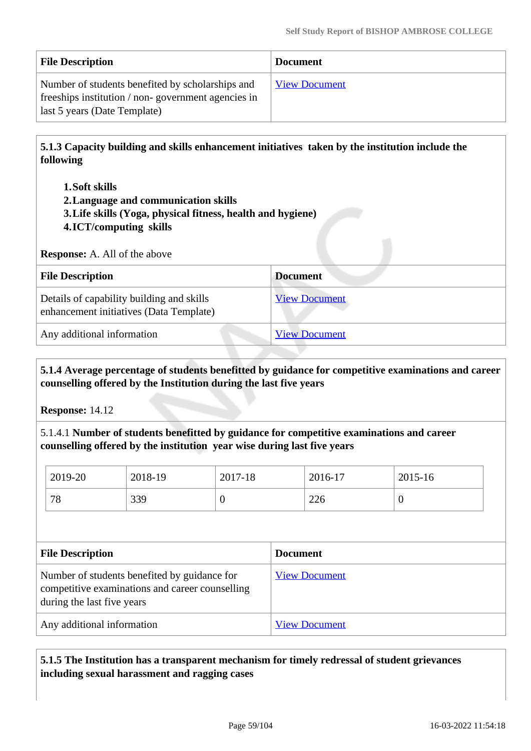| File Description | Document |
|---|---|
| Number of students benefited by scholarships and freeships institution / non- government agencies in last 5 years (Date Template) | View Document |

**5.1.3 Capacity building and skills enhancement initiatives taken by the institution include the following**

1. **Soft skills**
2. **Language and communication skills**
3. **Life skills (Yoga, physical fitness, health and hygiene)**
4. **ICT/computing skills**

**Response:** A. All of the above

| File Description | Document |
|---|---|
| Details of capability building and skills enhancement initiatives (Data Template) | View Document |
| Any additional information | View Document |

**5.1.4 Average percentage of students benefitted by guidance for competitive examinations and career counselling offered by the Institution during the last five years**

**Response:** 14.12

5.1.4.1 **Number of students benefitted by guidance for competitive examinations and career counselling offered by the institution year wise during last five years**

| 2019-20 | 2018-19 | 2017-18 | 2016-17 | 2015-16 |
|---|---|---|---|---|
| 78 | 339 | 0 | 226 | 0 |

| File Description | Document |
|---|---|
| Number of students benefited by guidance for competitive examinations and career counselling during the last five years | View Document |
| Any additional information | View Document |

**5.1.5 The Institution has a transparent mechanism for timely redressal of student grievances including sexual harassment and ragging cases**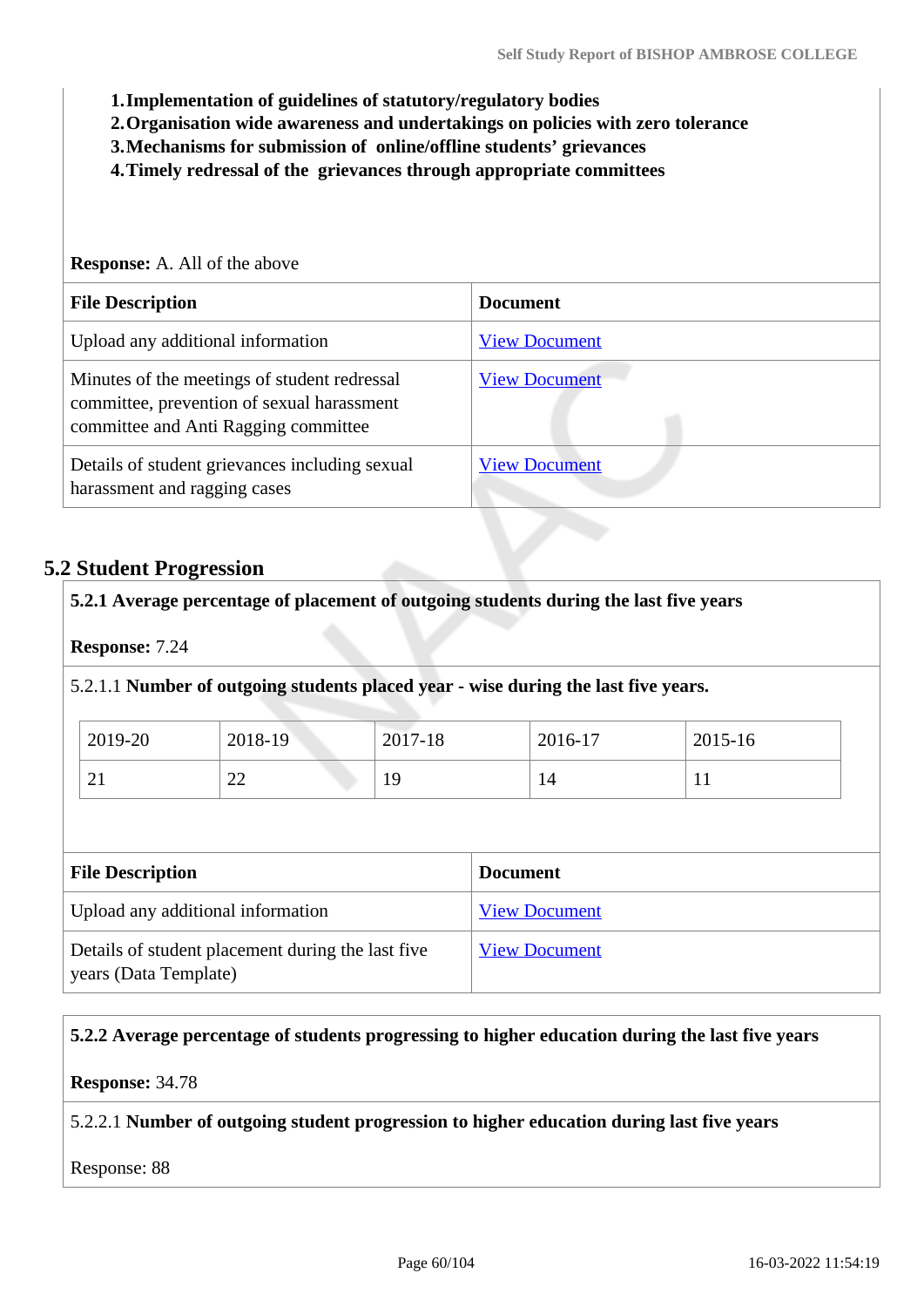1. **Implementation of guidelines of statutory/regulatory bodies**
2. **Organisation wide awareness and undertakings on policies with zero tolerance**
3. **Mechanisms for submission of online/offline students' grievances**
4. **Timely redressal of the grievances through appropriate committees**

**Response:** A. All of the above

| File Description | Document |
|---|---|
| Upload any additional information | View Document |
| Minutes of the meetings of student redressal committee, prevention of sexual harassment committee and Anti Ragging committee | View Document |
| Details of student grievances including sexual harassment and ragging cases | View Document |

## 5.2 Student Progression

**5.2.1 Average percentage of placement of outgoing students during the last five years**

**Response:** 7.24

5.2.1.1 **Number of outgoing students placed year - wise during the last five years.**

| 2019-20 | 2018-19 | 2017-18 | 2016-17 | 2015-16 |
|---|---|---|---|---|
| 21 | 22 | 19 | 14 | 11 |

| File Description | Document |
|---|---|
| Upload any additional information | View Document |
| Details of student placement during the last five years (Data Template) | View Document |

**5.2.2 Average percentage of students progressing to higher education during the last five years**

**Response:** 34.78

5.2.2.1 **Number of outgoing student progression to higher education during last five years**

Response: 88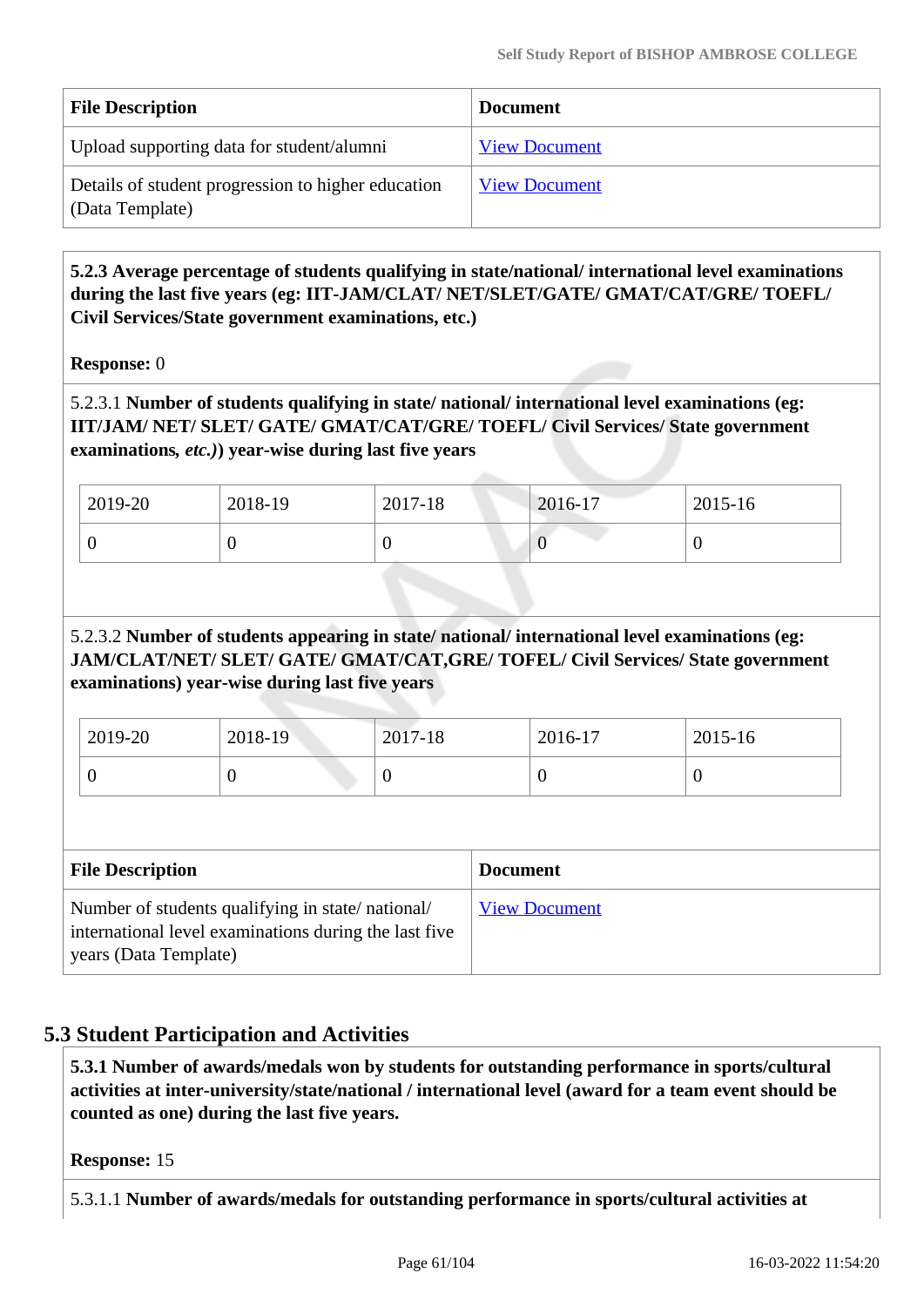| File Description | Document |
| --- | --- |
| Upload supporting data for student/alumni | View Document |
| Details of student progression to higher education (Data Template) | View Document |

**5.2.3 Average percentage of students qualifying in state/national/ international level examinations during the last five years (eg: IIT-JAM/CLAT/ NET/SLET/GATE/ GMAT/CAT/GRE/ TOEFL/ Civil Services/State government examinations, etc.)**

**Response:** 0

5.2.3.1 **Number of students qualifying in state/ national/ international level examinations (eg: IIT/JAM/ NET/ SLET/ GATE/ GMAT/CAT/GRE/ TOEFL/ Civil Services/ State government examinations,** ***etc.*****)) year-wise during last five years**

| 2019-20 | 2018-19 | 2017-18 | 2016-17 | 2015-16 |
| --- | --- | --- | --- | --- |
| 0 | 0 | 0 | 0 | 0 |

5.2.3.2 **Number of students appearing in state/ national/ international level examinations (eg: JAM/CLAT/NET/ SLET/ GATE/ GMAT/CAT,GRE/ TOFEL/ Civil Services/ State government examinations) year-wise during last five years**

| 2019-20 | 2018-19 | 2017-18 | 2016-17 | 2015-16 |
| --- | --- | --- | --- | --- |
| 0 | 0 | 0 | 0 | 0 |

| File Description | Document |
| --- | --- |
| Number of students qualifying in state/ national/ international level examinations during the last five years (Data Template) | View Document |

## 5.3 Student Participation and Activities

**5.3.1 Number of awards/medals won by students for outstanding performance in sports/cultural activities at inter-university/state/national / international level (award for a team event should be counted as one) during the last five years.**

**Response:** 15

5.3.1.1 **Number of awards/medals for outstanding performance in sports/cultural activities at**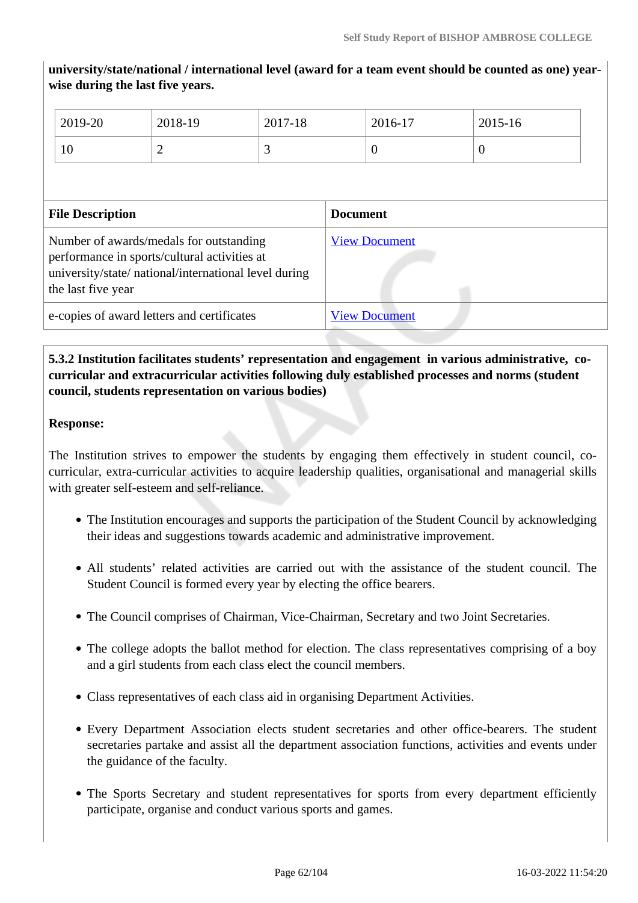**university/state/national / international level (award for a team event should be counted as one) year-wise during the last five years.**

| 2019-20 | 2018-19 | 2017-18 | 2016-17 | 2015-16 |
|---|---|---|---|---|
| 10 | 2 | 3 | 0 | 0 |

| File Description | Document |
|---|---|
| Number of awards/medals for outstanding performance in sports/cultural activities at university/state/ national/international level during the last five year | View Document |
| e-copies of award letters and certificates | View Document |

**5.3.2 Institution facilitates students' representation and engagement in various administrative, co-curricular and extracurricular activities following duly established processes and norms (student council, students representation on various bodies)**

**Response:**

The Institution strives to empower the students by engaging them effectively in student council, co-curricular, extra-curricular activities to acquire leadership qualities, organisational and managerial skills with greater self-esteem and self-reliance.

- The Institution encourages and supports the participation of the Student Council by acknowledging their ideas and suggestions towards academic and administrative improvement.
- All students' related activities are carried out with the assistance of the student council. The Student Council is formed every year by electing the office bearers.
- The Council comprises of Chairman, Vice-Chairman, Secretary and two Joint Secretaries.
- The college adopts the ballot method for election. The class representatives comprising of a boy and a girl students from each class elect the council members.
- Class representatives of each class aid in organising Department Activities.
- Every Department Association elects student secretaries and other office-bearers. The student secretaries partake and assist all the department association functions, activities and events under the guidance of the faculty.
- The Sports Secretary and student representatives for sports from every department efficiently participate, organise and conduct various sports and games.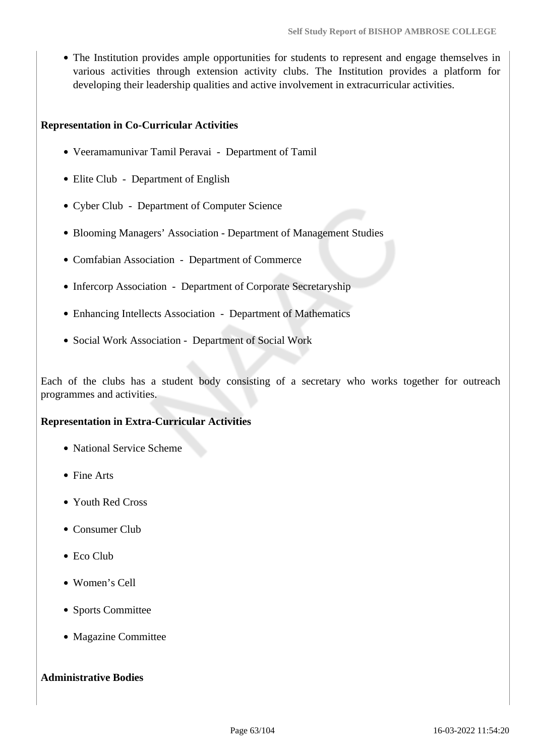- The Institution provides ample opportunities for students to represent and engage themselves in various activities through extension activity clubs. The Institution provides a platform for developing their leadership qualities and active involvement in extracurricular activities.

**Representation in Co-Curricular Activities**

- Veeramamunivar Tamil Peravai - Department of Tamil
- Elite Club - Department of English
- Cyber Club - Department of Computer Science
- Blooming Managers' Association - Department of Management Studies
- Comfabian Association - Department of Commerce
- Infercorp Association - Department of Corporate Secretaryship
- Enhancing Intellects Association - Department of Mathematics
- Social Work Association - Department of Social Work

Each of the clubs has a student body consisting of a secretary who works together for outreach programmes and activities.

**Representation in Extra-Curricular Activities**

- National Service Scheme
- Fine Arts
- Youth Red Cross
- Consumer Club
- Eco Club
- Women's Cell
- Sports Committee
- Magazine Committee

**Administrative Bodies**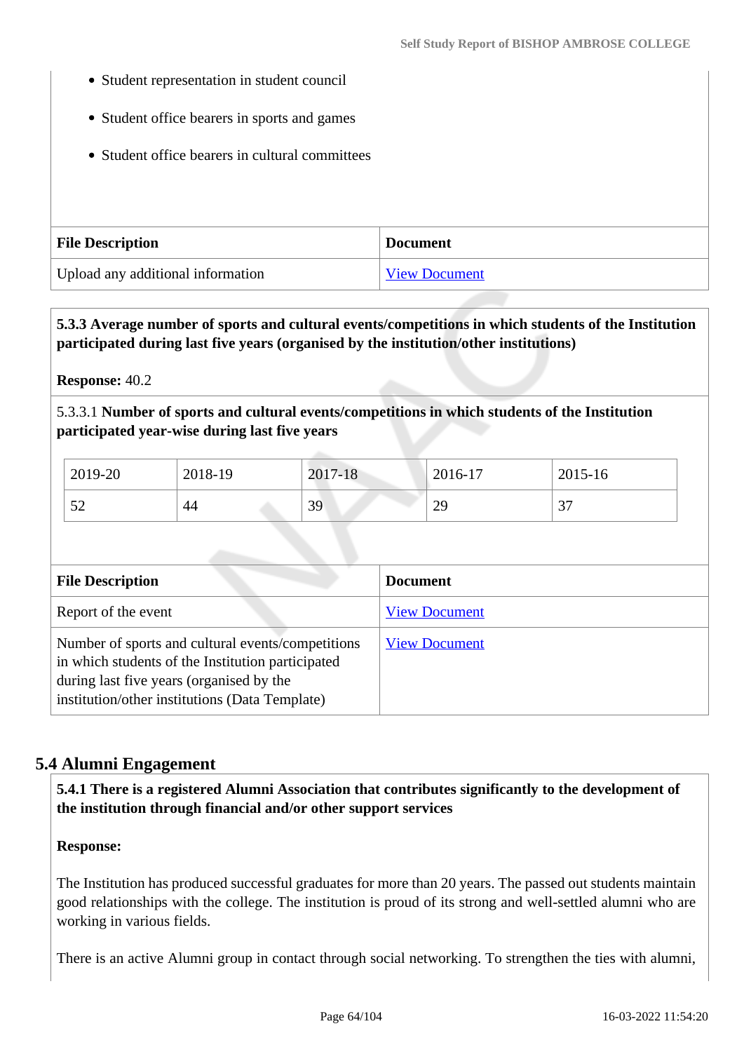- Student representation in student council
- Student office bearers in sports and games
- Student office bearers in cultural committees

| File Description | Document |
|---|---|
| Upload any additional information | View Document |

**5.3.3 Average number of sports and cultural events/competitions in which students of the Institution participated during last five years (organised by the institution/other institutions)**

**Response:** 40.2

5.3.3.1 **Number of sports and cultural events/competitions in which students of the Institution participated year-wise during last five years**

| 2019-20 | 2018-19 | 2017-18 | 2016-17 | 2015-16 |
|---|---|---|---|---|
| 52 | 44 | 39 | 29 | 37 |

| File Description | Document |
|---|---|
| Report of the event | View Document |
| Number of sports and cultural events/competitions in which students of the Institution participated during last five years (organised by the institution/other institutions (Data Template) | View Document |

## 5.4 Alumni Engagement

**5.4.1 There is a registered Alumni Association that contributes significantly to the development of the institution through financial and/or other support services**

**Response:**

The Institution has produced successful graduates for more than 20 years. The passed out students maintain good relationships with the college. The institution is proud of its strong and well-settled alumni who are working in various fields.

There is an active Alumni group in contact through social networking. To strengthen the ties with alumni,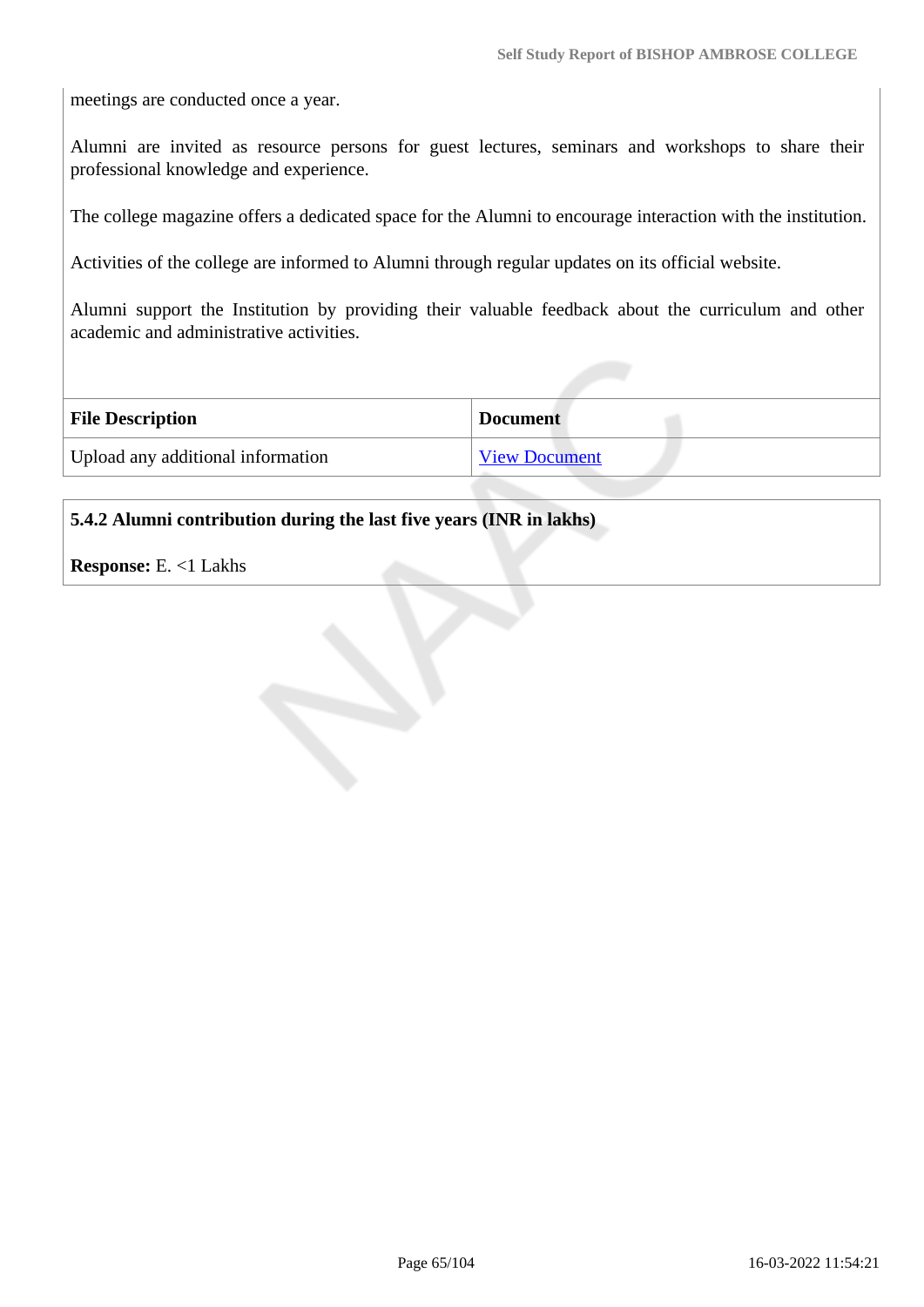meetings are conducted once a year.

Alumni are invited as resource persons for guest lectures, seminars and workshops to share their professional knowledge and experience.

The college magazine offers a dedicated space for the Alumni to encourage interaction with the institution.

Activities of the college are informed to Alumni through regular updates on its official website.

Alumni support the Institution by providing their valuable feedback about the curriculum and other academic and administrative activities.

| File Description | Document |
|---|---|
| Upload any additional information | View Document |

**5.4.2 Alumni contribution during the last five years (INR in lakhs)**

**Response:** E. <1 Lakhs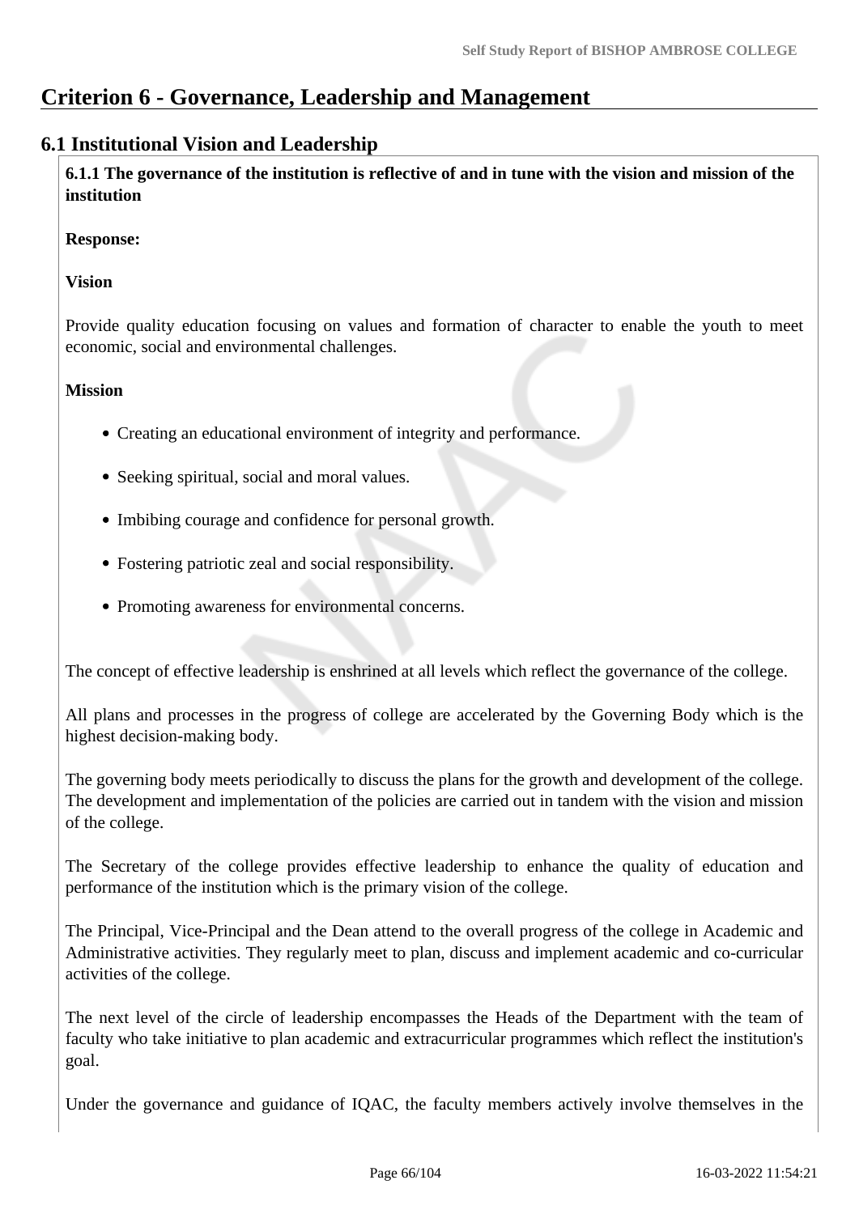# Criterion 6 - Governance, Leadership and Management

## 6.1 Institutional Vision and Leadership

**6.1.1 The governance of the institution is reflective of and in tune with the vision and mission of the institution**

**Response:**

**Vision**

Provide quality education focusing on values and formation of character to enable the youth to meet economic, social and environmental challenges.

**Mission**

- Creating an educational environment of integrity and performance.
- Seeking spiritual, social and moral values.
- Imbibing courage and confidence for personal growth.
- Fostering patriotic zeal and social responsibility.
- Promoting awareness for environmental concerns.

The concept of effective leadership is enshrined at all levels which reflect the governance of the college.

All plans and processes in the progress of college are accelerated by the Governing Body which is the highest decision-making body.

The governing body meets periodically to discuss the plans for the growth and development of the college. The development and implementation of the policies are carried out in tandem with the vision and mission of the college.

The Secretary of the college provides effective leadership to enhance the quality of education and performance of the institution which is the primary vision of the college.

The Principal, Vice-Principal and the Dean attend to the overall progress of the college in Academic and Administrative activities. They regularly meet to plan, discuss and implement academic and co-curricular activities of the college.

The next level of the circle of leadership encompasses the Heads of the Department with the team of faculty who take initiative to plan academic and extracurricular programmes which reflect the institution's goal.

Under the governance and guidance of IQAC, the faculty members actively involve themselves in the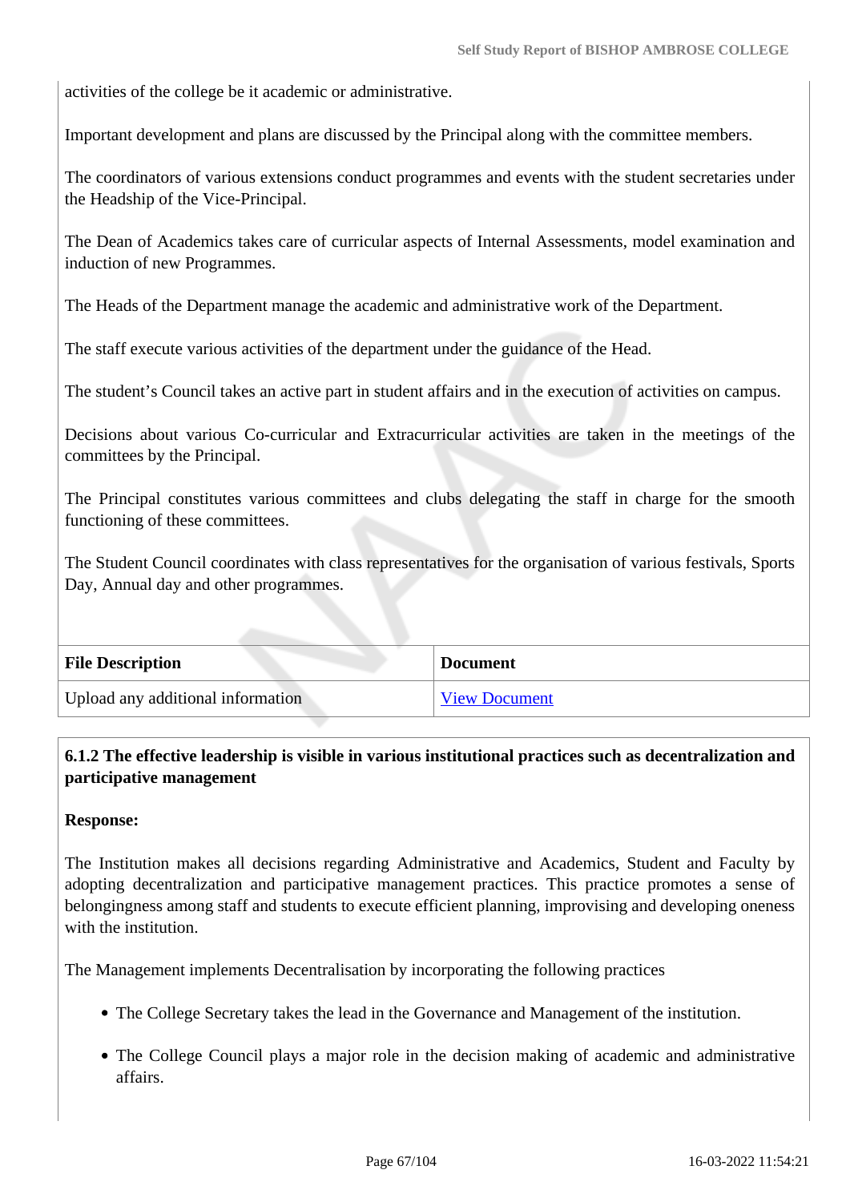activities of the college be it academic or administrative.

Important development and plans are discussed by the Principal along with the committee members.

The coordinators of various extensions conduct programmes and events with the student secretaries under the Headship of the Vice-Principal.

The Dean of Academics takes care of curricular aspects of Internal Assessments, model examination and induction of new Programmes.

The Heads of the Department manage the academic and administrative work of the Department.

The staff execute various activities of the department under the guidance of the Head.

The student's Council takes an active part in student affairs and in the execution of activities on campus.

Decisions about various Co-curricular and Extracurricular activities are taken in the meetings of the committees by the Principal.

The Principal constitutes various committees and clubs delegating the staff in charge for the smooth functioning of these committees.

The Student Council coordinates with class representatives for the organisation of various festivals, Sports Day, Annual day and other programmes.

| File Description | Document |
| --- | --- |
| Upload any additional information | View Document |

**6.1.2 The effective leadership is visible in various institutional practices such as decentralization and participative management**

**Response:**

The Institution makes all decisions regarding Administrative and Academics, Student and Faculty by adopting decentralization and participative management practices. This practice promotes a sense of belongingness among staff and students to execute efficient planning, improvising and developing oneness with the institution.

The Management implements Decentralisation by incorporating the following practices

- The College Secretary takes the lead in the Governance and Management of the institution.
- The College Council plays a major role in the decision making of academic and administrative affairs.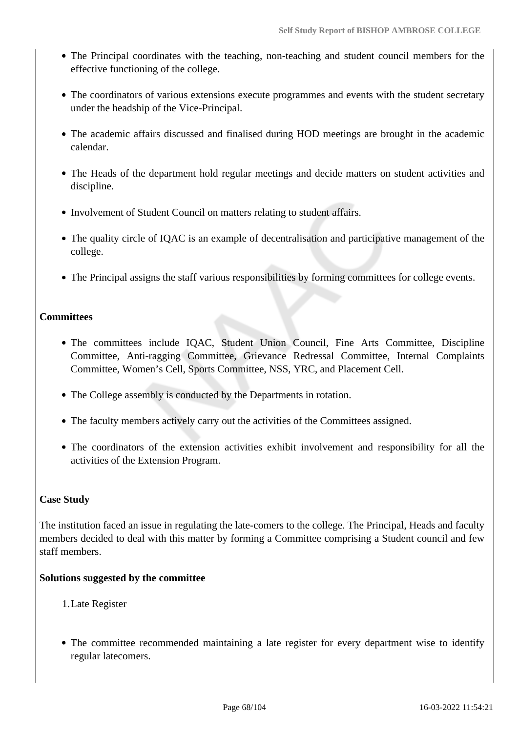- The Principal coordinates with the teaching, non-teaching and student council members for the effective functioning of the college.
- The coordinators of various extensions execute programmes and events with the student secretary under the headship of the Vice-Principal.
- The academic affairs discussed and finalised during HOD meetings are brought in the academic calendar.
- The Heads of the department hold regular meetings and decide matters on student activities and discipline.
- Involvement of Student Council on matters relating to student affairs.
- The quality circle of IQAC is an example of decentralisation and participative management of the college.
- The Principal assigns the staff various responsibilities by forming committees for college events.

**Committees**

- The committees include IQAC, Student Union Council, Fine Arts Committee, Discipline Committee, Anti-ragging Committee, Grievance Redressal Committee, Internal Complaints Committee, Women's Cell, Sports Committee, NSS, YRC, and Placement Cell.
- The College assembly is conducted by the Departments in rotation.
- The faculty members actively carry out the activities of the Committees assigned.
- The coordinators of the extension activities exhibit involvement and responsibility for all the activities of the Extension Program.

**Case Study**

The institution faced an issue in regulating the late-comers to the college. The Principal, Heads and faculty members decided to deal with this matter by forming a Committee comprising a Student council and few staff members.

**Solutions suggested by the committee**

1. Late Register

- The committee recommended maintaining a late register for every department wise to identify regular latecomers.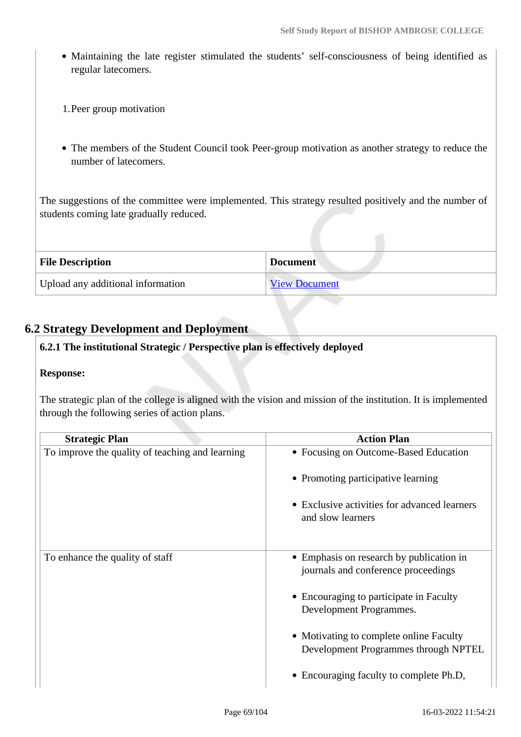- Maintaining the late register stimulated the students' self-consciousness of being identified as regular latecomers.

1. Peer group motivation

- The members of the Student Council took Peer-group motivation as another strategy to reduce the number of latecomers.

The suggestions of the committee were implemented. This strategy resulted positively and the number of students coming late gradually reduced.

| File Description | Document |
|---|---|
| Upload any additional information | View Document |

## 6.2 Strategy Development and Deployment

**6.2.1 The institutional Strategic / Perspective plan is effectively deployed**

**Response:**

The strategic plan of the college is aligned with the vision and mission of the institution. It is implemented through the following series of action plans.

| Strategic Plan | Action Plan |
|---|---|
| To improve the quality of teaching and learning | • Focusing on Outcome-Based Education<br>• Promoting participative learning<br>• Exclusive activities for advanced learners and slow learners |
| To enhance the quality of staff | • Emphasis on research by publication in journals and conference proceedings<br>• Encouraging to participate in Faculty Development Programmes.<br>• Motivating to complete online Faculty Development Programmes through NPTEL<br>• Encouraging faculty to complete Ph.D, |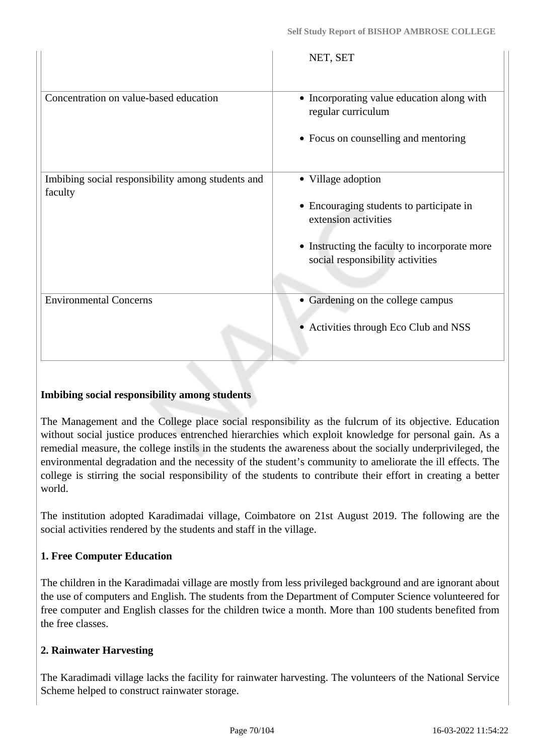| | |
|---|---|
| | NET, SET |
| Concentration on value-based education | • Incorporating value education along with regular curriculum<br>• Focus on counselling and mentoring |
| Imbibing social responsibility among students and faculty | • Village adoption<br>• Encouraging students to participate in extension activities<br>• Instructing the faculty to incorporate more social responsibility activities |
| Environmental Concerns | • Gardening on the college campus<br>• Activities through Eco Club and NSS |

**Imbibing social responsibility among students**

The Management and the College place social responsibility as the fulcrum of its objective. Education without social justice produces entrenched hierarchies which exploit knowledge for personal gain. As a remedial measure, the college instils in the students the awareness about the socially underprivileged, the environmental degradation and the necessity of the student's community to ameliorate the ill effects. The college is stirring the social responsibility of the students to contribute their effort in creating a better world.

The institution adopted Karadimadai village, Coimbatore on 21st August 2019. The following are the social activities rendered by the students and staff in the village.

**1. Free Computer Education**

The children in the Karadimadai village are mostly from less privileged background and are ignorant about the use of computers and English. The students from the Department of Computer Science volunteered for free computer and English classes for the children twice a month. More than 100 students benefited from the free classes.

**2. Rainwater Harvesting**

The Karadimadi village lacks the facility for rainwater harvesting. The volunteers of the National Service Scheme helped to construct rainwater storage.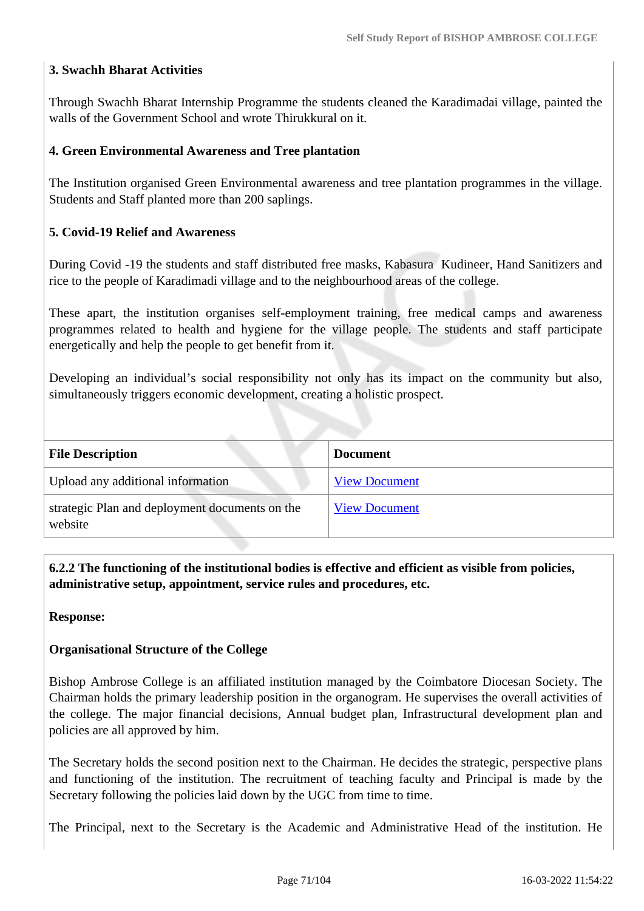**3. Swachh Bharat Activities**

Through Swachh Bharat Internship Programme the students cleaned the Karadimadai village, painted the walls of the Government School and wrote Thirukkural on it.

**4. Green Environmental Awareness and Tree plantation**

The Institution organised Green Environmental awareness and tree plantation programmes in the village. Students and Staff planted more than 200 saplings.

**5. Covid-19 Relief and Awareness**

During Covid -19 the students and staff distributed free masks, Kabasura Kudineer, Hand Sanitizers and rice to the people of Karadimadi village and to the neighbourhood areas of the college.

These apart, the institution organises self-employment training, free medical camps and awareness programmes related to health and hygiene for the village people. The students and staff participate energetically and help the people to get benefit from it.

Developing an individual's social responsibility not only has its impact on the community but also, simultaneously triggers economic development, creating a holistic prospect.

| File Description | Document |
|---|---|
| Upload any additional information | View Document |
| strategic Plan and deployment documents on the website | View Document |

**6.2.2 The functioning of the institutional bodies is effective and efficient as visible from policies, administrative setup, appointment, service rules and procedures, etc.**

**Response:**

**Organisational Structure of the College**

Bishop Ambrose College is an affiliated institution managed by the Coimbatore Diocesan Society. The Chairman holds the primary leadership position in the organogram. He supervises the overall activities of the college. The major financial decisions, Annual budget plan, Infrastructural development plan and policies are all approved by him.

The Secretary holds the second position next to the Chairman. He decides the strategic, perspective plans and functioning of the institution. The recruitment of teaching faculty and Principal is made by the Secretary following the policies laid down by the UGC from time to time.

The Principal, next to the Secretary is the Academic and Administrative Head of the institution. He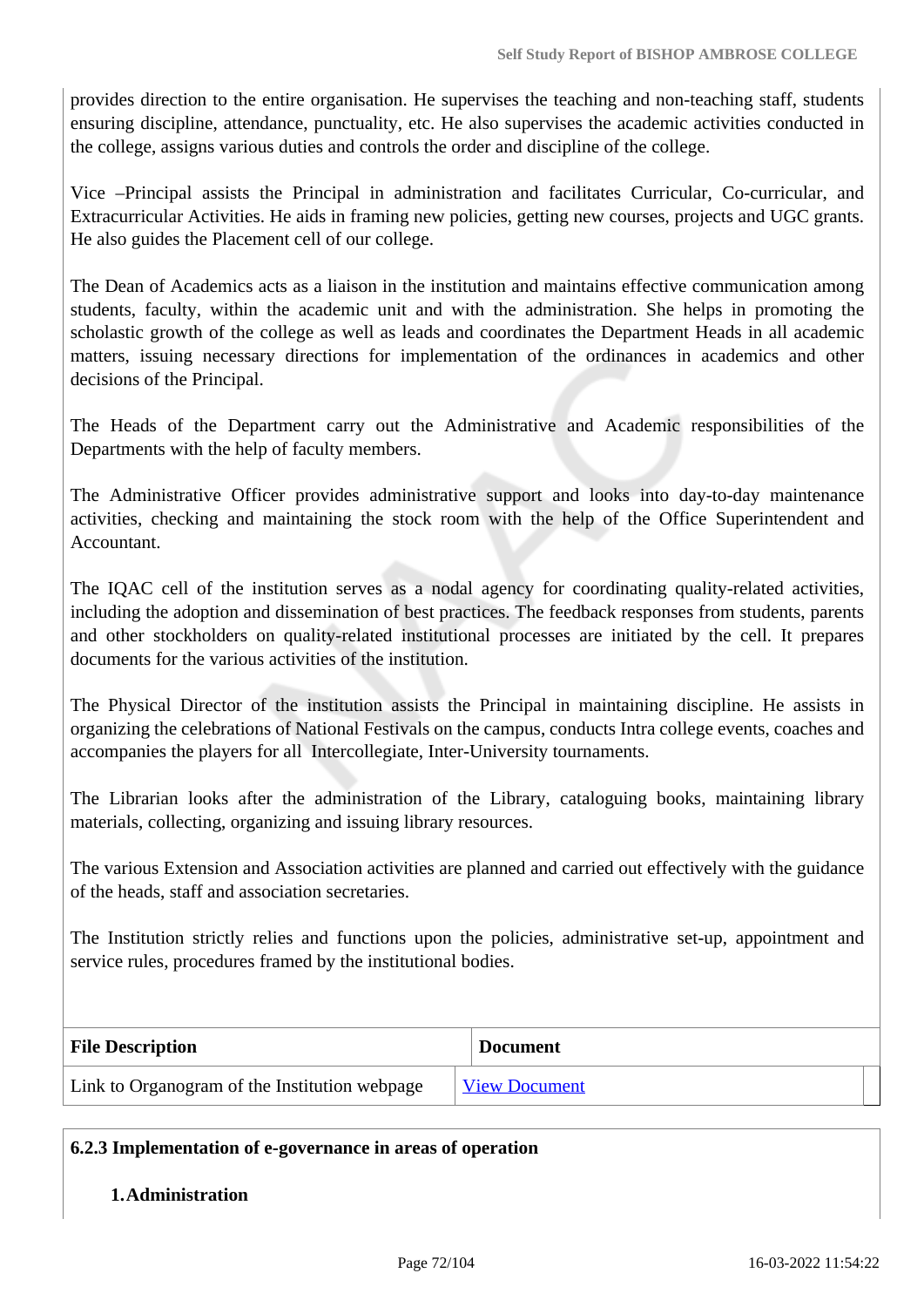provides direction to the entire organisation. He supervises the teaching and non-teaching staff, students ensuring discipline, attendance, punctuality, etc. He also supervises the academic activities conducted in the college, assigns various duties and controls the order and discipline of the college.

Vice –Principal assists the Principal in administration and facilitates Curricular, Co-curricular, and Extracurricular Activities. He aids in framing new policies, getting new courses, projects and UGC grants. He also guides the Placement cell of our college.

The Dean of Academics acts as a liaison in the institution and maintains effective communication among students, faculty, within the academic unit and with the administration. She helps in promoting the scholastic growth of the college as well as leads and coordinates the Department Heads in all academic matters, issuing necessary directions for implementation of the ordinances in academics and other decisions of the Principal.

The Heads of the Department carry out the Administrative and Academic responsibilities of the Departments with the help of faculty members.

The Administrative Officer provides administrative support and looks into day-to-day maintenance activities, checking and maintaining the stock room with the help of the Office Superintendent and Accountant.

The IQAC cell of the institution serves as a nodal agency for coordinating quality-related activities, including the adoption and dissemination of best practices. The feedback responses from students, parents and other stockholders on quality-related institutional processes are initiated by the cell. It prepares documents for the various activities of the institution.

The Physical Director of the institution assists the Principal in maintaining discipline. He assists in organizing the celebrations of National Festivals on the campus, conducts Intra college events, coaches and accompanies the players for all Intercollegiate, Inter-University tournaments.

The Librarian looks after the administration of the Library, cataloguing books, maintaining library materials, collecting, organizing and issuing library resources.

The various Extension and Association activities are planned and carried out effectively with the guidance of the heads, staff and association secretaries.

The Institution strictly relies and functions upon the policies, administrative set-up, appointment and service rules, procedures framed by the institutional bodies.

| File Description | Document |
|---|---|
| Link to Organogram of the Institution webpage | View Document |

**6.2.3 Implementation of e-governance in areas of operation**

1. **Administration**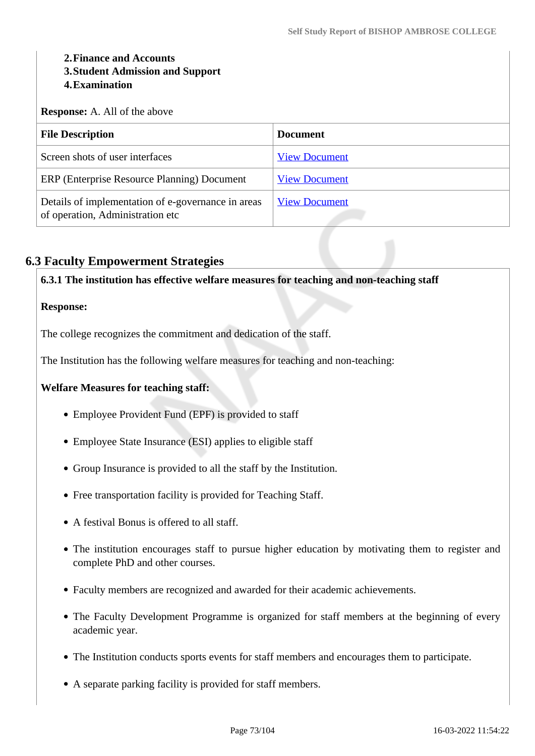2. **Finance and Accounts**
3. **Student Admission and Support**
4. **Examination**

**Response:** A. All of the above

| **File Description** | **Document** |
| --- | --- |
| Screen shots of user interfaces | View Document |
| ERP (Enterprise Resource Planning) Document | View Document |
| Details of implementation of e-governance in areas of operation, Administration etc | View Document |

## 6.3 Faculty Empowerment Strategies

**6.3.1 The institution has effective welfare measures for teaching and non-teaching staff**

**Response:**

The college recognizes the commitment and dedication of the staff.

The Institution has the following welfare measures for teaching and non-teaching:

**Welfare Measures for teaching staff:**

- Employee Provident Fund (EPF) is provided to staff
- Employee State Insurance (ESI) applies to eligible staff
- Group Insurance is provided to all the staff by the Institution.
- Free transportation facility is provided for Teaching Staff.
- A festival Bonus is offered to all staff.
- The institution encourages staff to pursue higher education by motivating them to register and complete PhD and other courses.
- Faculty members are recognized and awarded for their academic achievements.
- The Faculty Development Programme is organized for staff members at the beginning of every academic year.
- The Institution conducts sports events for staff members and encourages them to participate.
- A separate parking facility is provided for staff members.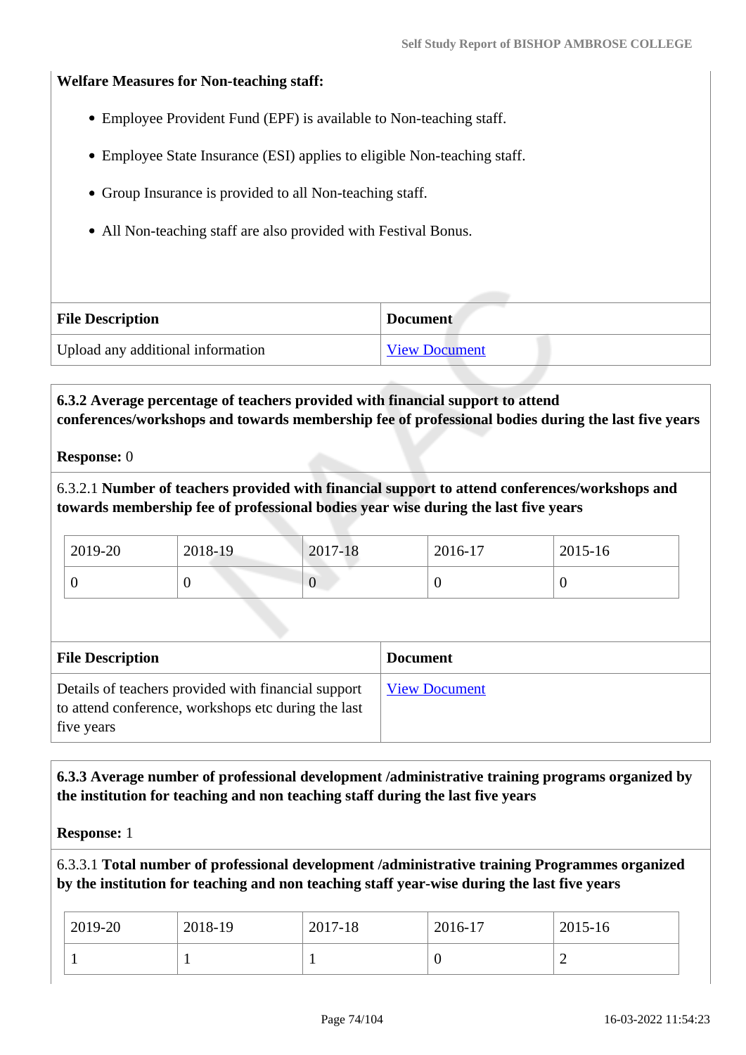**Welfare Measures for Non-teaching staff:**

- Employee Provident Fund (EPF) is available to Non-teaching staff.
- Employee State Insurance (ESI) applies to eligible Non-teaching staff.
- Group Insurance is provided to all Non-teaching staff.
- All Non-teaching staff are also provided with Festival Bonus.

| File Description | Document |
|---|---|
| Upload any additional information | View Document |

**6.3.2 Average percentage of teachers provided with financial support to attend conferences/workshops and towards membership fee of professional bodies during the last five years**

**Response:** 0

6.3.2.1 **Number of teachers provided with financial support to attend conferences/workshops and towards membership fee of professional bodies year wise during the last five years**

| 2019-20 | 2018-19 | 2017-18 | 2016-17 | 2015-16 |
|---|---|---|---|---|
| 0 | 0 | 0 | 0 | 0 |

| File Description | Document |
|---|---|
| Details of teachers provided with financial support to attend conference, workshops etc during the last five years | View Document |

**6.3.3 Average number of professional development /administrative training programs organized by the institution for teaching and non teaching staff during the last five years**

**Response:** 1

6.3.3.1 **Total number of professional development /administrative training Programmes organized by the institution for teaching and non teaching staff year-wise during the last five years**

| 2019-20 | 2018-19 | 2017-18 | 2016-17 | 2015-16 |
|---|---|---|---|---|
| 1 | 1 | 1 | 0 | 2 |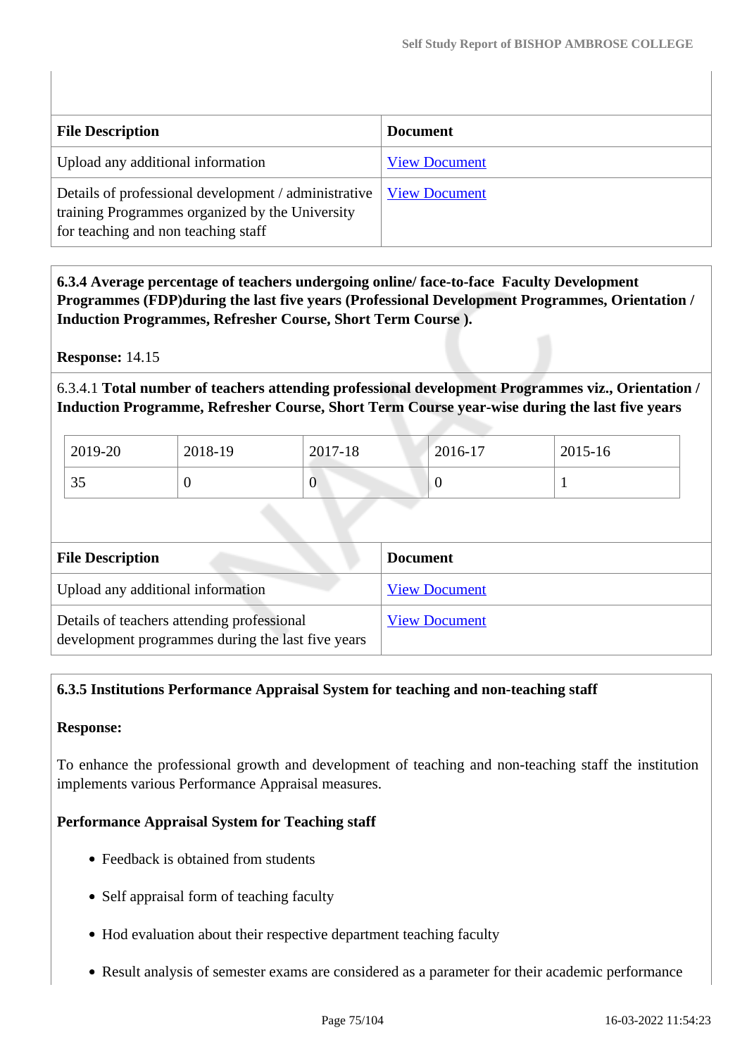| File Description | Document |
|---|---|
| Upload any additional information | View Document |
| Details of professional development / administrative training Programmes organized by the University for teaching and non teaching staff | View Document |

**6.3.4 Average percentage of teachers undergoing online/ face-to-face Faculty Development Programmes (FDP)during the last five years (Professional Development Programmes, Orientation / Induction Programmes, Refresher Course, Short Term Course ).**

**Response:** 14.15

6.3.4.1 **Total number of teachers attending professional development Programmes viz., Orientation / Induction Programme, Refresher Course, Short Term Course year-wise during the last five years**

| 2019-20 | 2018-19 | 2017-18 | 2016-17 | 2015-16 |
|---|---|---|---|---|
| 35 | 0 | 0 | 0 | 1 |

| File Description | Document |
|---|---|
| Upload any additional information | View Document |
| Details of teachers attending professional development programmes during the last five years | View Document |

**6.3.5 Institutions Performance Appraisal System for teaching and non-teaching staff**

**Response:**

To enhance the professional growth and development of teaching and non-teaching staff the institution implements various Performance Appraisal measures.

**Performance Appraisal System for Teaching staff**

- Feedback is obtained from students
- Self appraisal form of teaching faculty
- Hod evaluation about their respective department teaching faculty
- Result analysis of semester exams are considered as a parameter for their academic performance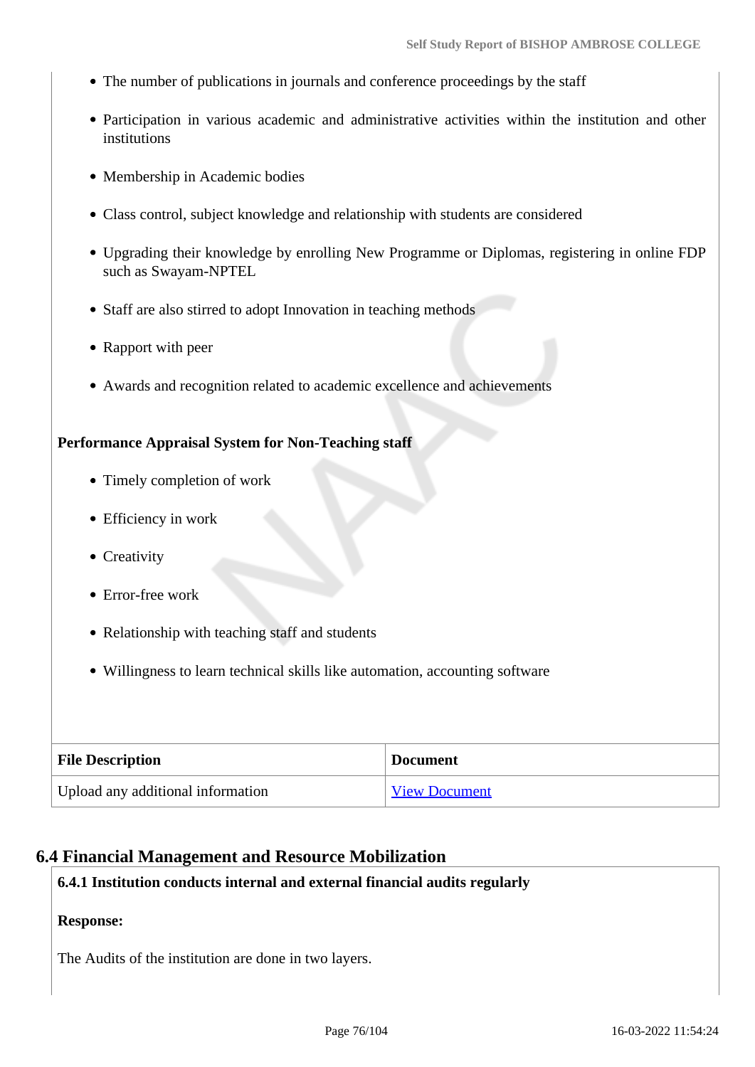- The number of publications in journals and conference proceedings by the staff
- Participation in various academic and administrative activities within the institution and other institutions
- Membership in Academic bodies
- Class control, subject knowledge and relationship with students are considered
- Upgrading their knowledge by enrolling New Programme or Diplomas, registering in online FDP such as Swayam-NPTEL
- Staff are also stirred to adopt Innovation in teaching methods
- Rapport with peer
- Awards and recognition related to academic excellence and achievements

**Performance Appraisal System for Non-Teaching staff**

- Timely completion of work
- Efficiency in work
- Creativity
- Error-free work
- Relationship with teaching staff and students
- Willingness to learn technical skills like automation, accounting software

| File Description | Document |
| --- | --- |
| Upload any additional information | View Document |

## 6.4 Financial Management and Resource Mobilization

**6.4.1 Institution conducts internal and external financial audits regularly**

**Response:**

The Audits of the institution are done in two layers.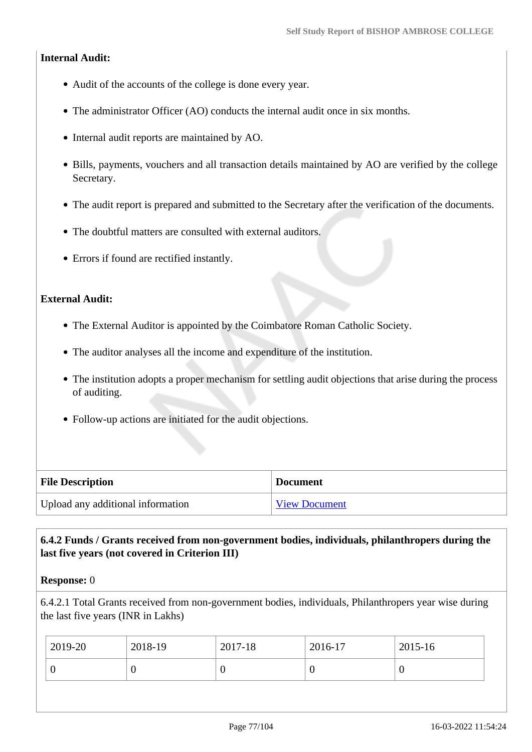**Internal Audit:**

- Audit of the accounts of the college is done every year.
- The administrator Officer (AO) conducts the internal audit once in six months.
- Internal audit reports are maintained by AO.
- Bills, payments, vouchers and all transaction details maintained by AO are verified by the college Secretary.
- The audit report is prepared and submitted to the Secretary after the verification of the documents.
- The doubtful matters are consulted with external auditors.
- Errors if found are rectified instantly.

**External Audit:**

- The External Auditor is appointed by the Coimbatore Roman Catholic Society.
- The auditor analyses all the income and expenditure of the institution.
- The institution adopts a proper mechanism for settling audit objections that arise during the process of auditing.
- Follow-up actions are initiated for the audit objections.

| File Description | Document |
|---|---|
| Upload any additional information | View Document |

**6.4.2 Funds / Grants received from non-government bodies, individuals, philanthropers during the last five years (not covered in Criterion III)**

**Response:** 0

6.4.2.1 Total Grants received from non-government bodies, individuals, Philanthropers year wise during the last five years (INR in Lakhs)

| 2019-20 | 2018-19 | 2017-18 | 2016-17 | 2015-16 |
|---|---|---|---|---|
| 0 | 0 | 0 | 0 | 0 |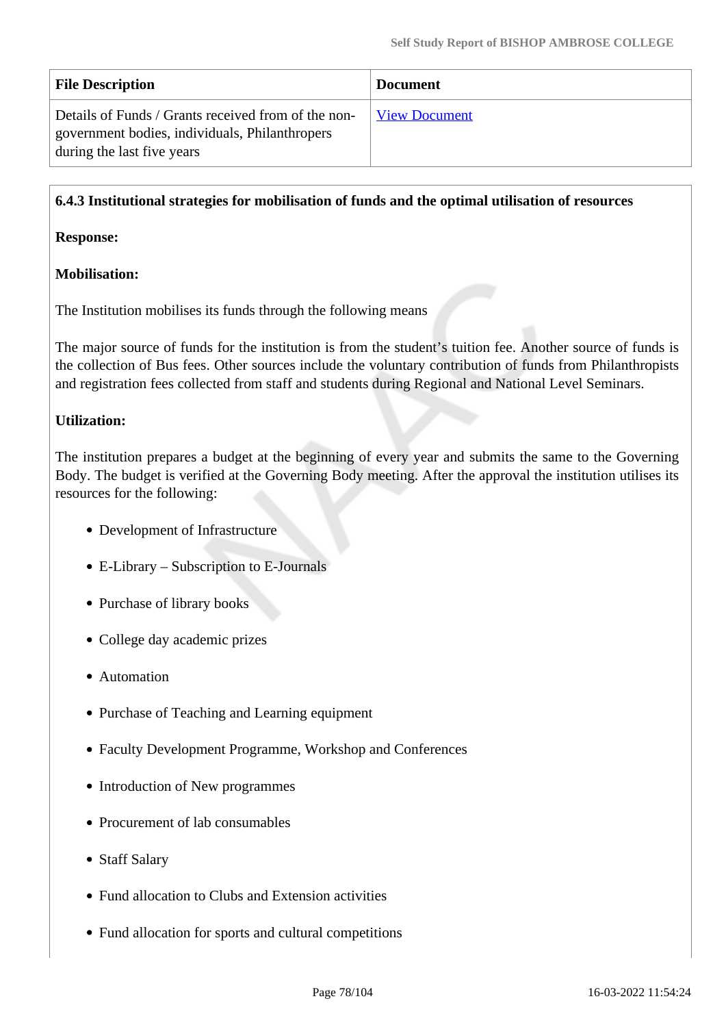| File Description | Document |
|---|---|
| Details of Funds / Grants received from of the non-government bodies, individuals, Philanthropers during the last five years | View Document |

**6.4.3 Institutional strategies for mobilisation of funds and the optimal utilisation of resources**

**Response:**

**Mobilisation:**

The Institution mobilises its funds through the following means

The major source of funds for the institution is from the student's tuition fee. Another source of funds is the collection of Bus fees. Other sources include the voluntary contribution of funds from Philanthropists and registration fees collected from staff and students during Regional and National Level Seminars.

**Utilization:**

The institution prepares a budget at the beginning of every year and submits the same to the Governing Body. The budget is verified at the Governing Body meeting. After the approval the institution utilises its resources for the following:

- Development of Infrastructure
- E-Library – Subscription to E-Journals
- Purchase of library books
- College day academic prizes
- Automation
- Purchase of Teaching and Learning equipment
- Faculty Development Programme, Workshop and Conferences
- Introduction of New programmes
- Procurement of lab consumables
- Staff Salary
- Fund allocation to Clubs and Extension activities
- Fund allocation for sports and cultural competitions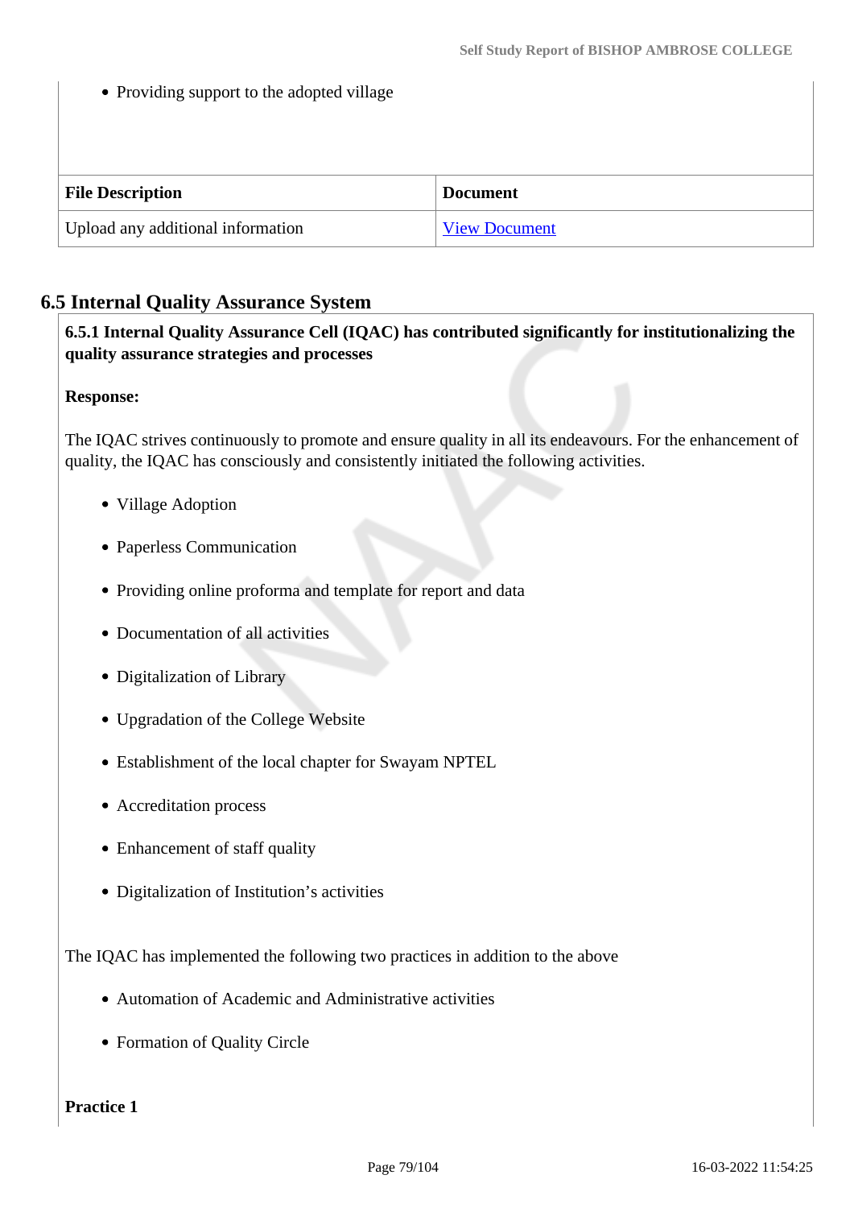- Providing support to the adopted village

| File Description | Document |
|---|---|
| Upload any additional information | View Document |

## 6.5 Internal Quality Assurance System

**6.5.1 Internal Quality Assurance Cell (IQAC) has contributed significantly for institutionalizing the quality assurance strategies and processes**

**Response:**

The IQAC strives continuously to promote and ensure quality in all its endeavours. For the enhancement of quality, the IQAC has consciously and consistently initiated the following activities.

- Village Adoption
- Paperless Communication
- Providing online proforma and template for report and data
- Documentation of all activities
- Digitalization of Library
- Upgradation of the College Website
- Establishment of the local chapter for Swayam NPTEL
- Accreditation process
- Enhancement of staff quality
- Digitalization of Institution's activities

The IQAC has implemented the following two practices in addition to the above

- Automation of Academic and Administrative activities
- Formation of Quality Circle

**Practice 1**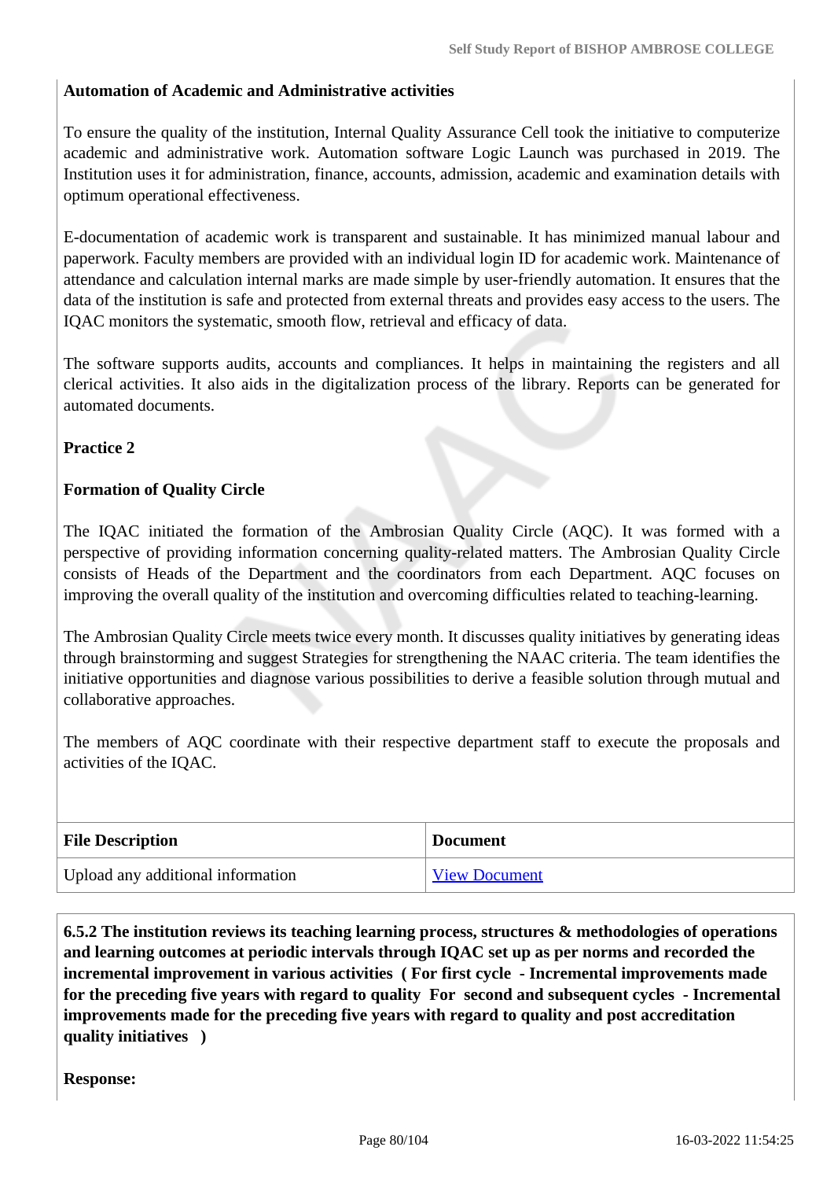**Automation of Academic and Administrative activities**

To ensure the quality of the institution, Internal Quality Assurance Cell took the initiative to computerize academic and administrative work. Automation software Logic Launch was purchased in 2019. The Institution uses it for administration, finance, accounts, admission, academic and examination details with optimum operational effectiveness.

E-documentation of academic work is transparent and sustainable. It has minimized manual labour and paperwork. Faculty members are provided with an individual login ID for academic work. Maintenance of attendance and calculation internal marks are made simple by user-friendly automation. It ensures that the data of the institution is safe and protected from external threats and provides easy access to the users. The IQAC monitors the systematic, smooth flow, retrieval and efficacy of data.

The software supports audits, accounts and compliances. It helps in maintaining the registers and all clerical activities. It also aids in the digitalization process of the library. Reports can be generated for automated documents.

**Practice 2**

**Formation of Quality Circle**

The IQAC initiated the formation of the Ambrosian Quality Circle (AQC). It was formed with a perspective of providing information concerning quality-related matters. The Ambrosian Quality Circle consists of Heads of the Department and the coordinators from each Department. AQC focuses on improving the overall quality of the institution and overcoming difficulties related to teaching-learning.

The Ambrosian Quality Circle meets twice every month. It discusses quality initiatives by generating ideas through brainstorming and suggest Strategies for strengthening the NAAC criteria. The team identifies the initiative opportunities and diagnose various possibilities to derive a feasible solution through mutual and collaborative approaches.

The members of AQC coordinate with their respective department staff to execute the proposals and activities of the IQAC.

| File Description | Document |
|---|---|
| Upload any additional information | View Document |

**6.5.2 The institution reviews its teaching learning process, structures & methodologies of operations and learning outcomes at periodic intervals through IQAC set up as per norms and recorded the incremental improvement in various activities ( For first cycle - Incremental improvements made for the preceding five years with regard to quality For second and subsequent cycles - Incremental improvements made for the preceding five years with regard to quality and post accreditation quality initiatives )**

**Response:**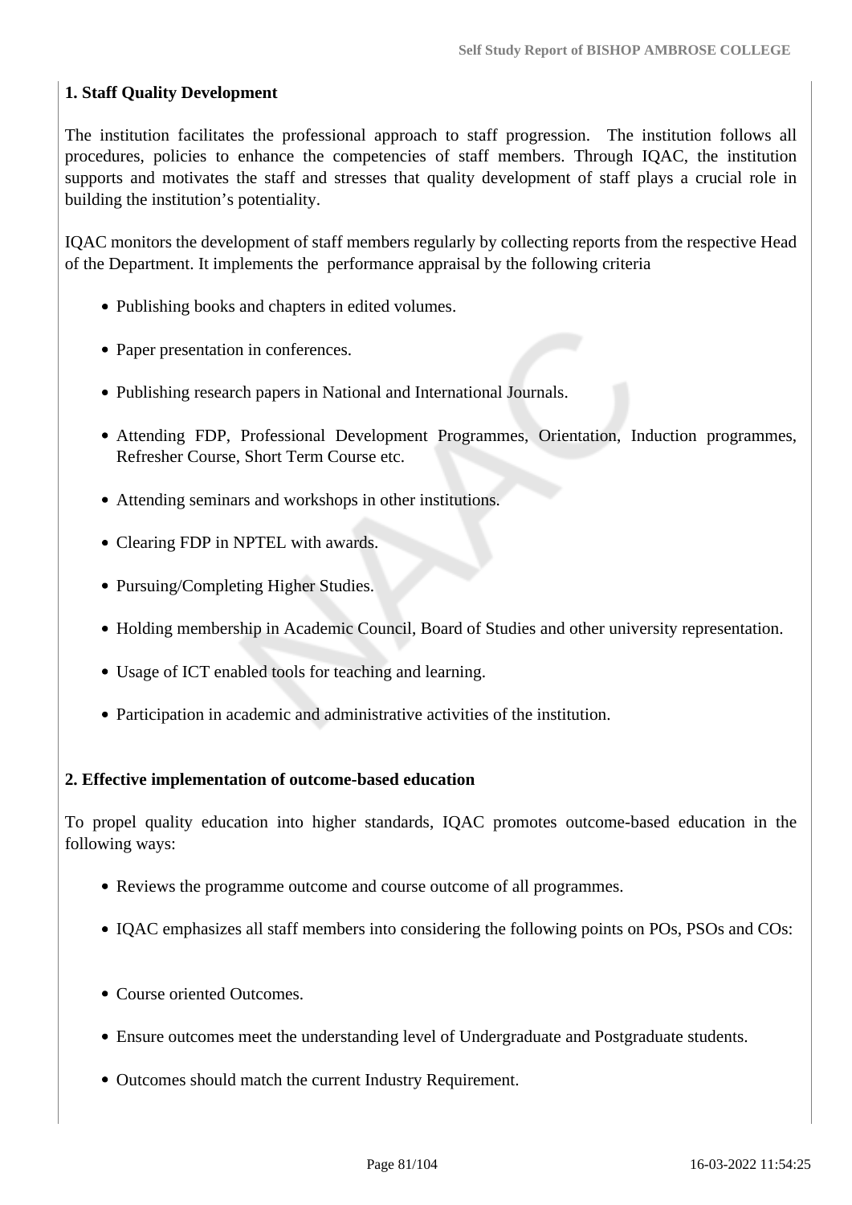**1. Staff Quality Development**

The institution facilitates the professional approach to staff progression. The institution follows all procedures, policies to enhance the competencies of staff members. Through IQAC, the institution supports and motivates the staff and stresses that quality development of staff plays a crucial role in building the institution's potentiality.

IQAC monitors the development of staff members regularly by collecting reports from the respective Head of the Department. It implements the performance appraisal by the following criteria

- Publishing books and chapters in edited volumes.
- Paper presentation in conferences.
- Publishing research papers in National and International Journals.
- Attending FDP, Professional Development Programmes, Orientation, Induction programmes, Refresher Course, Short Term Course etc.
- Attending seminars and workshops in other institutions.
- Clearing FDP in NPTEL with awards.
- Pursuing/Completing Higher Studies.
- Holding membership in Academic Council, Board of Studies and other university representation.
- Usage of ICT enabled tools for teaching and learning.
- Participation in academic and administrative activities of the institution.

**2. Effective implementation of outcome-based education**

To propel quality education into higher standards, IQAC promotes outcome-based education in the following ways:

- Reviews the programme outcome and course outcome of all programmes.
- IQAC emphasizes all staff members into considering the following points on POs, PSOs and COs:

- Course oriented Outcomes.
- Ensure outcomes meet the understanding level of Undergraduate and Postgraduate students.
- Outcomes should match the current Industry Requirement.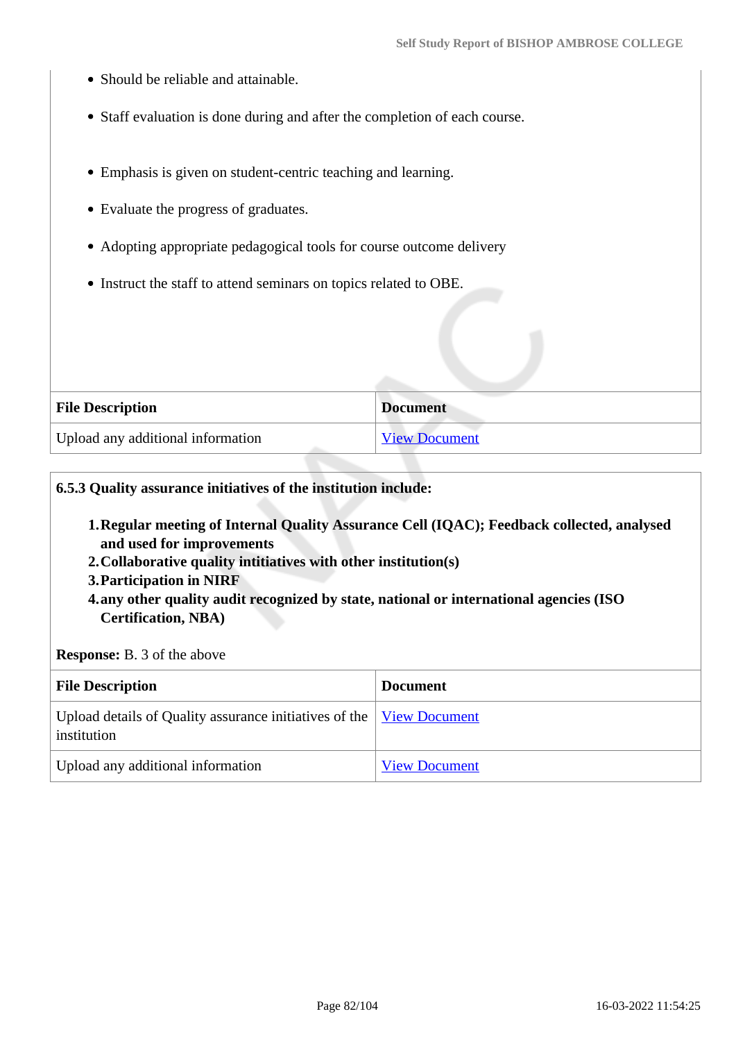- Should be reliable and attainable.
- Staff evaluation is done during and after the completion of each course.
- Emphasis is given on student-centric teaching and learning.
- Evaluate the progress of graduates.
- Adopting appropriate pedagogical tools for course outcome delivery
- Instruct the staff to attend seminars on topics related to OBE.

| File Description | Document |
|---|---|
| Upload any additional information | View Document |

**6.5.3 Quality assurance initiatives of the institution include:**

1. **Regular meeting of Internal Quality Assurance Cell (IQAC); Feedback collected, analysed and used for improvements**
2. **Collaborative quality intitiatives with other institution(s)**
3. **Participation in NIRF**
4. **any other quality audit recognized by state, national or international agencies (ISO Certification, NBA)**

**Response:** B. 3 of the above

| File Description | Document |
|---|---|
| Upload details of Quality assurance initiatives of the institution | View Document |
| Upload any additional information | View Document |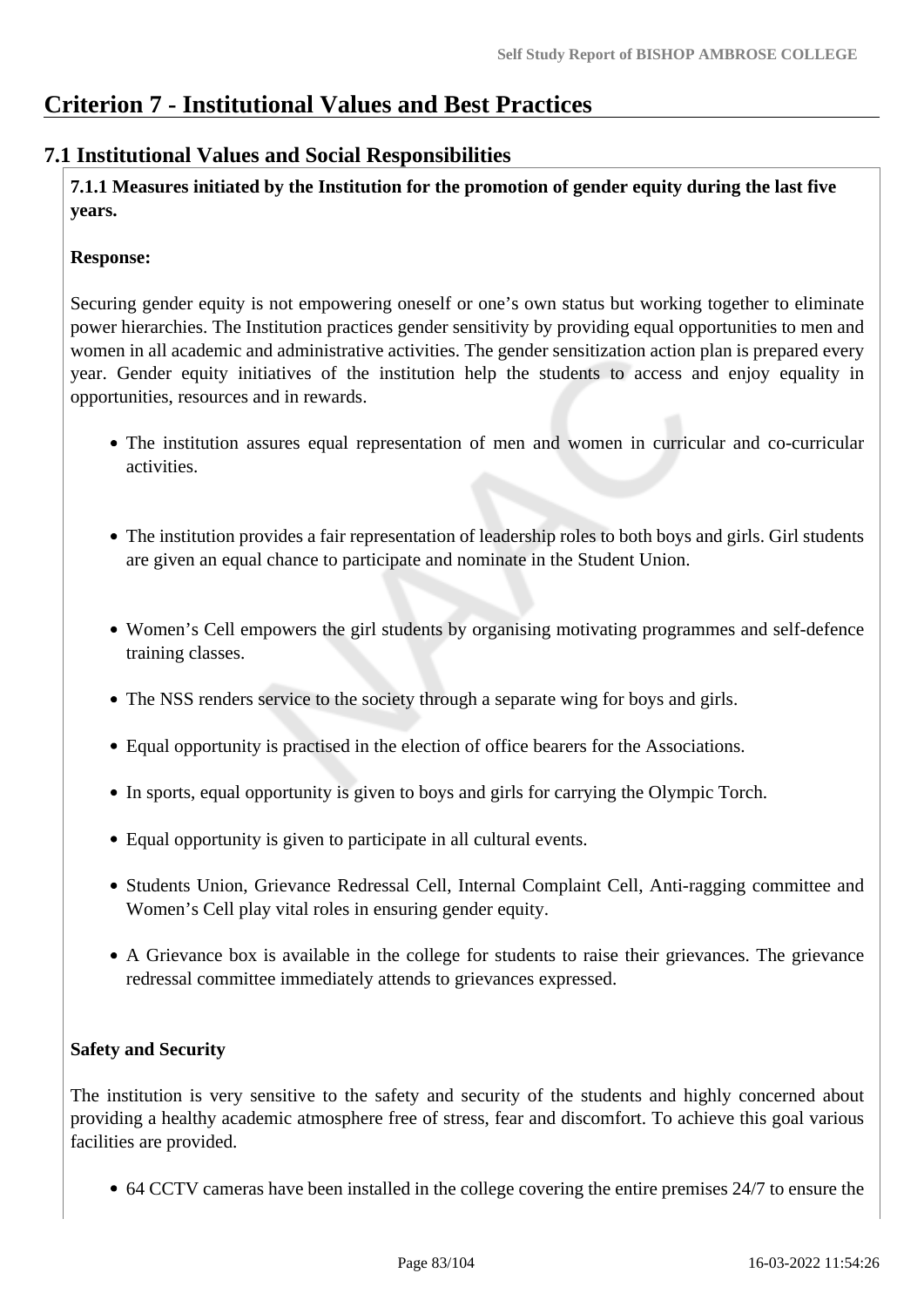# Criterion 7 - Institutional Values and Best Practices

## 7.1 Institutional Values and Social Responsibilities

**7.1.1 Measures initiated by the Institution for the promotion of gender equity during the last five years.**

**Response:**

Securing gender equity is not empowering oneself or one's own status but working together to eliminate power hierarchies. The Institution practices gender sensitivity by providing equal opportunities to men and women in all academic and administrative activities. The gender sensitization action plan is prepared every year. Gender equity initiatives of the institution help the students to access and enjoy equality in opportunities, resources and in rewards.

- The institution assures equal representation of men and women in curricular and co-curricular activities.
- The institution provides a fair representation of leadership roles to both boys and girls. Girl students are given an equal chance to participate and nominate in the Student Union.
- Women's Cell empowers the girl students by organising motivating programmes and self-defence training classes.
- The NSS renders service to the society through a separate wing for boys and girls.
- Equal opportunity is practised in the election of office bearers for the Associations.
- In sports, equal opportunity is given to boys and girls for carrying the Olympic Torch.
- Equal opportunity is given to participate in all cultural events.
- Students Union, Grievance Redressal Cell, Internal Complaint Cell, Anti-ragging committee and Women's Cell play vital roles in ensuring gender equity.
- A Grievance box is available in the college for students to raise their grievances. The grievance redressal committee immediately attends to grievances expressed.

**Safety and Security**

The institution is very sensitive to the safety and security of the students and highly concerned about providing a healthy academic atmosphere free of stress, fear and discomfort. To achieve this goal various facilities are provided.

- 64 CCTV cameras have been installed in the college covering the entire premises 24/7 to ensure the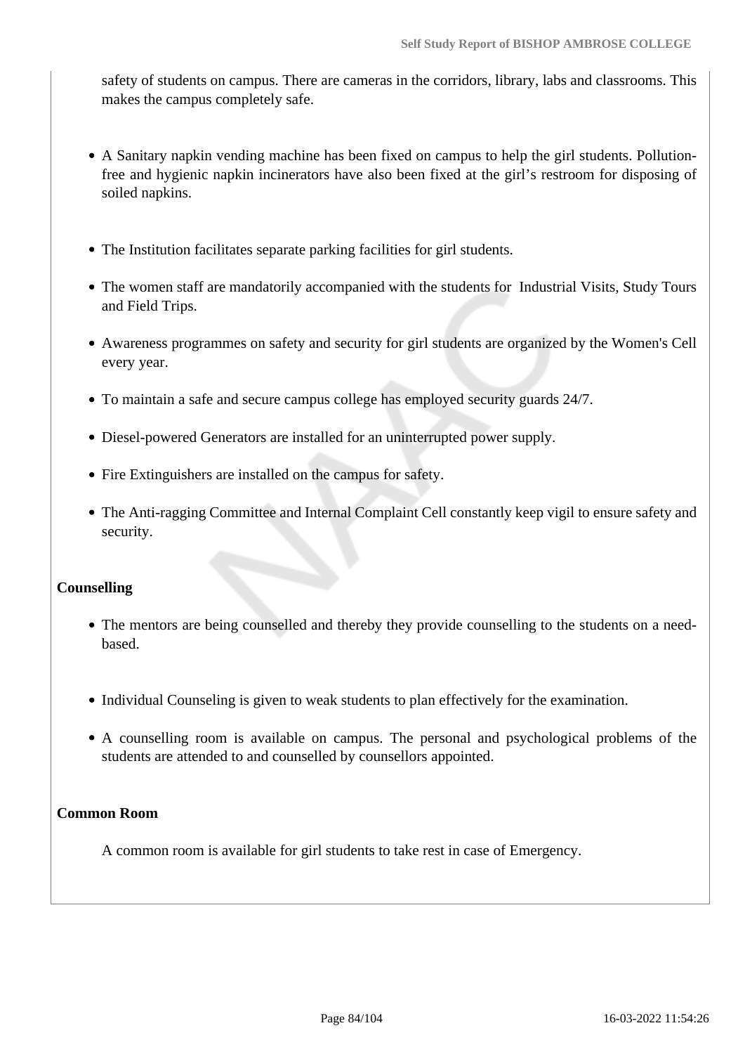safety of students on campus. There are cameras in the corridors, library, labs and classrooms. This makes the campus completely safe.

- A Sanitary napkin vending machine has been fixed on campus to help the girl students. Pollution-free and hygienic napkin incinerators have also been fixed at the girl's restroom for disposing of soiled napkins.
- The Institution facilitates separate parking facilities for girl students.
- The women staff are mandatorily accompanied with the students for Industrial Visits, Study Tours and Field Trips.
- Awareness programmes on safety and security for girl students are organized by the Women's Cell every year.
- To maintain a safe and secure campus college has employed security guards 24/7.
- Diesel-powered Generators are installed for an uninterrupted power supply.
- Fire Extinguishers are installed on the campus for safety.
- The Anti-ragging Committee and Internal Complaint Cell constantly keep vigil to ensure safety and security.

**Counselling**

- The mentors are being counselled and thereby they provide counselling to the students on a need-based.
- Individual Counseling is given to weak students to plan effectively for the examination.
- A counselling room is available on campus. The personal and psychological problems of the students are attended to and counselled by counsellors appointed.

**Common Room**

A common room is available for girl students to take rest in case of Emergency.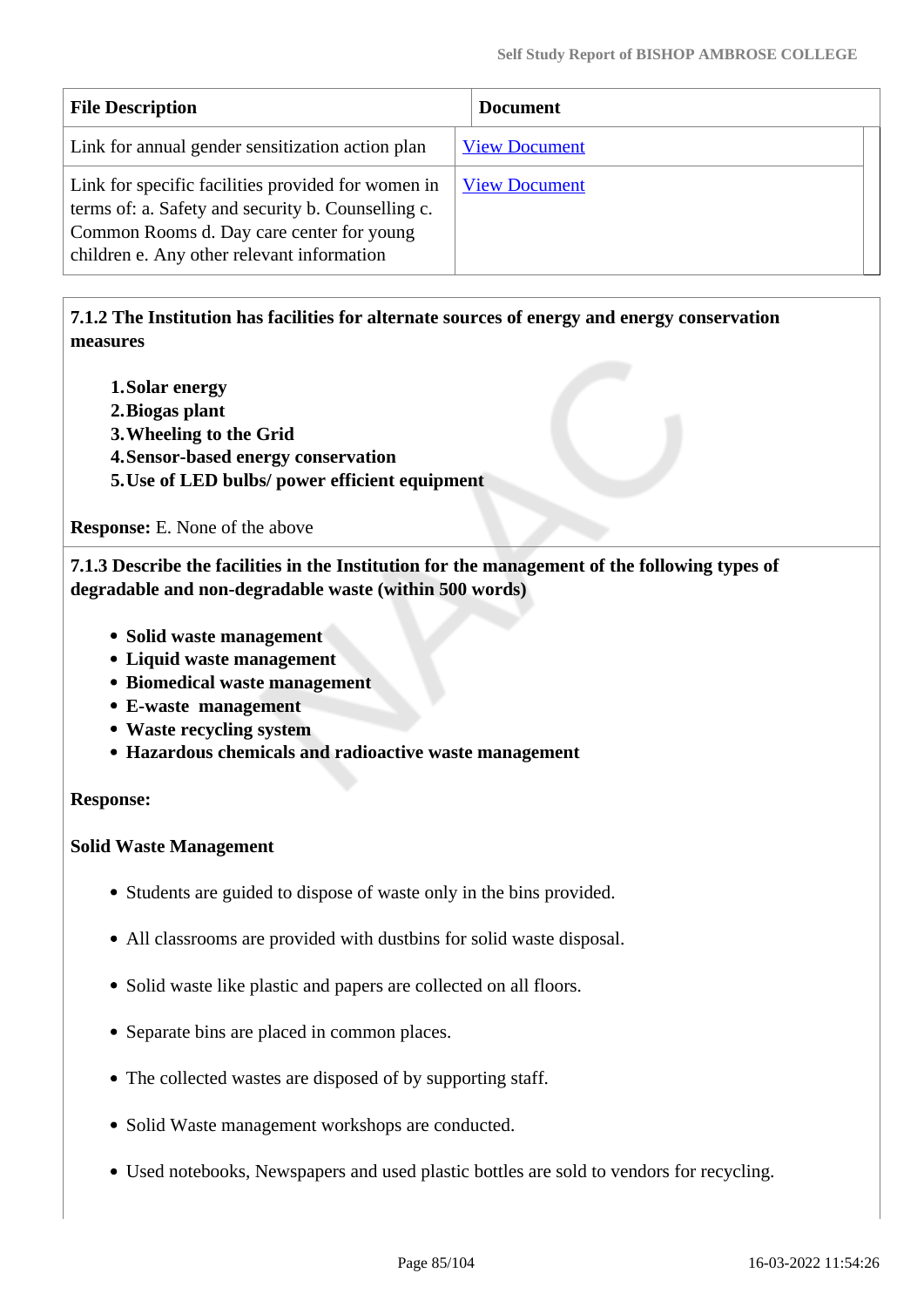| File Description | Document |
|---|---|
| Link for annual gender sensitization action plan | View Document |
| Link for specific facilities provided for women in terms of: a. Safety and security b. Counselling c. Common Rooms d. Day care center for young children e. Any other relevant information | View Document |

**7.1.2 The Institution has facilities for alternate sources of energy and energy conservation measures**

1. **Solar energy**
2. **Biogas plant**
3. **Wheeling to the Grid**
4. **Sensor-based energy conservation**
5. **Use of LED bulbs/ power efficient equipment**

**Response:** E. None of the above

**7.1.3 Describe the facilities in the Institution for the management of the following types of degradable and non-degradable waste (within 500 words)**

- **Solid waste management**
- **Liquid waste management**
- **Biomedical waste management**
- **E-waste management**
- **Waste recycling system**
- **Hazardous chemicals and radioactive waste management**

**Response:**

**Solid Waste Management**

- Students are guided to dispose of waste only in the bins provided.
- All classrooms are provided with dustbins for solid waste disposal.
- Solid waste like plastic and papers are collected on all floors.
- Separate bins are placed in common places.
- The collected wastes are disposed of by supporting staff.
- Solid Waste management workshops are conducted.
- Used notebooks, Newspapers and used plastic bottles are sold to vendors for recycling.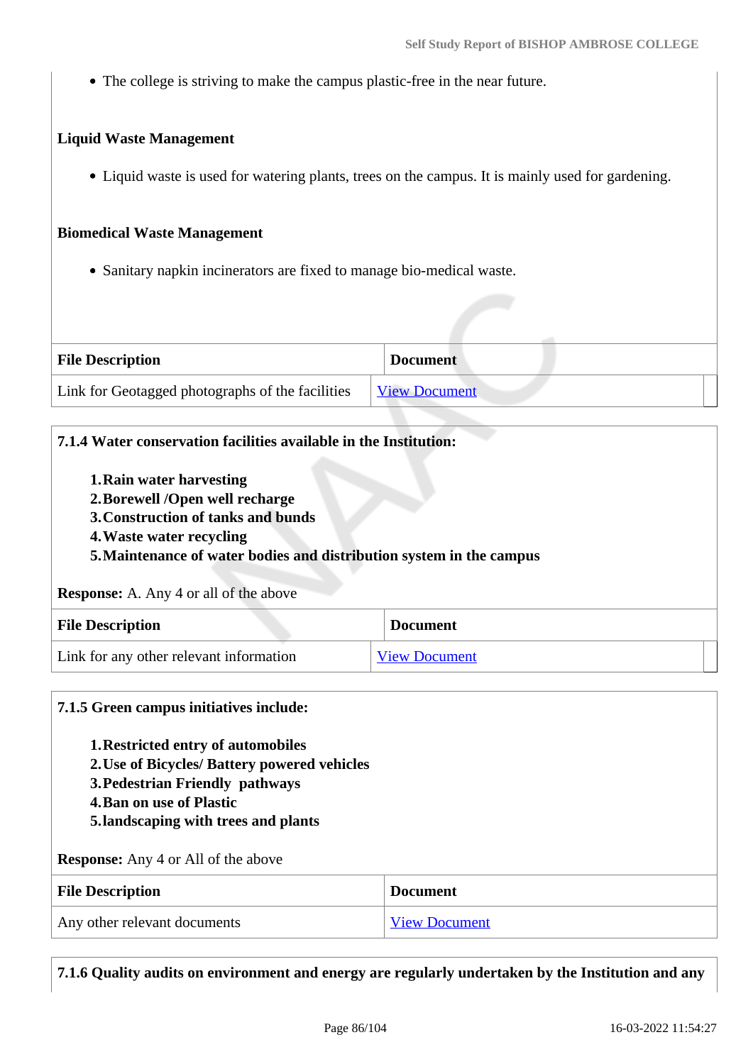- The college is striving to make the campus plastic-free in the near future.

**Liquid Waste Management**

- Liquid waste is used for watering plants, trees on the campus. It is mainly used for gardening.

**Biomedical Waste Management**

- Sanitary napkin incinerators are fixed to manage bio-medical waste.

| File Description | Document |
|---|---|
| Link for Geotagged photographs of the facilities | View Document |

**7.1.4 Water conservation facilities available in the Institution:**

1. **Rain water harvesting**
2. **Borewell /Open well recharge**
3. **Construction of tanks and bunds**
4. **Waste water recycling**
5. **Maintenance of water bodies and distribution system in the campus**

**Response:** A. Any 4 or all of the above

| File Description | Document |
|---|---|
| Link for any other relevant information | View Document |

**7.1.5 Green campus initiatives include:**

1. **Restricted entry of automobiles**
2. **Use of Bicycles/ Battery powered vehicles**
3. **Pedestrian Friendly pathways**
4. **Ban on use of Plastic**
5. **landscaping with trees and plants**

**Response:** Any 4 or All of the above

| File Description | Document |
|---|---|
| Any other relevant documents | View Document |

**7.1.6 Quality audits on environment and energy are regularly undertaken by the Institution and any**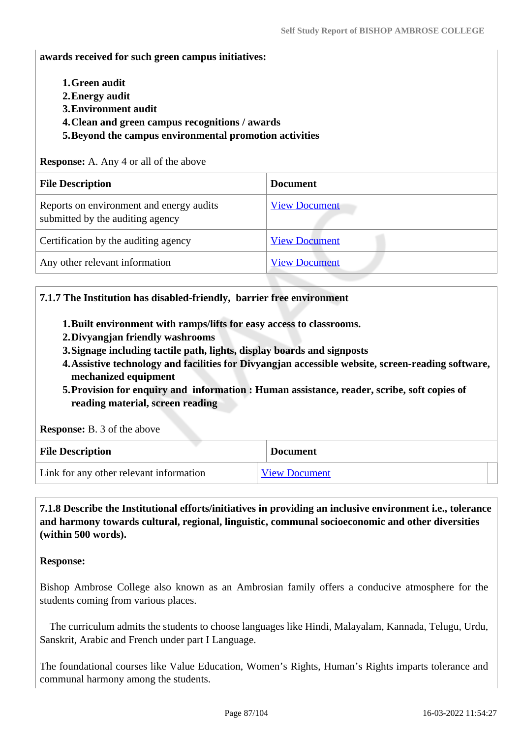**awards received for such green campus initiatives:**

1. **Green audit**
2. **Energy audit**
3. **Environment audit**
4. **Clean and green campus recognitions / awards**
5. **Beyond the campus environmental promotion activities**

**Response:** A. Any 4 or all of the above

| File Description | Document |
|---|---|
| Reports on environment and energy audits submitted by the auditing agency | View Document |
| Certification by the auditing agency | View Document |
| Any other relevant information | View Document |

**7.1.7 The Institution has disabled-friendly, barrier free environment**

1. **Built environment with ramps/lifts for easy access to classrooms.**
2. **Divyangjan friendly washrooms**
3. **Signage including tactile path, lights, display boards and signposts**
4. **Assistive technology and facilities for Divyangjan accessible website, screen-reading software, mechanized equipment**
5. **Provision for enquiry and information : Human assistance, reader, scribe, soft copies of reading material, screen reading**

**Response:** B. 3 of the above

| File Description | Document |
|---|---|
| Link for any other relevant information | View Document |

**7.1.8 Describe the Institutional efforts/initiatives in providing an inclusive environment i.e., tolerance and harmony towards cultural, regional, linguistic, communal socioeconomic and other diversities (within 500 words).**

**Response:**

Bishop Ambrose College also known as an Ambrosian family offers a conducive atmosphere for the students coming from various places.

The curriculum admits the students to choose languages like Hindi, Malayalam, Kannada, Telugu, Urdu, Sanskrit, Arabic and French under part I Language.

The foundational courses like Value Education, Women's Rights, Human's Rights imparts tolerance and communal harmony among the students.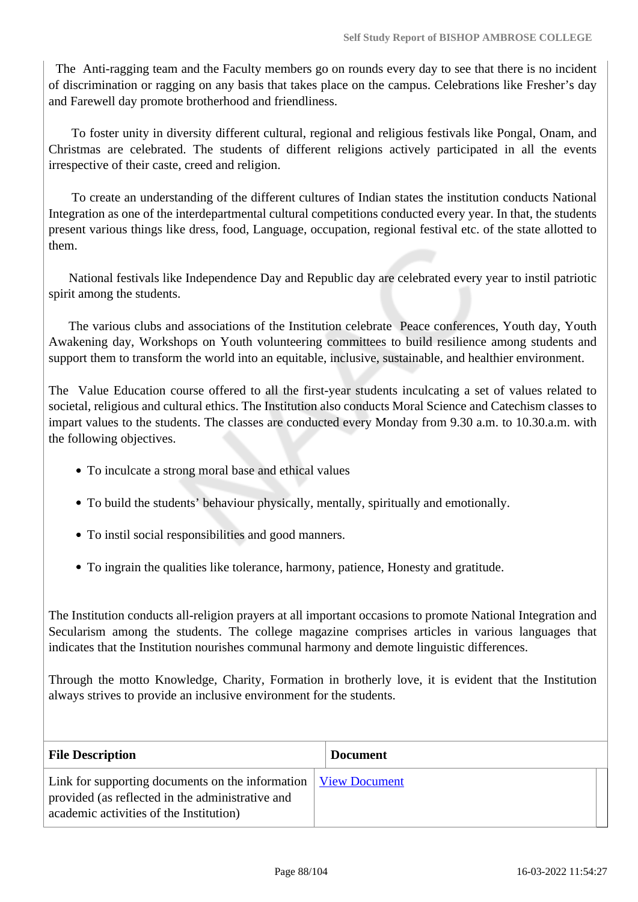The Anti-ragging team and the Faculty members go on rounds every day to see that there is no incident of discrimination or ragging on any basis that takes place on the campus. Celebrations like Fresher's day and Farewell day promote brotherhood and friendliness.

To foster unity in diversity different cultural, regional and religious festivals like Pongal, Onam, and Christmas are celebrated. The students of different religions actively participated in all the events irrespective of their caste, creed and religion.

To create an understanding of the different cultures of Indian states the institution conducts National Integration as one of the interdepartmental cultural competitions conducted every year. In that, the students present various things like dress, food, Language, occupation, regional festival etc. of the state allotted to them.

National festivals like Independence Day and Republic day are celebrated every year to instil patriotic spirit among the students.

The various clubs and associations of the Institution celebrate Peace conferences, Youth day, Youth Awakening day, Workshops on Youth volunteering committees to build resilience among students and support them to transform the world into an equitable, inclusive, sustainable, and healthier environment.

The Value Education course offered to all the first-year students inculcating a set of values related to societal, religious and cultural ethics. The Institution also conducts Moral Science and Catechism classes to impart values to the students. The classes are conducted every Monday from 9.30 a.m. to 10.30.a.m. with the following objectives.

- To inculcate a strong moral base and ethical values
- To build the students' behaviour physically, mentally, spiritually and emotionally.
- To instil social responsibilities and good manners.
- To ingrain the qualities like tolerance, harmony, patience, Honesty and gratitude.

The Institution conducts all-religion prayers at all important occasions to promote National Integration and Secularism among the students. The college magazine comprises articles in various languages that indicates that the Institution nourishes communal harmony and demote linguistic differences.

Through the motto Knowledge, Charity, Formation in brotherly love, it is evident that the Institution always strives to provide an inclusive environment for the students.

| File Description | Document |
|---|---|
| Link for supporting documents on the information provided (as reflected in the administrative and academic activities of the Institution) | View Document |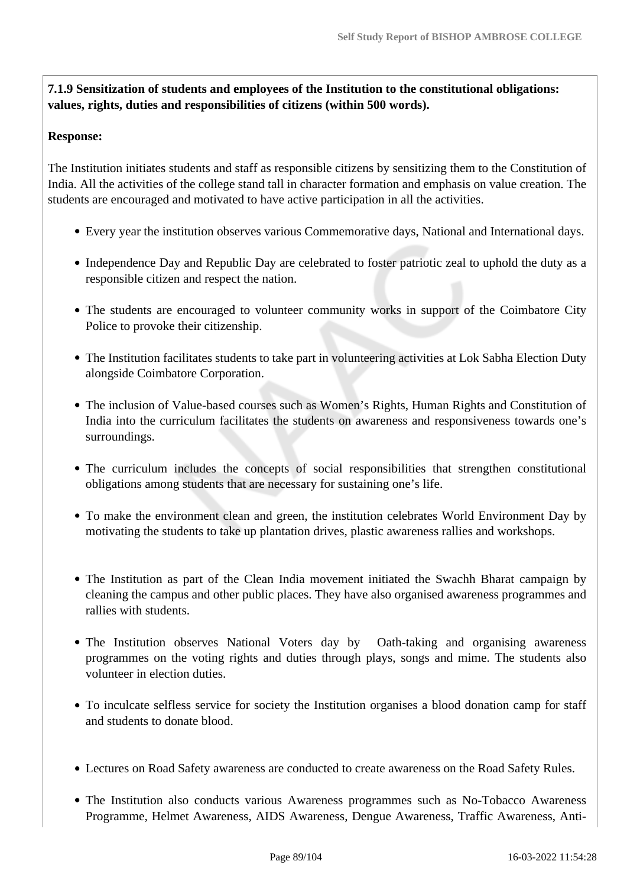**7.1.9 Sensitization of students and employees of the Institution to the constitutional obligations: values, rights, duties and responsibilities of citizens (within 500 words).**

**Response:**

The Institution initiates students and staff as responsible citizens by sensitizing them to the Constitution of India. All the activities of the college stand tall in character formation and emphasis on value creation. The students are encouraged and motivated to have active participation in all the activities.

- Every year the institution observes various Commemorative days, National and International days.
- Independence Day and Republic Day are celebrated to foster patriotic zeal to uphold the duty as a responsible citizen and respect the nation.
- The students are encouraged to volunteer community works in support of the Coimbatore City Police to provoke their citizenship.
- The Institution facilitates students to take part in volunteering activities at Lok Sabha Election Duty alongside Coimbatore Corporation.
- The inclusion of Value-based courses such as Women's Rights, Human Rights and Constitution of India into the curriculum facilitates the students on awareness and responsiveness towards one's surroundings.
- The curriculum includes the concepts of social responsibilities that strengthen constitutional obligations among students that are necessary for sustaining one's life.
- To make the environment clean and green, the institution celebrates World Environment Day by motivating the students to take up plantation drives, plastic awareness rallies and workshops.
- The Institution as part of the Clean India movement initiated the Swachh Bharat campaign by cleaning the campus and other public places. They have also organised awareness programmes and rallies with students.
- The Institution observes National Voters day by Oath-taking and organising awareness programmes on the voting rights and duties through plays, songs and mime. The students also volunteer in election duties.
- To inculcate selfless service for society the Institution organises a blood donation camp for staff and students to donate blood.
- Lectures on Road Safety awareness are conducted to create awareness on the Road Safety Rules.
- The Institution also conducts various Awareness programmes such as No-Tobacco Awareness Programme, Helmet Awareness, AIDS Awareness, Dengue Awareness, Traffic Awareness, Anti-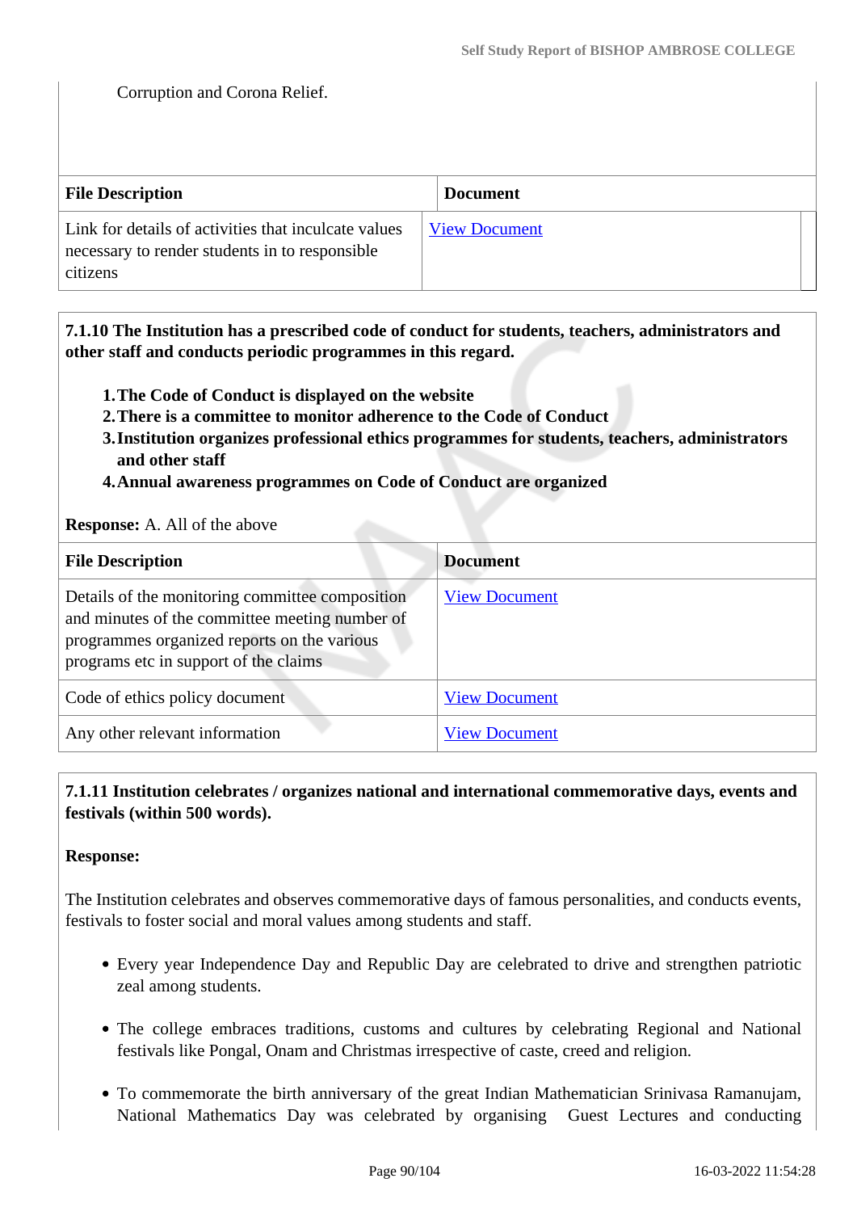Corruption and Corona Relief.

| File Description | Document |
|---|---|
| Link for details of activities that inculcate values necessary to render students in to responsible citizens | View Document |

**7.1.10 The Institution has a prescribed code of conduct for students, teachers, administrators and other staff and conducts periodic programmes in this regard.**

1. **The Code of Conduct is displayed on the website**
2. **There is a committee to monitor adherence to the Code of Conduct**
3. **Institution organizes professional ethics programmes for students, teachers, administrators and other staff**
4. **Annual awareness programmes on Code of Conduct are organized**

**Response:** A. All of the above

| File Description | Document |
|---|---|
| Details of the monitoring committee composition and minutes of the committee meeting number of programmes organized reports on the various programs etc in support of the claims | View Document |
| Code of ethics policy document | View Document |
| Any other relevant information | View Document |

**7.1.11 Institution celebrates / organizes national and international commemorative days, events and festivals (within 500 words).**

**Response:**

The Institution celebrates and observes commemorative days of famous personalities, and conducts events, festivals to foster social and moral values among students and staff.

- Every year Independence Day and Republic Day are celebrated to drive and strengthen patriotic zeal among students.
- The college embraces traditions, customs and cultures by celebrating Regional and National festivals like Pongal, Onam and Christmas irrespective of caste, creed and religion.
- To commemorate the birth anniversary of the great Indian Mathematician Srinivasa Ramanujam, National Mathematics Day was celebrated by organising Guest Lectures and conducting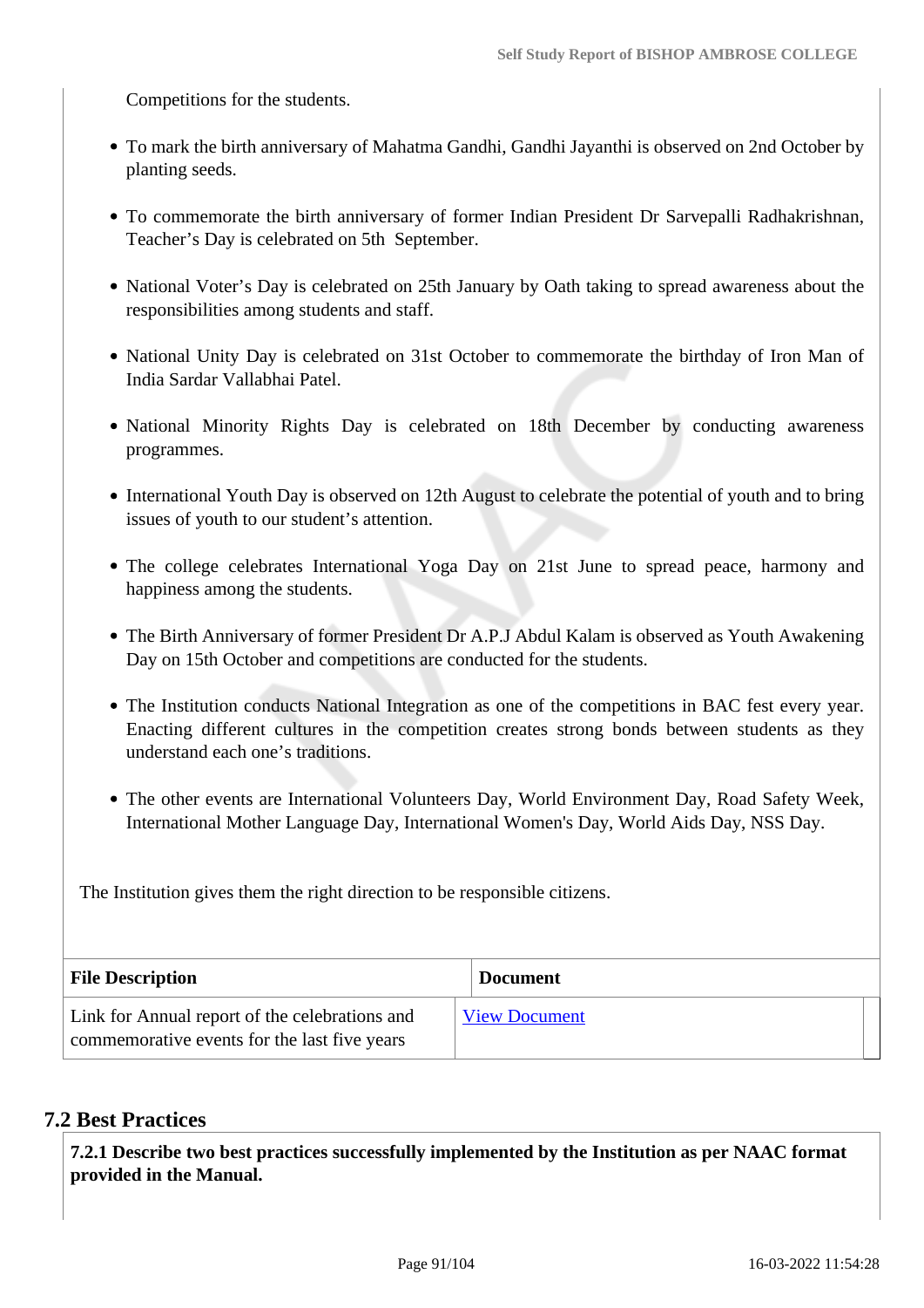Competitions for the students.

- To mark the birth anniversary of Mahatma Gandhi, Gandhi Jayanthi is observed on 2nd October by planting seeds.
- To commemorate the birth anniversary of former Indian President Dr Sarvepalli Radhakrishnan, Teacher's Day is celebrated on 5th September.
- National Voter's Day is celebrated on 25th January by Oath taking to spread awareness about the responsibilities among students and staff.
- National Unity Day is celebrated on 31st October to commemorate the birthday of Iron Man of India Sardar Vallabhai Patel.
- National Minority Rights Day is celebrated on 18th December by conducting awareness programmes.
- International Youth Day is observed on 12th August to celebrate the potential of youth and to bring issues of youth to our student's attention.
- The college celebrates International Yoga Day on 21st June to spread peace, harmony and happiness among the students.
- The Birth Anniversary of former President Dr A.P.J Abdul Kalam is observed as Youth Awakening Day on 15th October and competitions are conducted for the students.
- The Institution conducts National Integration as one of the competitions in BAC fest every year. Enacting different cultures in the competition creates strong bonds between students as they understand each one's traditions.
- The other events are International Volunteers Day, World Environment Day, Road Safety Week, International Mother Language Day, International Women's Day, World Aids Day, NSS Day.

The Institution gives them the right direction to be responsible citizens.

| File Description | Document |
|---|---|
| Link for Annual report of the celebrations and commemorative events for the last five years | View Document |

## 7.2 Best Practices

**7.2.1 Describe two best practices successfully implemented by the Institution as per NAAC format provided in the Manual.**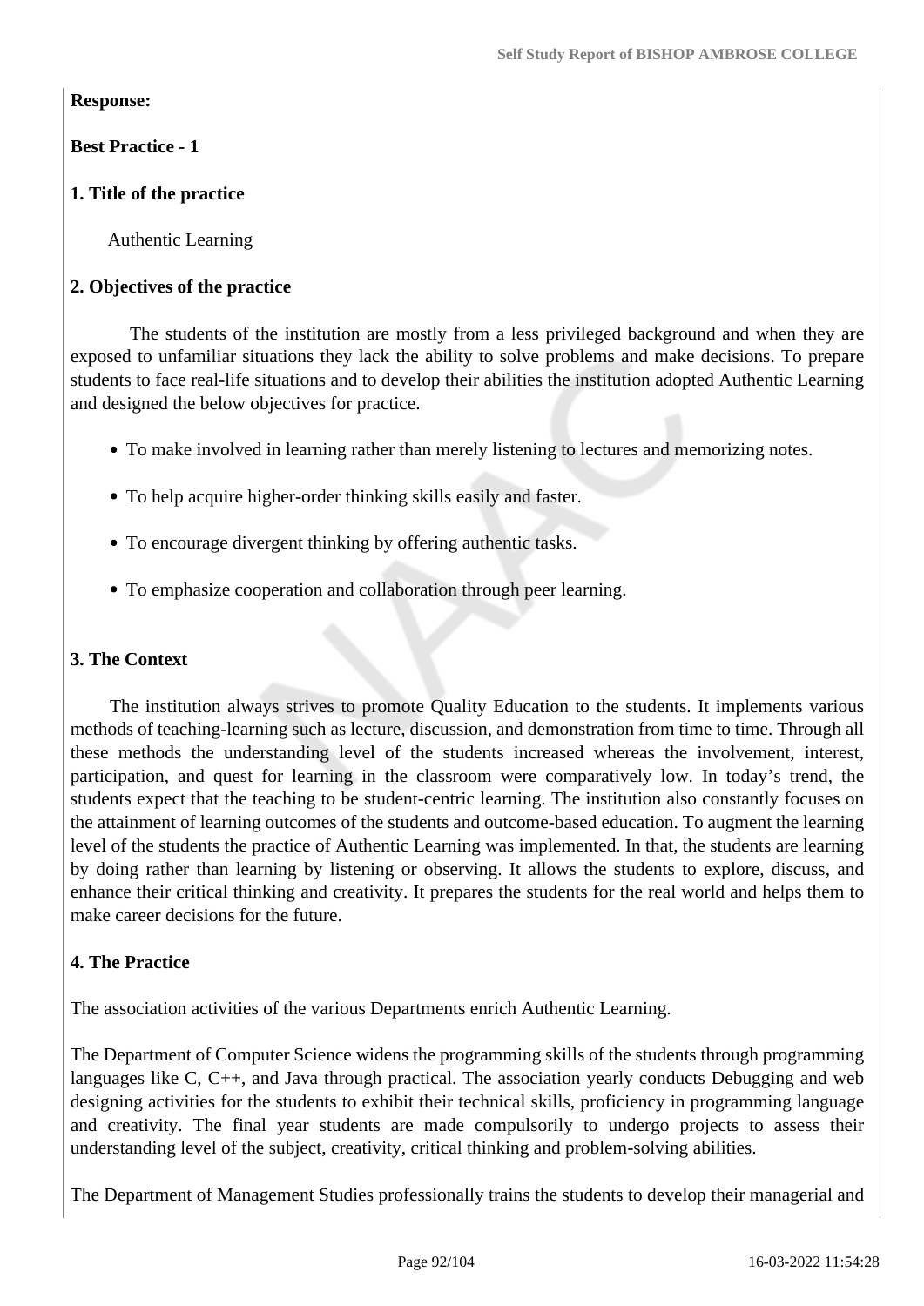**Response:**

**Best Practice - 1**

**1. Title of the practice**

Authentic Learning

**2. Objectives of the practice**

The students of the institution are mostly from a less privileged background and when they are exposed to unfamiliar situations they lack the ability to solve problems and make decisions. To prepare students to face real-life situations and to develop their abilities the institution adopted Authentic Learning and designed the below objectives for practice.

- To make involved in learning rather than merely listening to lectures and memorizing notes.
- To help acquire higher-order thinking skills easily and faster.
- To encourage divergent thinking by offering authentic tasks.
- To emphasize cooperation and collaboration through peer learning.

**3. The Context**

The institution always strives to promote Quality Education to the students. It implements various methods of teaching-learning such as lecture, discussion, and demonstration from time to time. Through all these methods the understanding level of the students increased whereas the involvement, interest, participation, and quest for learning in the classroom were comparatively low. In today's trend, the students expect that the teaching to be student-centric learning. The institution also constantly focuses on the attainment of learning outcomes of the students and outcome-based education. To augment the learning level of the students the practice of Authentic Learning was implemented. In that, the students are learning by doing rather than learning by listening or observing. It allows the students to explore, discuss, and enhance their critical thinking and creativity. It prepares the students for the real world and helps them to make career decisions for the future.

**4. The Practice**

The association activities of the various Departments enrich Authentic Learning.

The Department of Computer Science widens the programming skills of the students through programming languages like C, C++, and Java through practical. The association yearly conducts Debugging and web designing activities for the students to exhibit their technical skills, proficiency in programming language and creativity. The final year students are made compulsorily to undergo projects to assess their understanding level of the subject, creativity, critical thinking and problem-solving abilities.

The Department of Management Studies professionally trains the students to develop their managerial and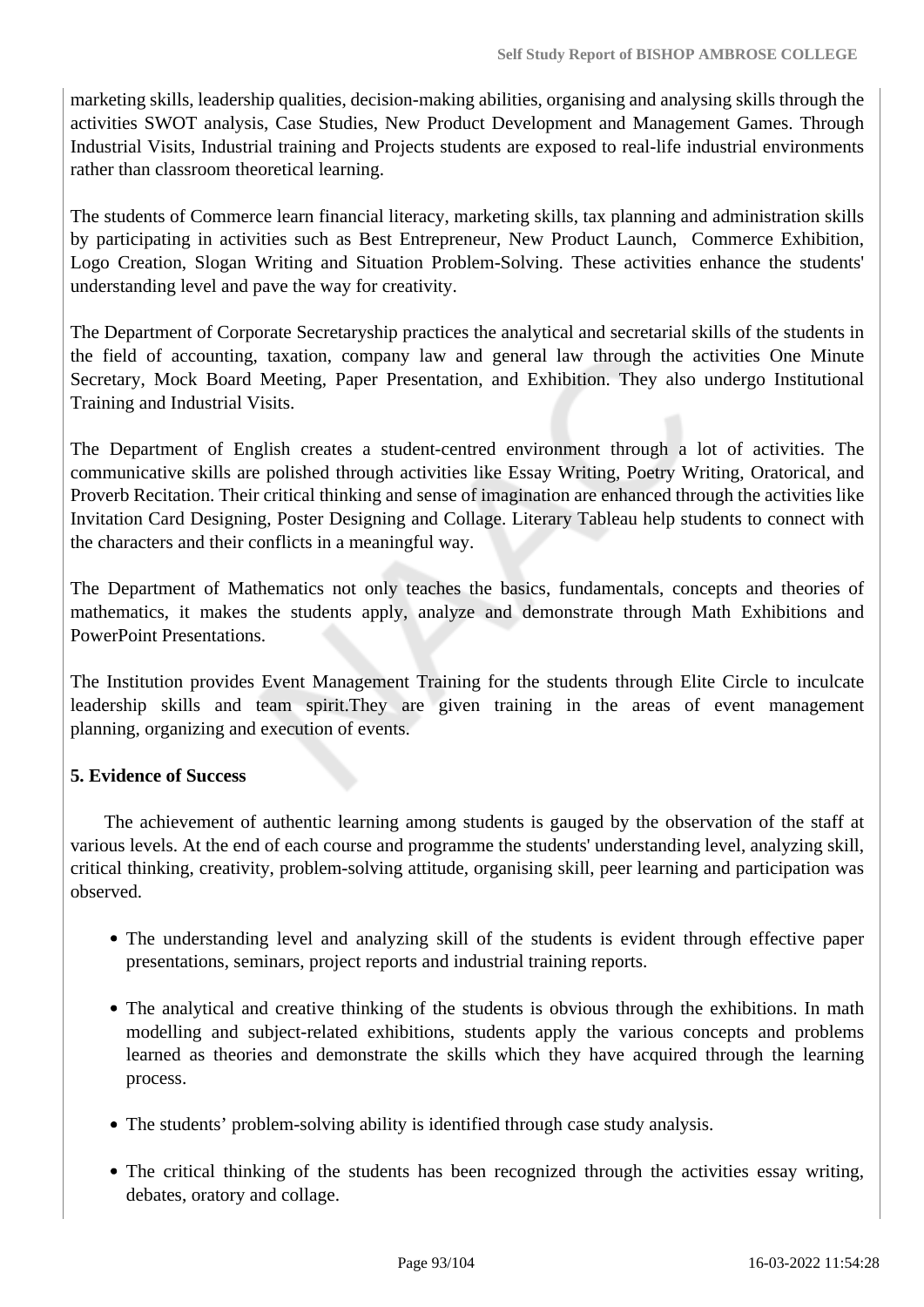marketing skills, leadership qualities, decision-making abilities, organising and analysing skills through the activities SWOT analysis, Case Studies, New Product Development and Management Games. Through Industrial Visits, Industrial training and Projects students are exposed to real-life industrial environments rather than classroom theoretical learning.

The students of Commerce learn financial literacy, marketing skills, tax planning and administration skills by participating in activities such as Best Entrepreneur, New Product Launch, Commerce Exhibition, Logo Creation, Slogan Writing and Situation Problem-Solving. These activities enhance the students' understanding level and pave the way for creativity.

The Department of Corporate Secretaryship practices the analytical and secretarial skills of the students in the field of accounting, taxation, company law and general law through the activities One Minute Secretary, Mock Board Meeting, Paper Presentation, and Exhibition. They also undergo Institutional Training and Industrial Visits.

The Department of English creates a student-centred environment through a lot of activities. The communicative skills are polished through activities like Essay Writing, Poetry Writing, Oratorical, and Proverb Recitation. Their critical thinking and sense of imagination are enhanced through the activities like Invitation Card Designing, Poster Designing and Collage. Literary Tableau help students to connect with the characters and their conflicts in a meaningful way.

The Department of Mathematics not only teaches the basics, fundamentals, concepts and theories of mathematics, it makes the students apply, analyze and demonstrate through Math Exhibitions and PowerPoint Presentations.

The Institution provides Event Management Training for the students through Elite Circle to inculcate leadership skills and team spirit.They are given training in the areas of event management planning, organizing and execution of events.

**5. Evidence of Success**

The achievement of authentic learning among students is gauged by the observation of the staff at various levels. At the end of each course and programme the students' understanding level, analyzing skill, critical thinking, creativity, problem-solving attitude, organising skill, peer learning and participation was observed.

- The understanding level and analyzing skill of the students is evident through effective paper presentations, seminars, project reports and industrial training reports.
- The analytical and creative thinking of the students is obvious through the exhibitions. In math modelling and subject-related exhibitions, students apply the various concepts and problems learned as theories and demonstrate the skills which they have acquired through the learning process.
- The students' problem-solving ability is identified through case study analysis.
- The critical thinking of the students has been recognized through the activities essay writing, debates, oratory and collage.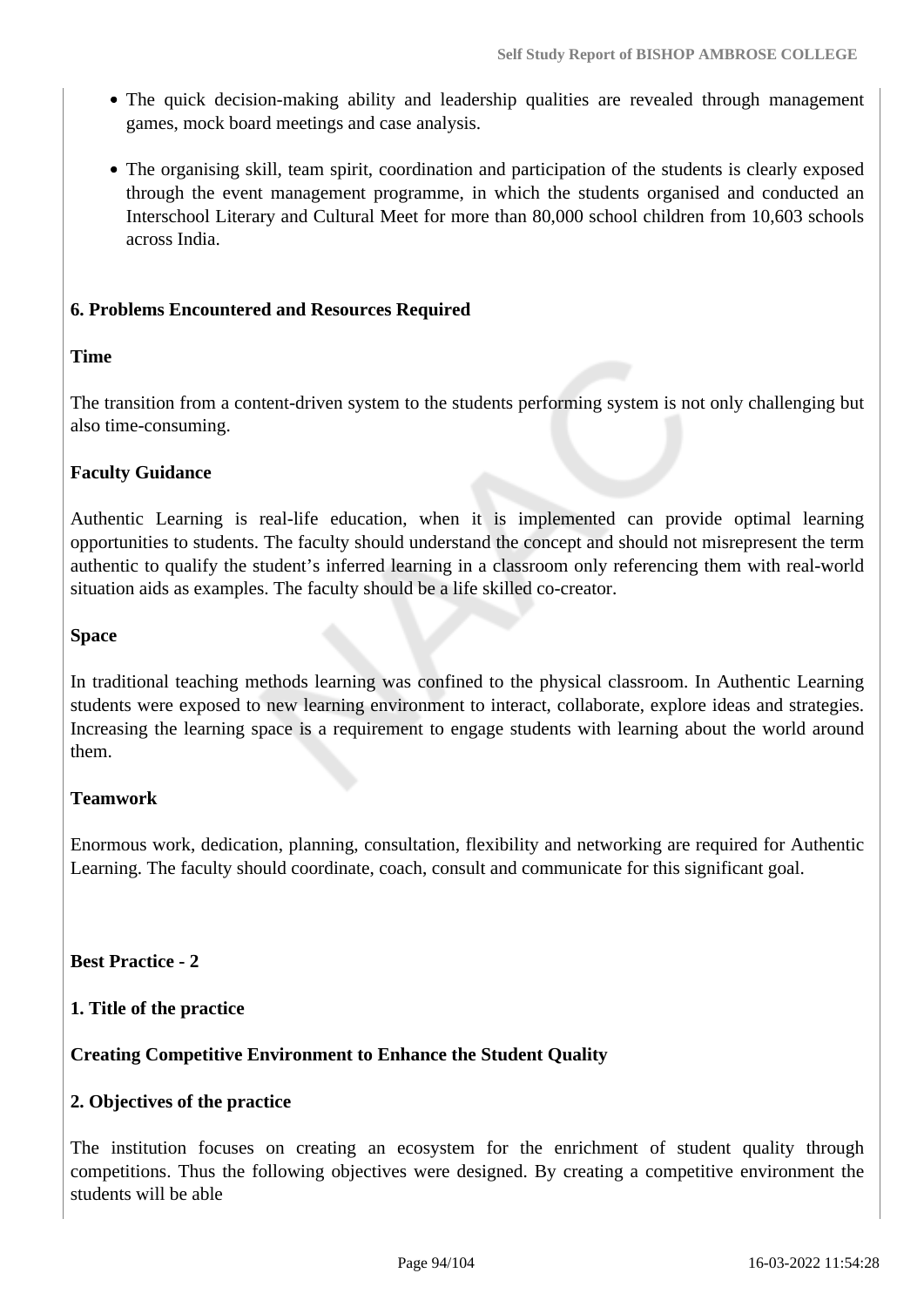- The quick decision-making ability and leadership qualities are revealed through management games, mock board meetings and case analysis.
- The organising skill, team spirit, coordination and participation of the students is clearly exposed through the event management programme, in which the students organised and conducted an Interschool Literary and Cultural Meet for more than 80,000 school children from 10,603 schools across India.

**6. Problems Encountered and Resources Required**

**Time**

The transition from a content-driven system to the students performing system is not only challenging but also time-consuming.

**Faculty Guidance**

Authentic Learning is real-life education, when it is implemented can provide optimal learning opportunities to students. The faculty should understand the concept and should not misrepresent the term authentic to qualify the student's inferred learning in a classroom only referencing them with real-world situation aids as examples. The faculty should be a life skilled co-creator.

**Space**

In traditional teaching methods learning was confined to the physical classroom. In Authentic Learning students were exposed to new learning environment to interact, collaborate, explore ideas and strategies. Increasing the learning space is a requirement to engage students with learning about the world around them.

**Teamwork**

Enormous work, dedication, planning, consultation, flexibility and networking are required for Authentic Learning. The faculty should coordinate, coach, consult and communicate for this significant goal.

**Best Practice - 2**

**1. Title of the practice**

**Creating Competitive Environment to Enhance the Student Quality**

**2. Objectives of the practice**

The institution focuses on creating an ecosystem for the enrichment of student quality through competitions. Thus the following objectives were designed. By creating a competitive environment the students will be able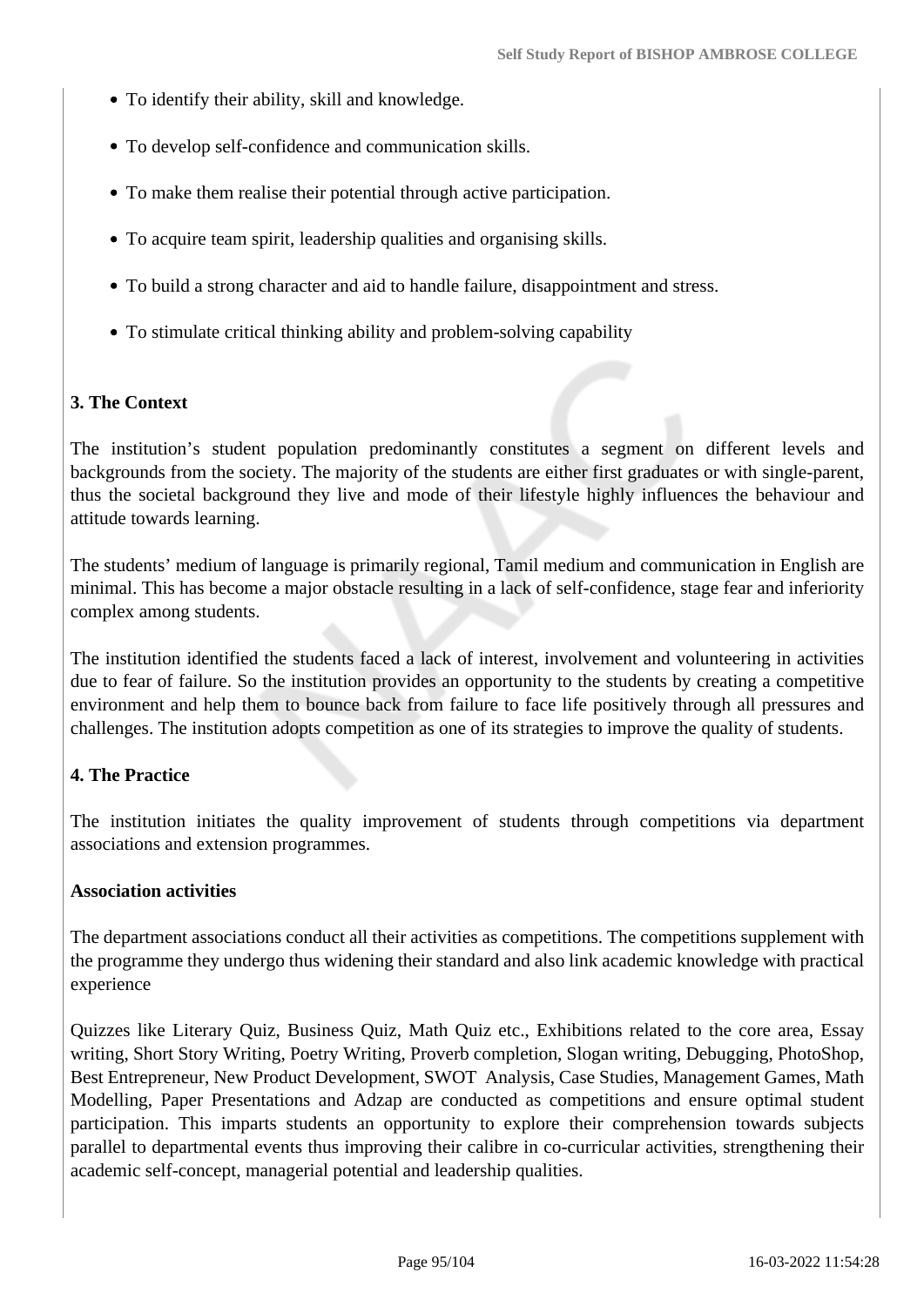- To identify their ability, skill and knowledge.
- To develop self-confidence and communication skills.
- To make them realise their potential through active participation.
- To acquire team spirit, leadership qualities and organising skills.
- To build a strong character and aid to handle failure, disappointment and stress.
- To stimulate critical thinking ability and problem-solving capability

**3. The Context**

The institution's student population predominantly constitutes a segment on different levels and backgrounds from the society. The majority of the students are either first graduates or with single-parent, thus the societal background they live and mode of their lifestyle highly influences the behaviour and attitude towards learning.

The students' medium of language is primarily regional, Tamil medium and communication in English are minimal. This has become a major obstacle resulting in a lack of self-confidence, stage fear and inferiority complex among students.

The institution identified the students faced a lack of interest, involvement and volunteering in activities due to fear of failure. So the institution provides an opportunity to the students by creating a competitive environment and help them to bounce back from failure to face life positively through all pressures and challenges. The institution adopts competition as one of its strategies to improve the quality of students.

**4. The Practice**

The institution initiates the quality improvement of students through competitions via department associations and extension programmes.

**Association activities**

The department associations conduct all their activities as competitions. The competitions supplement with the programme they undergo thus widening their standard and also link academic knowledge with practical experience

Quizzes like Literary Quiz, Business Quiz, Math Quiz etc., Exhibitions related to the core area, Essay writing, Short Story Writing, Poetry Writing, Proverb completion, Slogan writing, Debugging, PhotoShop, Best Entrepreneur, New Product Development, SWOT Analysis, Case Studies, Management Games, Math Modelling, Paper Presentations and Adzap are conducted as competitions and ensure optimal student participation. This imparts students an opportunity to explore their comprehension towards subjects parallel to departmental events thus improving their calibre in co-curricular activities, strengthening their academic self-concept, managerial potential and leadership qualities.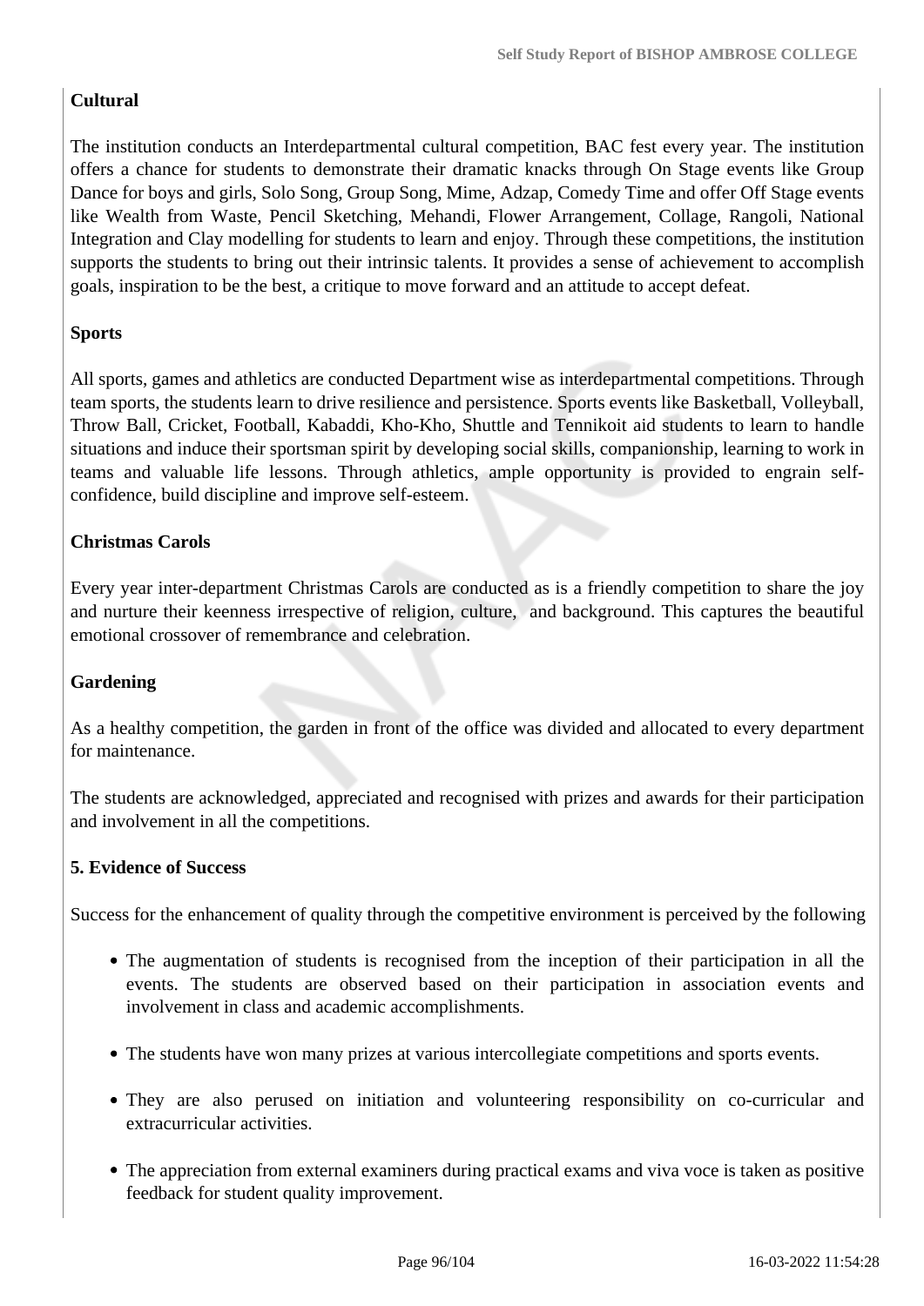**Cultural**

The institution conducts an Interdepartmental cultural competition, BAC fest every year. The institution offers a chance for students to demonstrate their dramatic knacks through On Stage events like Group Dance for boys and girls, Solo Song, Group Song, Mime, Adzap, Comedy Time and offer Off Stage events like Wealth from Waste, Pencil Sketching, Mehandi, Flower Arrangement, Collage, Rangoli, National Integration and Clay modelling for students to learn and enjoy. Through these competitions, the institution supports the students to bring out their intrinsic talents. It provides a sense of achievement to accomplish goals, inspiration to be the best, a critique to move forward and an attitude to accept defeat.

**Sports**

All sports, games and athletics are conducted Department wise as interdepartmental competitions. Through team sports, the students learn to drive resilience and persistence. Sports events like Basketball, Volleyball, Throw Ball, Cricket, Football, Kabaddi, Kho-Kho, Shuttle and Tennikoit aid students to learn to handle situations and induce their sportsman spirit by developing social skills, companionship, learning to work in teams and valuable life lessons. Through athletics, ample opportunity is provided to engrain self-confidence, build discipline and improve self-esteem.

**Christmas Carols**

Every year inter-department Christmas Carols are conducted as is a friendly competition to share the joy and nurture their keenness irrespective of religion, culture, and background. This captures the beautiful emotional crossover of remembrance and celebration.

**Gardening**

As a healthy competition, the garden in front of the office was divided and allocated to every department for maintenance.

The students are acknowledged, appreciated and recognised with prizes and awards for their participation and involvement in all the competitions.

**5. Evidence of Success**

Success for the enhancement of quality through the competitive environment is perceived by the following

- The augmentation of students is recognised from the inception of their participation in all the events. The students are observed based on their participation in association events and involvement in class and academic accomplishments.
- The students have won many prizes at various intercollegiate competitions and sports events.
- They are also perused on initiation and volunteering responsibility on co-curricular and extracurricular activities.
- The appreciation from external examiners during practical exams and viva voce is taken as positive feedback for student quality improvement.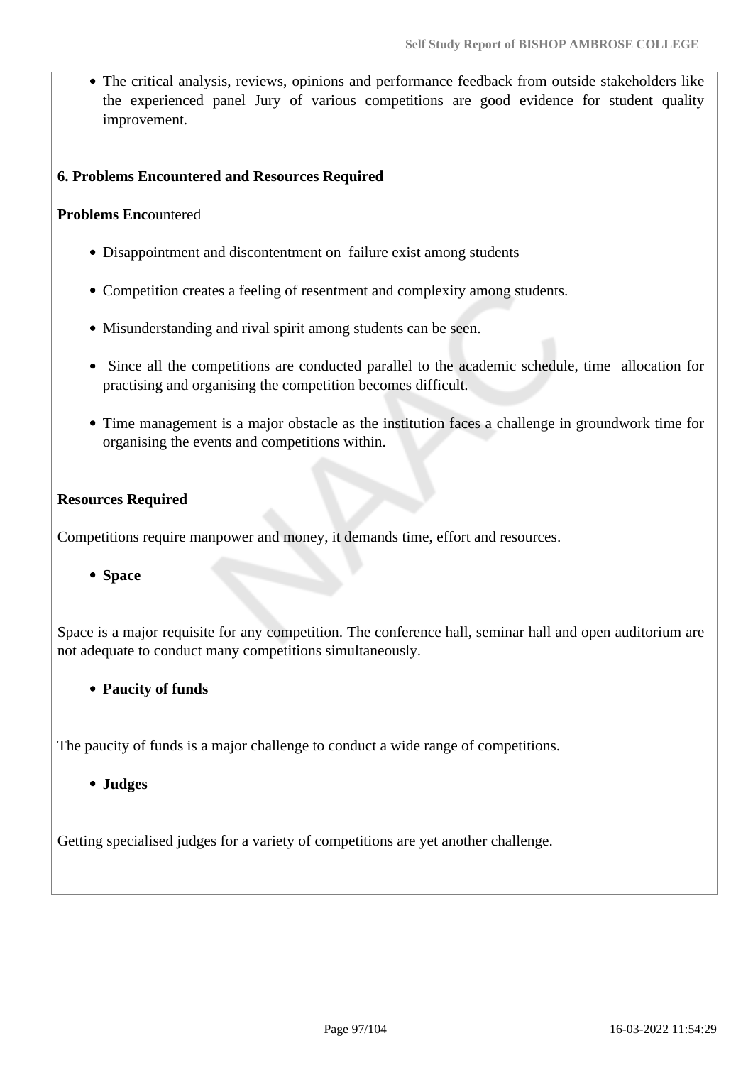- The critical analysis, reviews, opinions and performance feedback from outside stakeholders like the experienced panel Jury of various competitions are good evidence for student quality improvement.

**6. Problems Encountered and Resources Required**

**Problems Enc**ountered

- Disappointment and discontentment on failure exist among students
- Competition creates a feeling of resentment and complexity among students.
- Misunderstanding and rival spirit among students can be seen.
- Since all the competitions are conducted parallel to the academic schedule, time allocation for practising and organising the competition becomes difficult.
- Time management is a major obstacle as the institution faces a challenge in groundwork time for organising the events and competitions within.

**Resources Required**

Competitions require manpower and money, it demands time, effort and resources.

- **Space**

Space is a major requisite for any competition. The conference hall, seminar hall and open auditorium are not adequate to conduct many competitions simultaneously.

- **Paucity of funds**

The paucity of funds is a major challenge to conduct a wide range of competitions.

- **Judges**

Getting specialised judges for a variety of competitions are yet another challenge.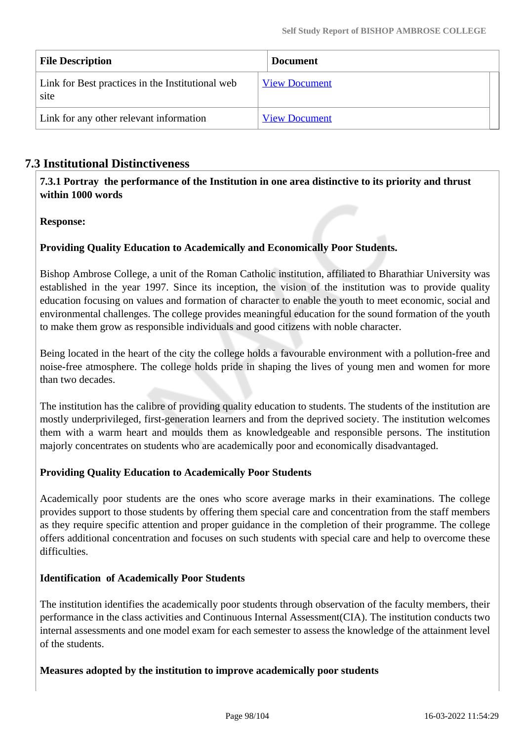| File Description | Document |
| --- | --- |
| Link for Best practices in the Institutional web site | View Document |
| Link for any other relevant information | View Document |

## 7.3 Institutional Distinctiveness

**7.3.1 Portray the performance of the Institution in one area distinctive to its priority and thrust within 1000 words**

**Response:**

**Providing Quality Education to Academically and Economically Poor Students.**

Bishop Ambrose College, a unit of the Roman Catholic institution, affiliated to Bharathiar University was established in the year 1997. Since its inception, the vision of the institution was to provide quality education focusing on values and formation of character to enable the youth to meet economic, social and environmental challenges. The college provides meaningful education for the sound formation of the youth to make them grow as responsible individuals and good citizens with noble character.

Being located in the heart of the city the college holds a favourable environment with a pollution-free and noise-free atmosphere. The college holds pride in shaping the lives of young men and women for more than two decades.

The institution has the calibre of providing quality education to students. The students of the institution are mostly underprivileged, first-generation learners and from the deprived society. The institution welcomes them with a warm heart and moulds them as knowledgeable and responsible persons. The institution majorly concentrates on students who are academically poor and economically disadvantaged.

**Providing Quality Education to Academically Poor Students**

Academically poor students are the ones who score average marks in their examinations. The college provides support to those students by offering them special care and concentration from the staff members as they require specific attention and proper guidance in the completion of their programme. The college offers additional concentration and focuses on such students with special care and help to overcome these difficulties.

**Identification of Academically Poor Students**

The institution identifies the academically poor students through observation of the faculty members, their performance in the class activities and Continuous Internal Assessment(CIA). The institution conducts two internal assessments and one model exam for each semester to assess the knowledge of the attainment level of the students.

**Measures adopted by the institution to improve academically poor students**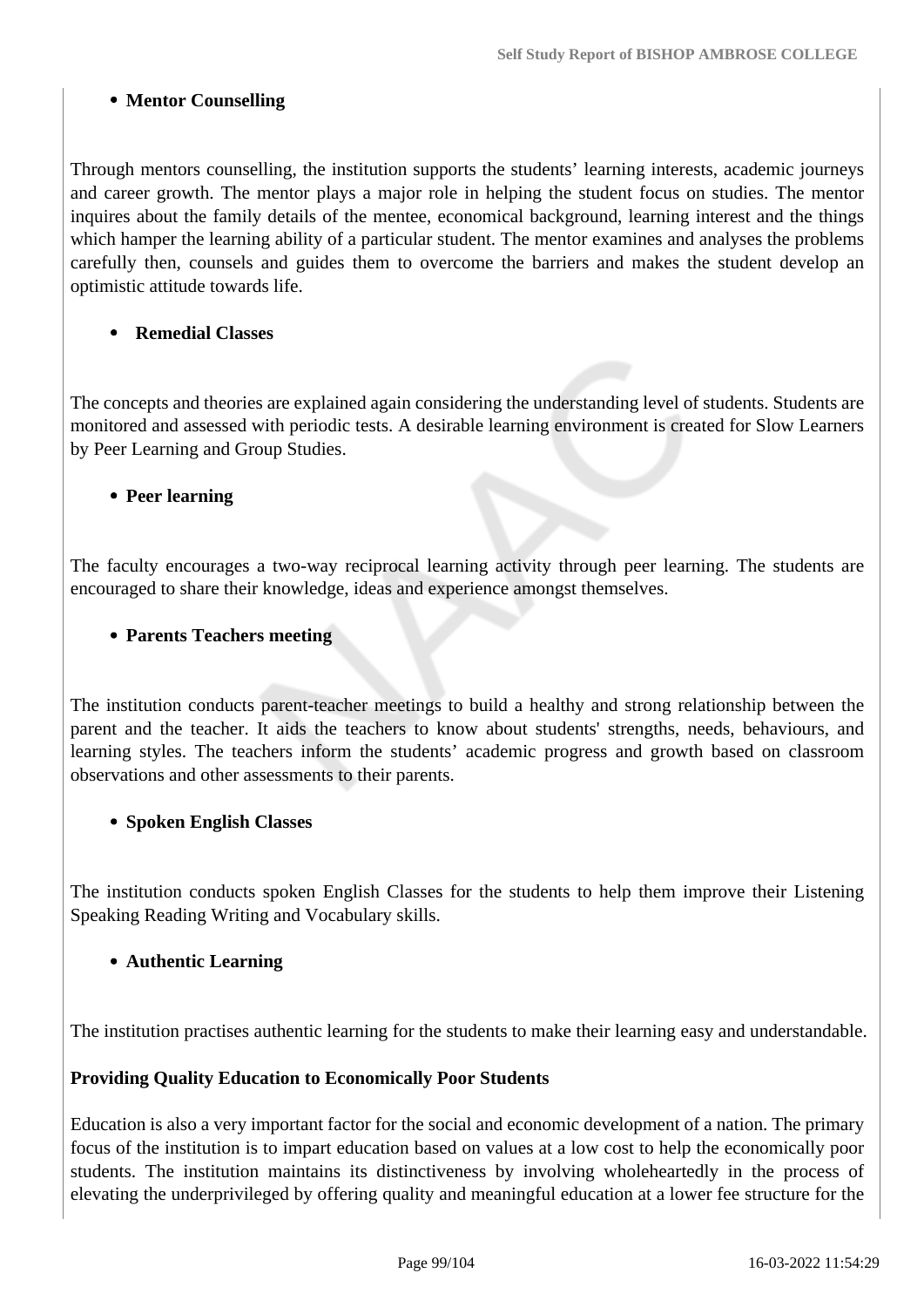- **Mentor Counselling**

Through mentors counselling, the institution supports the students' learning interests, academic journeys and career growth. The mentor plays a major role in helping the student focus on studies. The mentor inquires about the family details of the mentee, economical background, learning interest and the things which hamper the learning ability of a particular student. The mentor examines and analyses the problems carefully then, counsels and guides them to overcome the barriers and makes the student develop an optimistic attitude towards life.

- **Remedial Classes**

The concepts and theories are explained again considering the understanding level of students. Students are monitored and assessed with periodic tests. A desirable learning environment is created for Slow Learners by Peer Learning and Group Studies.

- **Peer learning**

The faculty encourages a two-way reciprocal learning activity through peer learning. The students are encouraged to share their knowledge, ideas and experience amongst themselves.

- **Parents Teachers meeting**

The institution conducts parent-teacher meetings to build a healthy and strong relationship between the parent and the teacher. It aids the teachers to know about students' strengths, needs, behaviours, and learning styles. The teachers inform the students' academic progress and growth based on classroom observations and other assessments to their parents.

- **Spoken English Classes**

The institution conducts spoken English Classes for the students to help them improve their Listening Speaking Reading Writing and Vocabulary skills.

- **Authentic Learning**

The institution practises authentic learning for the students to make their learning easy and understandable.

**Providing Quality Education to Economically Poor Students**

Education is also a very important factor for the social and economic development of a nation. The primary focus of the institution is to impart education based on values at a low cost to help the economically poor students. The institution maintains its distinctiveness by involving wholeheartedly in the process of elevating the underprivileged by offering quality and meaningful education at a lower fee structure for the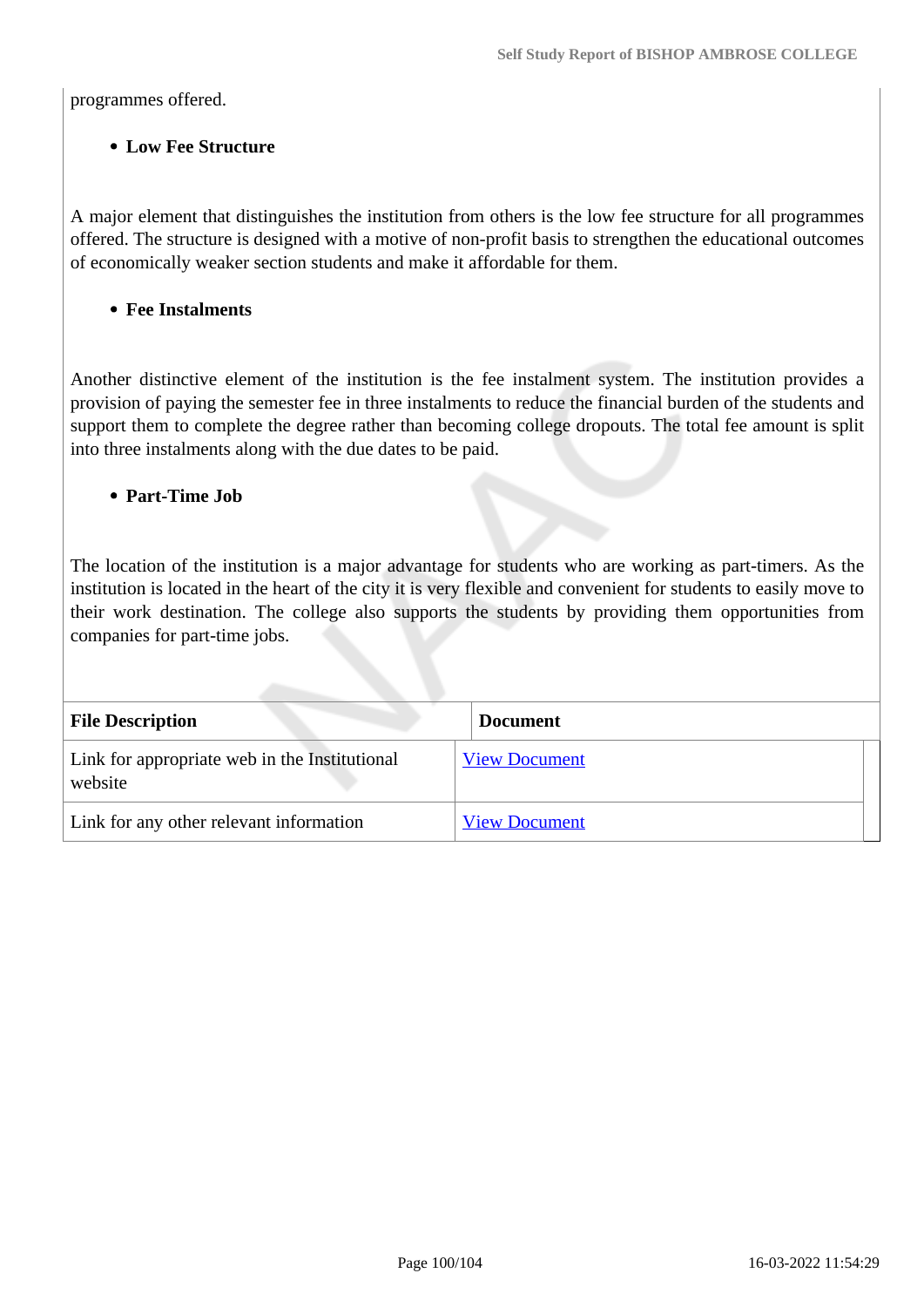programmes offered.

- **Low Fee Structure**

A major element that distinguishes the institution from others is the low fee structure for all programmes offered. The structure is designed with a motive of non-profit basis to strengthen the educational outcomes of economically weaker section students and make it affordable for them.

- **Fee Instalments**

Another distinctive element of the institution is the fee instalment system. The institution provides a provision of paying the semester fee in three instalments to reduce the financial burden of the students and support them to complete the degree rather than becoming college dropouts. The total fee amount is split into three instalments along with the due dates to be paid.

- **Part-Time Job**

The location of the institution is a major advantage for students who are working as part-timers. As the institution is located in the heart of the city it is very flexible and convenient for students to easily move to their work destination. The college also supports the students by providing them opportunities from companies for part-time jobs.

| File Description | Document |
|---|---|
| Link for appropriate web in the Institutional website | View Document |
| Link for any other relevant information | View Document |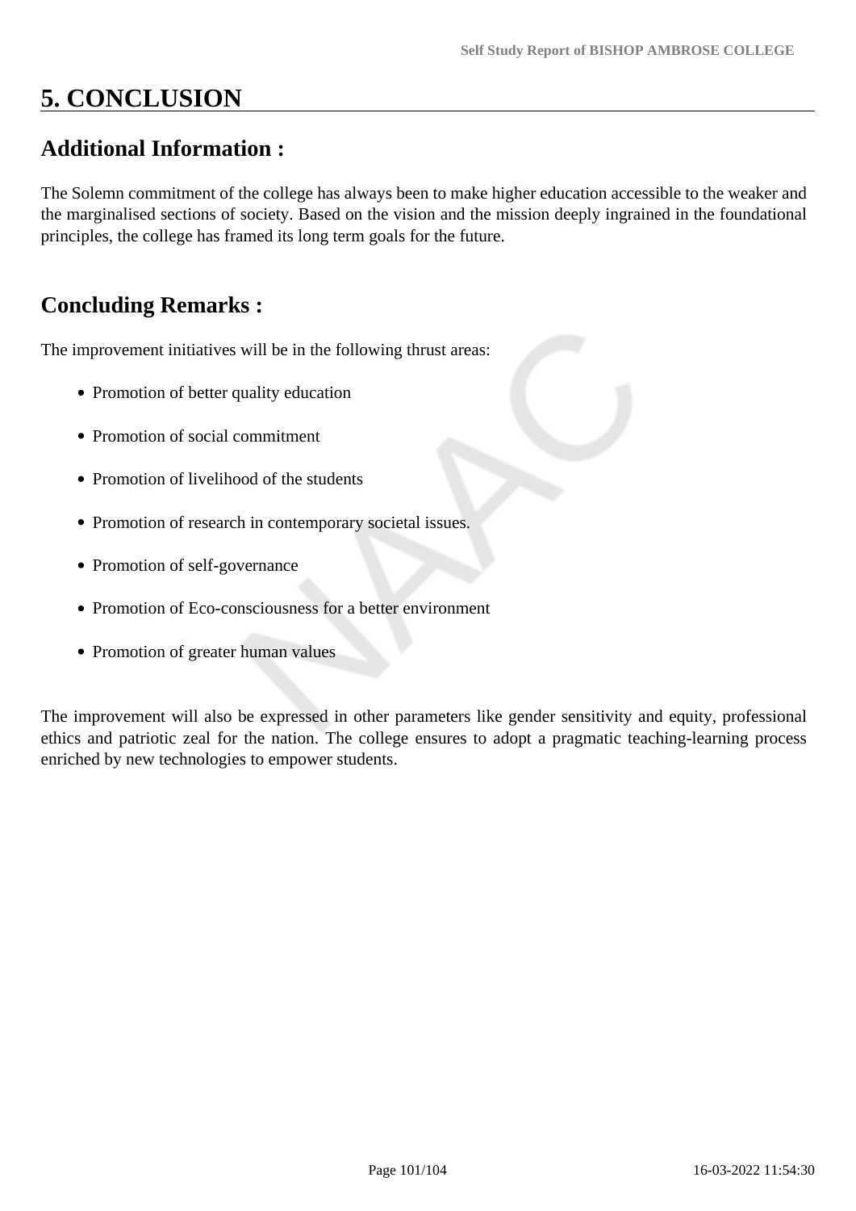# 5. CONCLUSION

## Additional Information :

The Solemn commitment of the college has always been to make higher education accessible to the weaker and the marginalised sections of society. Based on the vision and the mission deeply ingrained in the foundational principles, the college has framed its long term goals for the future.

## Concluding Remarks :

The improvement initiatives will be in the following thrust areas:

- Promotion of better quality education
- Promotion of social commitment
- Promotion of livelihood of the students
- Promotion of research in contemporary societal issues.
- Promotion of self-governance
- Promotion of Eco-consciousness for a better environment
- Promotion of greater human values

The improvement will also be expressed in other parameters like gender sensitivity and equity, professional ethics and patriotic zeal for the nation. The college ensures to adopt a pragmatic teaching-learning process enriched by new technologies to empower students.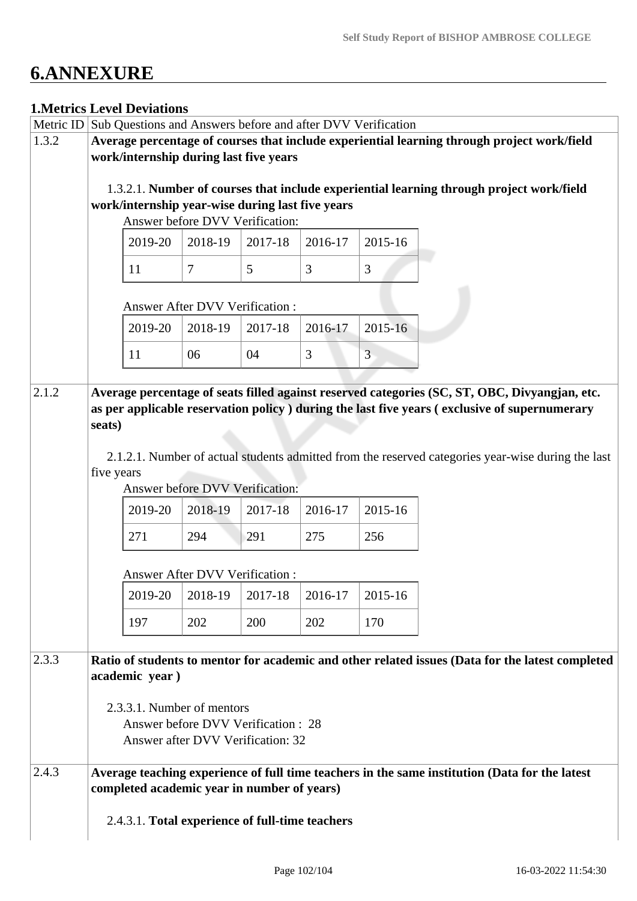# 6.ANNEXURE

## 1.Metrics Level Deviations

| Metric ID | Sub Questions and Answers before and after DVV Verification |
|---|---|
| 1.3.2 | **Average percentage of courses that include experiential learning through project work/field work/internship during last five years**<br><br>1.3.2.1. **Number of courses that include experiential learning through project work/field work/internship year-wise during last five years**<br>Answer before DVV Verification:<br>2019-20: 11, 2018-19: 7, 2017-18: 5, 2016-17: 3, 2015-16: 3<br><br>Answer After DVV Verification :<br>2019-20: 11, 2018-19: 06, 2017-18: 04, 2016-17: 3, 2015-16: 3 |
| 2.1.2 | **Average percentage of seats filled against reserved categories (SC, ST, OBC, Divyangjan, etc. as per applicable reservation policy ) during the last five years ( exclusive of supernumerary seats)**<br><br>2.1.2.1. Number of actual students admitted from the reserved categories year-wise during the last five years<br>Answer before DVV Verification:<br>2019-20: 271, 2018-19: 294, 2017-18: 291, 2016-17: 275, 2015-16: 256<br><br>Answer After DVV Verification :<br>2019-20: 197, 2018-19: 202, 2017-18: 200, 2016-17: 202, 2015-16: 170 |
| 2.3.3 | **Ratio of students to mentor for academic and other related issues (Data for the latest completed academic year )**<br><br>2.3.3.1. Number of mentors<br>Answer before DVV Verification : 28<br>Answer after DVV Verification: 32 |
| 2.4.3 | **Average teaching experience of full time teachers in the same institution (Data for the latest completed academic year in number of years)**<br><br>2.4.3.1. **Total experience of full-time teachers** |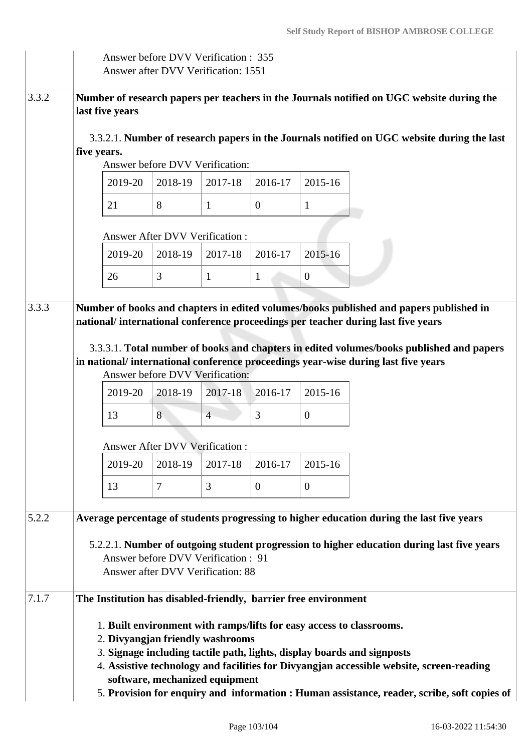Answer before DVV Verification : 355
Answer after DVV Verification: 1551

**3.3.2** **Number of research papers per teachers in the Journals notified on UGC website during the last five years**

3.3.2.1. **Number of research papers in the Journals notified on UGC website during the last five years.**

Answer before DVV Verification:

| 2019-20 | 2018-19 | 2017-18 | 2016-17 | 2015-16 |
|---|---|---|---|---|
| 21 | 8 | 1 | 0 | 1 |

Answer After DVV Verification :

| 2019-20 | 2018-19 | 2017-18 | 2016-17 | 2015-16 |
|---|---|---|---|---|
| 26 | 3 | 1 | 1 | 0 |

**3.3.3** **Number of books and chapters in edited volumes/books published and papers published in national/ international conference proceedings per teacher during last five years**

3.3.3.1. **Total number of books and chapters in edited volumes/books published and papers in national/ international conference proceedings year-wise during last five years**

Answer before DVV Verification:

| 2019-20 | 2018-19 | 2017-18 | 2016-17 | 2015-16 |
|---|---|---|---|---|
| 13 | 8 | 4 | 3 | 0 |

Answer After DVV Verification :

| 2019-20 | 2018-19 | 2017-18 | 2016-17 | 2015-16 |
|---|---|---|---|---|
| 13 | 7 | 3 | 0 | 0 |

**5.2.2** **Average percentage of students progressing to higher education during the last five years**

5.2.2.1. **Number of outgoing student progression to higher education during last five years**

Answer before DVV Verification : 91
Answer after DVV Verification: 88

**7.1.7** **The Institution has disabled-friendly, barrier free environment**

1. **Built environment with ramps/lifts for easy access to classrooms.**
2. **Divyangjan friendly washrooms**
3. **Signage including tactile path, lights, display boards and signposts**
4. **Assistive technology and facilities for Divyangjan accessible website, screen-reading software, mechanized equipment**
5. **Provision for enquiry and information : Human assistance, reader, scribe, soft copies of**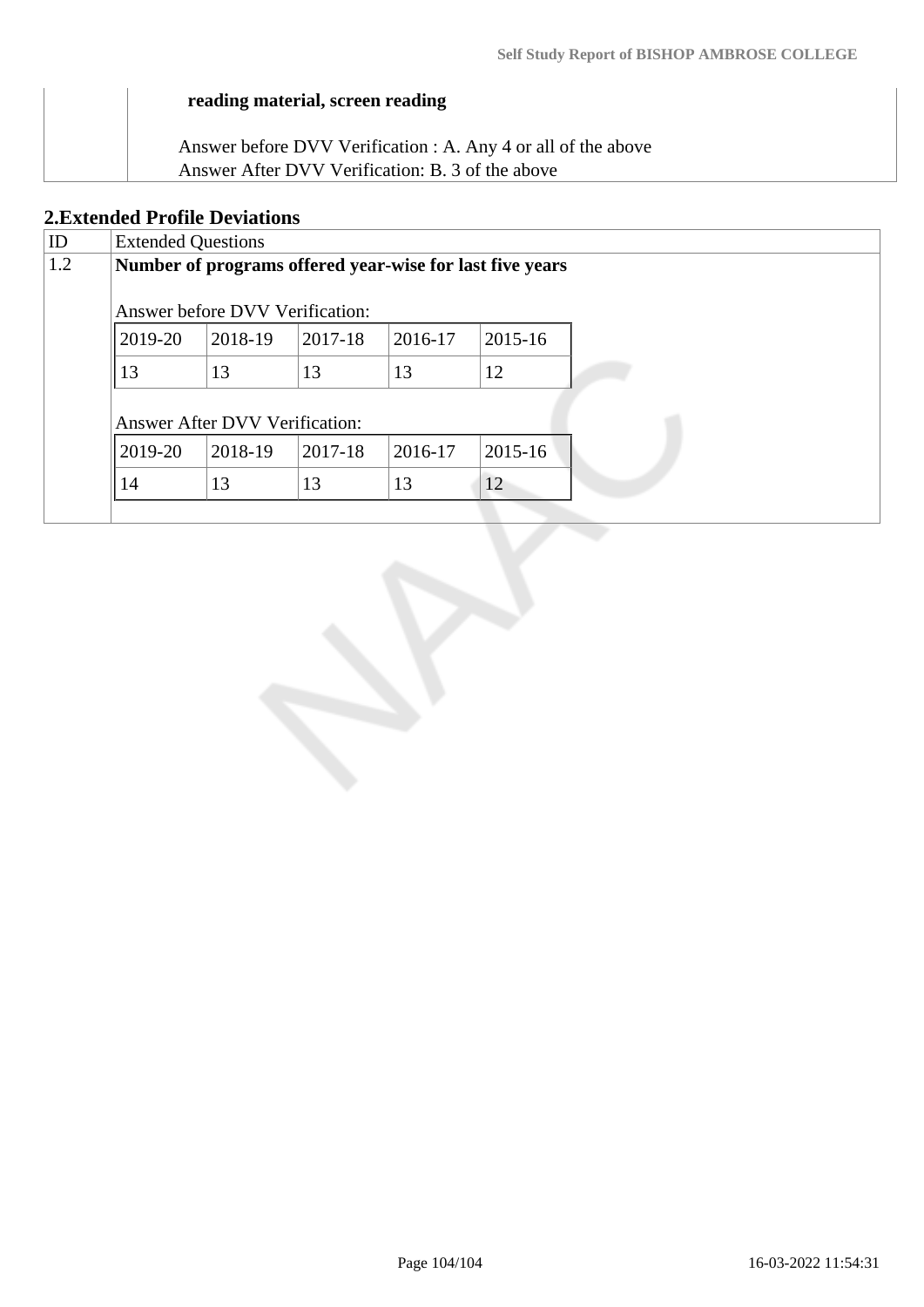| | |
|---|---|
| | **reading material, screen reading**<br><br>Answer before DVV Verification : A. Any 4 or all of the above<br>Answer After DVV Verification: B. 3 of the above |

## 2.Extended Profile Deviations

| ID | Extended Questions |
|---|---|
| 1.2 | **Number of programs offered year-wise for last five years** |

Answer before DVV Verification:

| 2019-20 | 2018-19 | 2017-18 | 2016-17 | 2015-16 |
|---|---|---|---|---|
| 13 | 13 | 13 | 13 | 12 |

Answer After DVV Verification:

| 2019-20 | 2018-19 | 2017-18 | 2016-17 | 2015-16 |
|---|---|---|---|---|
| 14 | 13 | 13 | 13 | 12 |